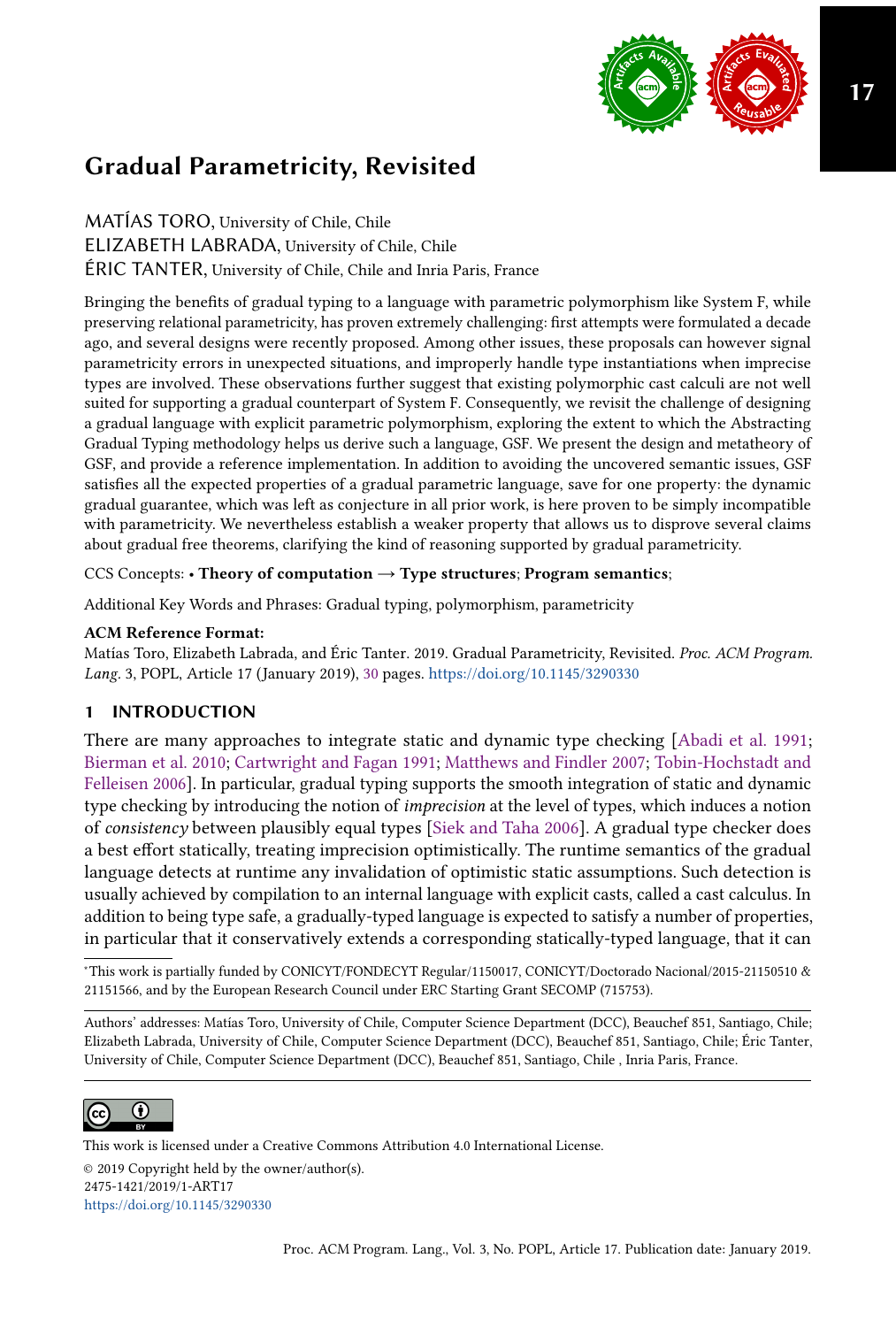# Gradual Parametricity, Revisited

MATÍAS TORO, University of Chile, Chile
ELIZABETH LABRADA, University of Chile, Chile
ÉRIC TANTER, University of Chile, Chile and Inria Paris, France

Bringing the benefits of gradual typing to a language with parametric polymorphism like System F, while preserving relational parametricity, has proven extremely challenging: first attempts were formulated a decade ago, and several designs were recently proposed. Among other issues, these proposals can however signal parametricity errors in unexpected situations, and improperly handle type instantiations when imprecise types are involved. These observations further suggest that existing polymorphic cast calculi are not well suited for supporting a gradual counterpart of System F. Consequently, we revisit the challenge of designing a gradual language with explicit parametric polymorphism, exploring the extent to which the Abstracting Gradual Typing methodology helps us derive such a language, GSF. We present the design and metatheory of GSF, and provide a reference implementation. In addition to avoiding the uncovered semantic issues, GSF satisfies all the expected properties of a gradual parametric language, save for one property: the dynamic gradual guarantee, which was left as conjecture in all prior work, is here proven to be simply incompatible with parametricity. We nevertheless establish a weaker property that allows us to disprove several claims about gradual free theorems, clarifying the kind of reasoning supported by gradual parametricity.

CCS Concepts: • **Theory of computation** → **Type structures**; **Program semantics**;

Additional Key Words and Phrases: Gradual typing, polymorphism, parametricity

**ACM Reference Format:**
Matías Toro, Elizabeth Labrada, and Éric Tanter. 2019. Gradual Parametricity, Revisited. *Proc. ACM Program. Lang.* 3, POPL, Article 17 (January 2019), 30 pages. https://doi.org/10.1145/3290330

## 1 INTRODUCTION

There are many approaches to integrate static and dynamic type checking [Abadi et al. 1991; Bierman et al. 2010; Cartwright and Fagan 1991; Matthews and Findler 2007; Tobin-Hochstadt and Felleisen 2006]. In particular, gradual typing supports the smooth integration of static and dynamic type checking by introducing the notion of *imprecision* at the level of types, which induces a notion of *consistency* between plausibly equal types [Siek and Taha 2006]. A gradual type checker does a best effort statically, treating imprecision optimistically. The runtime semantics of the gradual language detects at runtime any invalidation of optimistic static assumptions. Such detection is usually achieved by compilation to an internal language with explicit casts, called a cast calculus. In addition to being type safe, a gradually-typed language is expected to satisfy a number of properties, in particular that it conservatively extends a corresponding statically-typed language, that it can

---

*This work is partially funded by CONICYT/FONDECYT Regular/1150017, CONICYT/Doctorado Nacional/2015-21150510 & 21151566, and by the European Research Council under ERC Starting Grant SECOMP (715753).

Authors' addresses: Matías Toro, University of Chile, Computer Science Department (DCC), Beauchef 851, Santiago, Chile; Elizabeth Labrada, University of Chile, Computer Science Department (DCC), Beauchef 851, Santiago, Chile; Éric Tanter, University of Chile, Computer Science Department (DCC), Beauchef 851, Santiago, Chile , Inria Paris, France.

This work is licensed under a Creative Commons Attribution 4.0 International License.
© 2019 Copyright held by the owner/author(s).
2475-1421/2019/1-ART17
https://doi.org/10.1145/3290330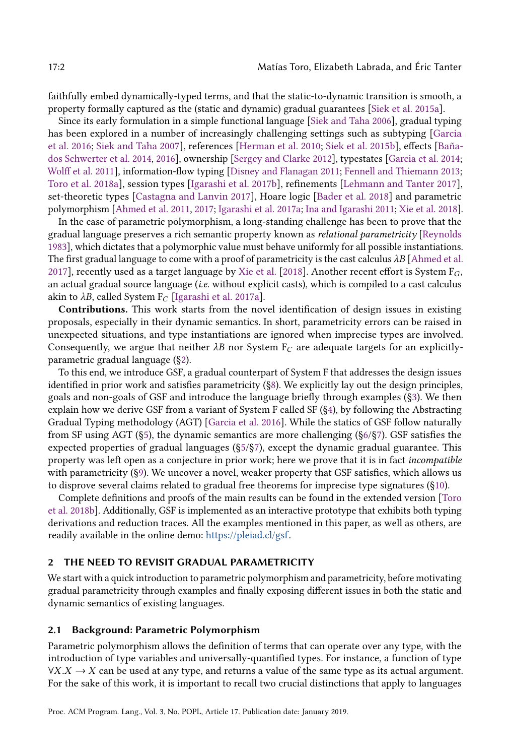faithfully embed dynamically-typed terms, and that the static-to-dynamic transition is smooth, a property formally captured as the (static and dynamic) gradual guarantees [Siek et al. 2015a].

Since its early formulation in a simple functional language [Siek and Taha 2006], gradual typing has been explored in a number of increasingly challenging settings such as subtyping [Garcia et al. 2016; Siek and Taha 2007], references [Herman et al. 2010; Siek et al. 2015b], effects [Bañados Schwerter et al. 2014, 2016], ownership [Sergey and Clarke 2012], typestates [Garcia et al. 2014; Wolff et al. 2011], information-flow typing [Disney and Flanagan 2011; Fennell and Thiemann 2013; Toro et al. 2018a], session types [Igarashi et al. 2017b], refinements [Lehmann and Tanter 2017], set-theoretic types [Castagna and Lanvin 2017], Hoare logic [Bader et al. 2018] and parametric polymorphism [Ahmed et al. 2011, 2017; Igarashi et al. 2017a; Ina and Igarashi 2011; Xie et al. 2018].

In the case of parametric polymorphism, a long-standing challenge has been to prove that the gradual language preserves a rich semantic property known as *relational parametricity* [Reynolds 1983], which dictates that a polymorphic value must behave uniformly for all possible instantiations. The first gradual language to come with a proof of parametricity is the cast calculus $\lambda B$ [Ahmed et al. 2017], recently used as a target language by Xie et al. [2018]. Another recent effort is System $F_G$, an actual gradual source language (*i.e.* without explicit casts), which is compiled to a cast calculus akin to $\lambda B$, called System $F_C$ [Igarashi et al. 2017a].

**Contributions.** This work starts from the novel identification of design issues in existing proposals, especially in their dynamic semantics. In short, parametricity errors can be raised in unexpected situations, and type instantiations are ignored when imprecise types are involved. Consequently, we argue that neither $\lambda B$ nor System $F_C$ are adequate targets for an explicitly-parametric gradual language (§2).

To this end, we introduce GSF, a gradual counterpart of System F that addresses the design issues identified in prior work and satisfies parametricity (§8). We explicitly lay out the design principles, goals and non-goals of GSF and introduce the language briefly through examples (§3). We then explain how we derive GSF from a variant of System F called SF (§4), by following the Abstracting Gradual Typing methodology (AGT) [Garcia et al. 2016]. While the statics of GSF follow naturally from SF using AGT (§5), the dynamic semantics are more challenging (§6/§7). GSF satisfies the expected properties of gradual languages (§5/§7), except the dynamic gradual guarantee. This property was left open as a conjecture in prior work; here we prove that it is in fact *incompatible* with parametricity (§9). We uncover a novel, weaker property that GSF satisfies, which allows us to disprove several claims related to gradual free theorems for imprecise type signatures (§10).

Complete definitions and proofs of the main results can be found in the extended version [Toro et al. 2018b]. Additionally, GSF is implemented as an interactive prototype that exhibits both typing derivations and reduction traces. All the examples mentioned in this paper, as well as others, are readily available in the online demo: https://pleiad.cl/gsf.

## 2 THE NEED TO REVISIT GRADUAL PARAMETRICITY

We start with a quick introduction to parametric polymorphism and parametricity, before motivating gradual parametricity through examples and finally exposing different issues in both the static and dynamic semantics of existing languages.

### 2.1 Background: Parametric Polymorphism

Parametric polymorphism allows the definition of terms that can operate over any type, with the introduction of type variables and universally-quantified types. For instance, a function of type $\forall X.X \rightarrow X$ can be used at any type, and returns a value of the same type as its actual argument. For the sake of this work, it is important to recall two crucial distinctions that apply to languages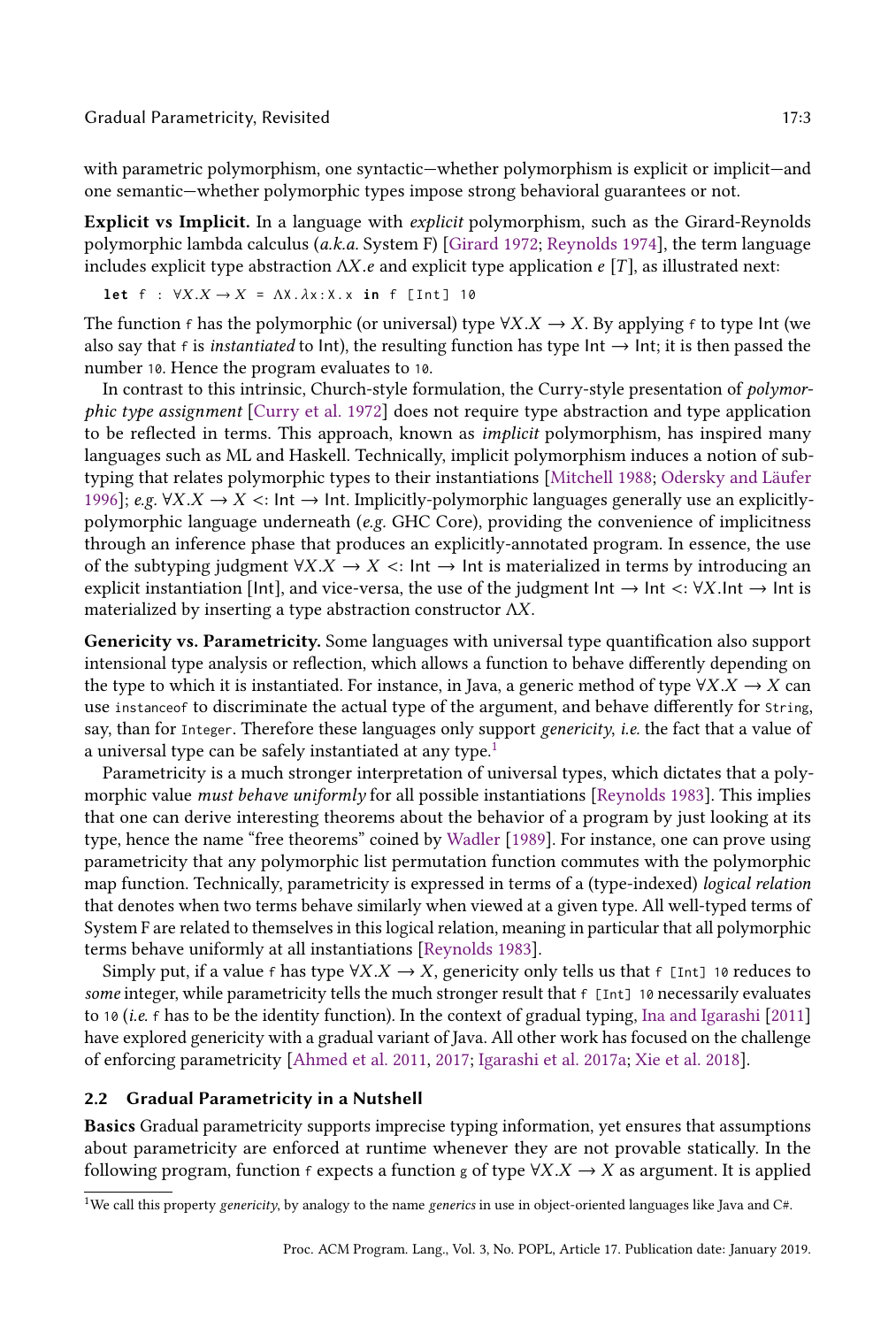with parametric polymorphism, one syntactic—whether polymorphism is explicit or implicit—and one semantic—whether polymorphic types impose strong behavioral guarantees or not.

**Explicit vs Implicit.** In a language with *explicit* polymorphism, such as the Girard-Reynolds polymorphic lambda calculus (*a.k.a.* System F) [Girard 1972; Reynolds 1974], the term language includes explicit type abstraction $\Lambda X.e$ and explicit type application $e\ [T]$, as illustrated next:

```
let f : ∀X.X → X = ΛX.λx:X.x in f [Int] 10
```

The function f has the polymorphic (or universal) type $\forall X.X \to X$. By applying f to type Int (we also say that f is *instantiated* to Int), the resulting function has type Int $\to$ Int; it is then passed the number 10. Hence the program evaluates to 10.

In contrast to this intrinsic, Church-style formulation, the Curry-style presentation of *polymorphic type assignment* [Curry et al. 1972] does not require type abstraction and type application to be reflected in terms. This approach, known as *implicit* polymorphism, has inspired many languages such as ML and Haskell. Technically, implicit polymorphism induces a notion of subtyping that relates polymorphic types to their instantiations [Mitchell 1988; Odersky and Läufer 1996]; *e.g.* $\forall X.X \to X <: \mathsf{Int} \to \mathsf{Int}$. Implicitly-polymorphic languages generally use an explicitly-polymorphic language underneath (*e.g.* GHC Core), providing the convenience of implicitness through an inference phase that produces an explicitly-annotated program. In essence, the use of the subtyping judgment $\forall X.X \to X <: \mathsf{Int} \to \mathsf{Int}$ is materialized in terms by introducing an explicit instantiation [Int], and vice-versa, the use of the judgment $\mathsf{Int} \to \mathsf{Int} <: \forall X.\mathsf{Int} \to \mathsf{Int}$ is materialized by inserting a type abstraction constructor $\Lambda X$.

**Genericity vs. Parametricity.** Some languages with universal type quantification also support intensional type analysis or reflection, which allows a function to behave differently depending on the type to which it is instantiated. For instance, in Java, a generic method of type $\forall X.X \to X$ can use `instanceof` to discriminate the actual type of the argument, and behave differently for `String`, say, than for `Integer`. Therefore these languages only support *genericity*, *i.e.* the fact that a value of a universal type can be safely instantiated at any type.[1]

Parametricity is a much stronger interpretation of universal types, which dictates that a polymorphic value *must behave uniformly* for all possible instantiations [Reynolds 1983]. This implies that one can derive interesting theorems about the behavior of a program by just looking at its type, hence the name "free theorems" coined by Wadler [1989]. For instance, one can prove using parametricity that any polymorphic list permutation function commutes with the polymorphic map function. Technically, parametricity is expressed in terms of a (type-indexed) *logical relation* that denotes when two terms behave similarly when viewed at a given type. All well-typed terms of System F are related to themselves in this logical relation, meaning in particular that all polymorphic terms behave uniformly at all instantiations [Reynolds 1983].

Simply put, if a value f has type $\forall X.X \to X$, genericity only tells us that `f [Int] 10` reduces to *some* integer, while parametricity tells the much stronger result that `f [Int] 10` necessarily evaluates to 10 (*i.e.* f has to be the identity function). In the context of gradual typing, Ina and Igarashi [2011] have explored genericity with a gradual variant of Java. All other work has focused on the challenge of enforcing parametricity [Ahmed et al. 2011, 2017; Igarashi et al. 2017a; Xie et al. 2018].

## 2.2 Gradual Parametricity in a Nutshell

**Basics** Gradual parametricity supports imprecise typing information, yet ensures that assumptions about parametricity are enforced at runtime whenever they are not provable statically. In the following program, function f expects a function g of type $\forall X.X \to X$ as argument. It is applied

[1] We call this property *genericity*, by analogy to the name *generics* in use in object-oriented languages like Java and C#.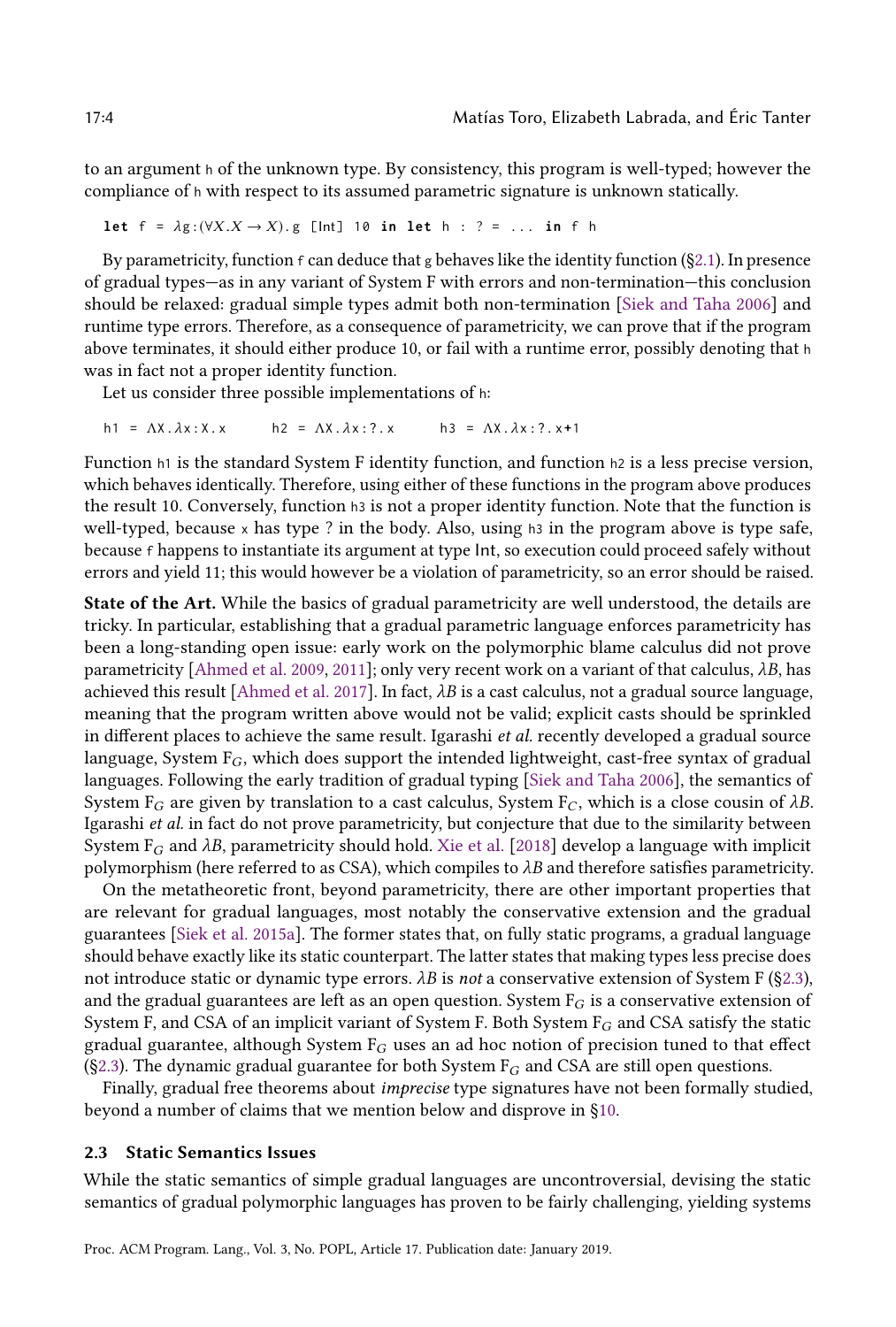to an argument h of the unknown type. By consistency, this program is well-typed; however the compliance of h with respect to its assumed parametric signature is unknown statically.

```
let f = λg:(∀X.X → X).g [Int] 10 in let h : ? = ... in f h
```

By parametricity, function f can deduce that g behaves like the identity function (§2.1). In presence of gradual types—as in any variant of System F with errors and non-termination—this conclusion should be relaxed: gradual simple types admit both non-termination [Siek and Taha 2006] and runtime type errors. Therefore, as a consequence of parametricity, we can prove that if the program above terminates, it should either produce 10, or fail with a runtime error, possibly denoting that h was in fact not a proper identity function.

Let us consider three possible implementations of h:

```
h1 = ΛX.λx:X.x        h2 = ΛX.λx:?.x        h3 = ΛX.λx:?.x+1
```

Function h1 is the standard System F identity function, and function h2 is a less precise version, which behaves identically. Therefore, using either of these functions in the program above produces the result 10. Conversely, function h3 is not a proper identity function. Note that the function is well-typed, because x has type ? in the body. Also, using h3 in the program above is type safe, because f happens to instantiate its argument at type Int, so execution could proceed safely without errors and yield 11; this would however be a violation of parametricity, so an error should be raised.

**State of the Art.** While the basics of gradual parametricity are well understood, the details are tricky. In particular, establishing that a gradual parametric language enforces parametricity has been a long-standing open issue: early work on the polymorphic blame calculus did not prove parametricity [Ahmed et al. 2009, 2011]; only very recent work on a variant of that calculus, $\lambda B$, has achieved this result [Ahmed et al. 2017]. In fact, $\lambda B$ is a cast calculus, not a gradual source language, meaning that the program written above would not be valid; explicit casts should be sprinkled in different places to achieve the same result. Igarashi *et al.* recently developed a gradual source language, System $\mathrm{F}_G$, which does support the intended lightweight, cast-free syntax of gradual languages. Following the early tradition of gradual typing [Siek and Taha 2006], the semantics of System $\mathrm{F}_G$ are given by translation to a cast calculus, System $\mathrm{F}_C$, which is a close cousin of $\lambda B$. Igarashi *et al.* in fact do not prove parametricity, but conjecture that due to the similarity between System $\mathrm{F}_G$ and $\lambda B$, parametricity should hold. Xie et al. [2018] develop a language with implicit polymorphism (here referred to as CSA), which compiles to $\lambda B$ and therefore satisfies parametricity.

On the metatheoretic front, beyond parametricity, there are other important properties that are relevant for gradual languages, most notably the conservative extension and the gradual guarantees [Siek et al. 2015a]. The former states that, on fully static programs, a gradual language should behave exactly like its static counterpart. The latter states that making types less precise does not introduce static or dynamic type errors. $\lambda B$ is *not* a conservative extension of System F (§2.3), and the gradual guarantees are left as an open question. System $\mathrm{F}_G$ is a conservative extension of System F, and CSA of an implicit variant of System F. Both System $\mathrm{F}_G$ and CSA satisfy the static gradual guarantee, although System $\mathrm{F}_G$ uses an ad hoc notion of precision tuned to that effect (§2.3). The dynamic gradual guarantee for both System $\mathrm{F}_G$ and CSA are still open questions.

Finally, gradual free theorems about *imprecise* type signatures have not been formally studied, beyond a number of claims that we mention below and disprove in §10.

### 2.3 Static Semantics Issues

While the static semantics of simple gradual languages are uncontroversial, devising the static semantics of gradual polymorphic languages has proven to be fairly challenging, yielding systems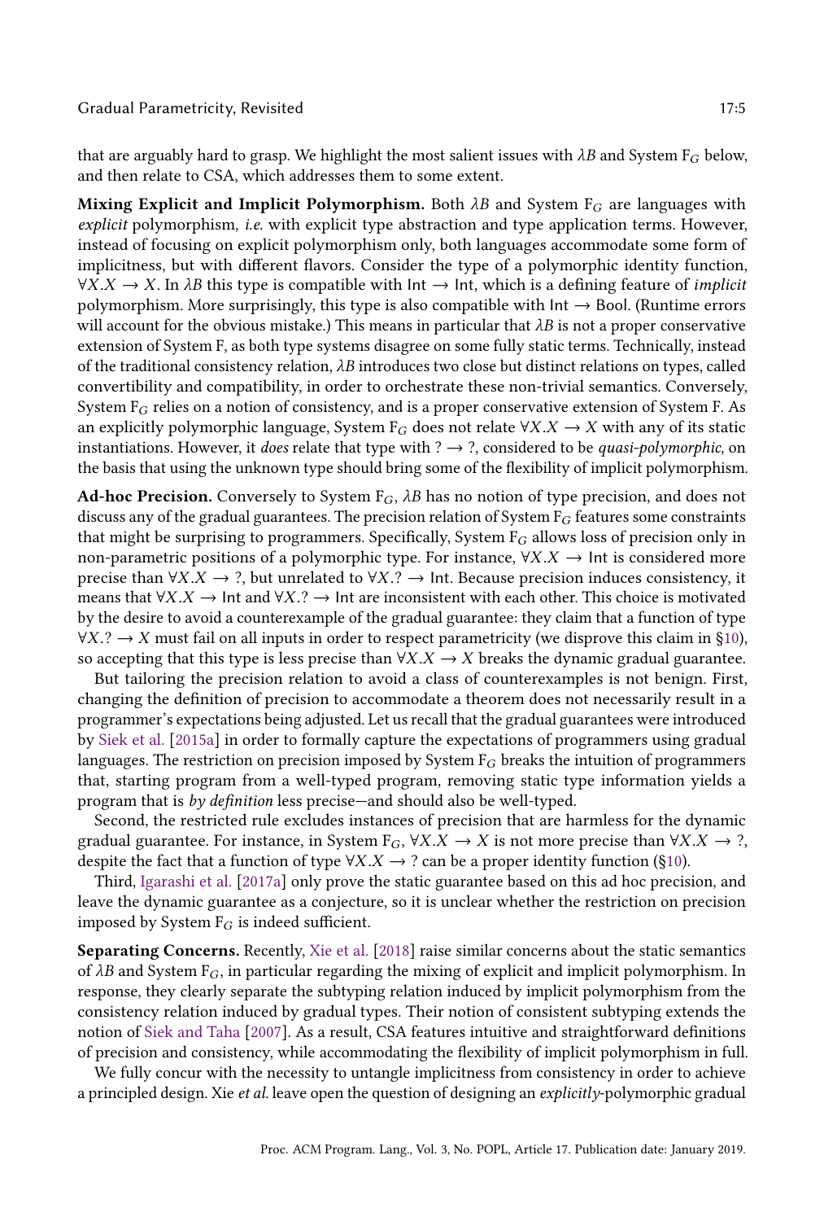that are arguably hard to grasp. We highlight the most salient issues with $\lambda B$ and System $F_G$ below, and then relate to CSA, which addresses them to some extent.

**Mixing Explicit and Implicit Polymorphism.** Both $\lambda B$ and System $F_G$ are languages with *explicit* polymorphism, *i.e.* with explicit type abstraction and type application terms. However, instead of focusing on explicit polymorphism only, both languages accommodate some form of implicitness, but with different flavors. Consider the type of a polymorphic identity function, $\forall X.X \to X$. In $\lambda B$ this type is compatible with $\mathsf{Int} \to \mathsf{Int}$, which is a defining feature of *implicit* polymorphism. More surprisingly, this type is also compatible with $\mathsf{Int} \to \mathsf{Bool}$. (Runtime errors will account for the obvious mistake.) This means in particular that $\lambda B$ is not a proper conservative extension of System F, as both type systems disagree on some fully static terms. Technically, instead of the traditional consistency relation, $\lambda B$ introduces two close but distinct relations on types, called convertibility and compatibility, in order to orchestrate these non-trivial semantics. Conversely, System $F_G$ relies on a notion of consistency, and is a proper conservative extension of System F. As an explicitly polymorphic language, System $F_G$ does not relate $\forall X.X \to X$ with any of its static instantiations. However, it *does* relate that type with $? \to ?$, considered to be *quasi-polymorphic*, on the basis that using the unknown type should bring some of the flexibility of implicit polymorphism.

**Ad-hoc Precision.** Conversely to System $F_G$, $\lambda B$ has no notion of type precision, and does not discuss any of the gradual guarantees. The precision relation of System $F_G$ features some constraints that might be surprising to programmers. Specifically, System $F_G$ allows loss of precision only in non-parametric positions of a polymorphic type. For instance, $\forall X.X \to \mathsf{Int}$ is considered more precise than $\forall X.X \to ?$, but unrelated to $\forall X.? \to \mathsf{Int}$. Because precision induces consistency, it means that $\forall X.X \to \mathsf{Int}$ and $\forall X.? \to \mathsf{Int}$ are inconsistent with each other. This choice is motivated by the desire to avoid a counterexample of the gradual guarantee: they claim that a function of type $\forall X.? \to X$ must fail on all inputs in order to respect parametricity (we disprove this claim in §10), so accepting that this type is less precise than $\forall X.X \to X$ breaks the dynamic gradual guarantee.

But tailoring the precision relation to avoid a class of counterexamples is not benign. First, changing the definition of precision to accommodate a theorem does not necessarily result in a programmer's expectations being adjusted. Let us recall that the gradual guarantees were introduced by Siek et al. [2015a] in order to formally capture the expectations of programmers using gradual languages. The restriction on precision imposed by System $F_G$ breaks the intuition of programmers that, starting program from a well-typed program, removing static type information yields a program that is *by definition* less precise—and should also be well-typed.

Second, the restricted rule excludes instances of precision that are harmless for the dynamic gradual guarantee. For instance, in System $F_G$, $\forall X.X \to X$ is not more precise than $\forall X.X \to ?$, despite the fact that a function of type $\forall X.X \to ?$ can be a proper identity function (§10).

Third, Igarashi et al. [2017a] only prove the static guarantee based on this ad hoc precision, and leave the dynamic guarantee as a conjecture, so it is unclear whether the restriction on precision imposed by System $F_G$ is indeed sufficient.

**Separating Concerns.** Recently, Xie et al. [2018] raise similar concerns about the static semantics of $\lambda B$ and System $F_G$, in particular regarding the mixing of explicit and implicit polymorphism. In response, they clearly separate the subtyping relation induced by implicit polymorphism from the consistency relation induced by gradual types. Their notion of consistent subtyping extends the notion of Siek and Taha [2007]. As a result, CSA features intuitive and straightforward definitions of precision and consistency, while accommodating the flexibility of implicit polymorphism in full.

We fully concur with the necessity to untangle implicitness from consistency in order to achieve a principled design. Xie *et al.* leave open the question of designing an *explicitly*-polymorphic gradual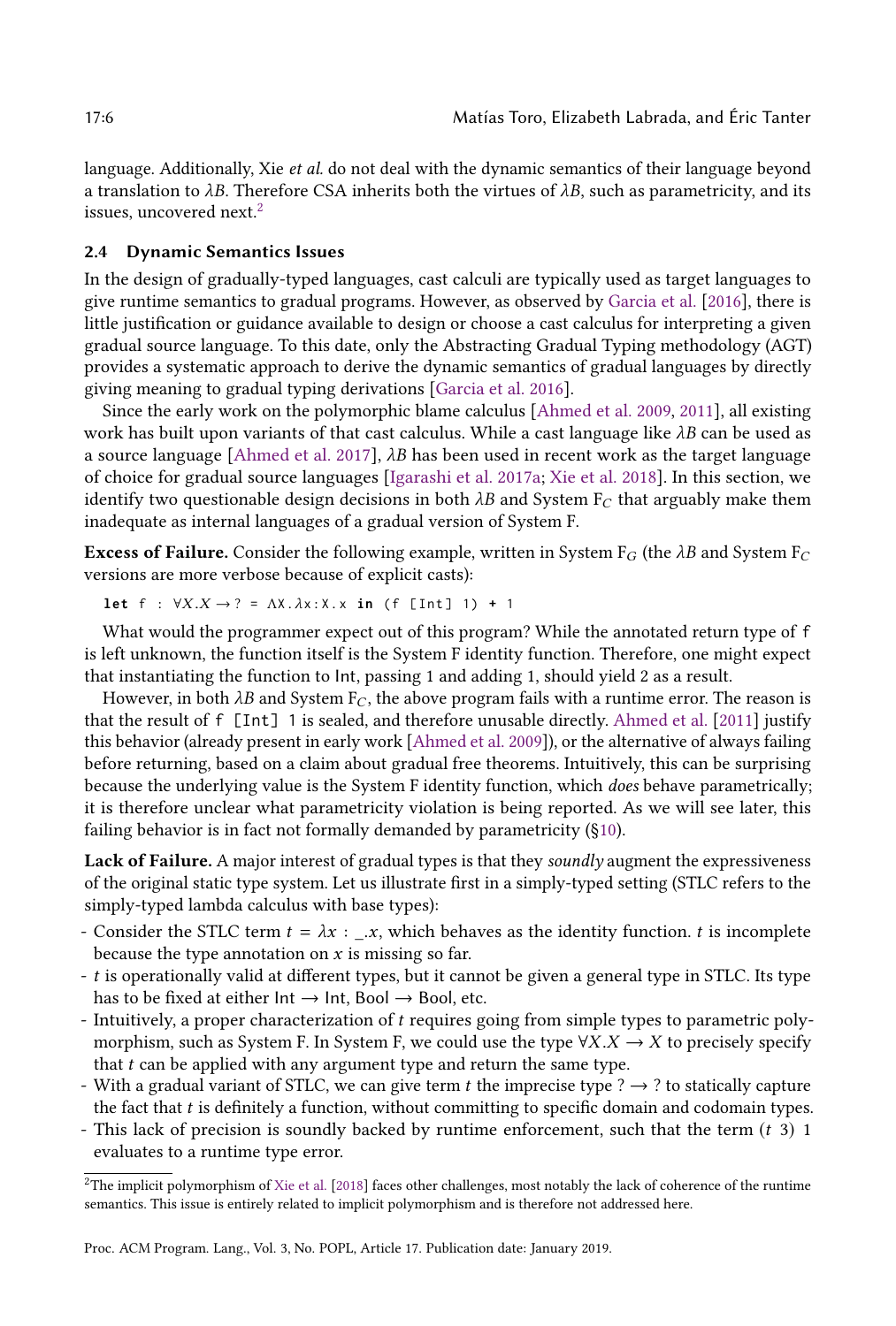language. Additionally, Xie *et al.* do not deal with the dynamic semantics of their language beyond a translation to $\lambda B$. Therefore CSA inherits both the virtues of $\lambda B$, such as parametricity, and its issues, uncovered next.[2]

### 2.4 Dynamic Semantics Issues

In the design of gradually-typed languages, cast calculi are typically used as target languages to give runtime semantics to gradual programs. However, as observed by Garcia et al. [2016], there is little justification or guidance available to design or choose a cast calculus for interpreting a given gradual source language. To this date, only the Abstracting Gradual Typing methodology (AGT) provides a systematic approach to derive the dynamic semantics of gradual languages by directly giving meaning to gradual typing derivations [Garcia et al. 2016].

Since the early work on the polymorphic blame calculus [Ahmed et al. 2009, 2011], all existing work has built upon variants of that cast calculus. While a cast language like $\lambda B$ can be used as a source language [Ahmed et al. 2017], $\lambda B$ has been used in recent work as the target language of choice for gradual source languages [Igarashi et al. 2017a; Xie et al. 2018]. In this section, we identify two questionable design decisions in both $\lambda B$ and System $F_C$ that arguably make them inadequate as internal languages of a gradual version of System F.

**Excess of Failure.** Consider the following example, written in System $F_G$ (the $\lambda B$ and System $F_C$ versions are more verbose because of explicit casts):

```
let f : ∀X.X → ? = ΛX.λx:X.x in (f [Int] 1) + 1
```

What would the programmer expect out of this program? While the annotated return type of `f` is left unknown, the function itself is the System F identity function. Therefore, one might expect that instantiating the function to Int, passing 1 and adding 1, should yield 2 as a result.

However, in both $\lambda B$ and System $F_C$, the above program fails with a runtime error. The reason is that the result of `f [Int] 1` is sealed, and therefore unusable directly. Ahmed et al. [2011] justify this behavior (already present in early work [Ahmed et al. 2009]), or the alternative of always failing before returning, based on a claim about gradual free theorems. Intuitively, this can be surprising because the underlying value is the System F identity function, which *does* behave parametrically; it is therefore unclear what parametricity violation is being reported. As we will see later, this failing behavior is in fact not formally demanded by parametricity (§10).

**Lack of Failure.** A major interest of gradual types is that they *soundly* augment the expressiveness of the original static type system. Let us illustrate first in a simply-typed setting (STLC refers to the simply-typed lambda calculus with base types):

- Consider the STLC term $t = \lambda x : \_.x$, which behaves as the identity function. $t$ is incomplete because the type annotation on $x$ is missing so far.
- $t$ is operationally valid at different types, but it cannot be given a general type in STLC. Its type has to be fixed at either $\mathsf{Int} \rightarrow \mathsf{Int}$, $\mathsf{Bool} \rightarrow \mathsf{Bool}$, etc.
- Intuitively, a proper characterization of $t$ requires going from simple types to parametric polymorphism, such as System F. In System F, we could use the type $\forall X.X \rightarrow X$ to precisely specify that $t$ can be applied with any argument type and return the same type.
- With a gradual variant of STLC, we can give term $t$ the imprecise type $? \rightarrow ?$ to statically capture the fact that $t$ is definitely a function, without committing to specific domain and codomain types.
- This lack of precision is soundly backed by runtime enforcement, such that the term $(t\ 3)\ 1$ evaluates to a runtime type error.

[2] The implicit polymorphism of Xie et al. [2018] faces other challenges, most notably the lack of coherence of the runtime semantics. This issue is entirely related to implicit polymorphism and is therefore not addressed here.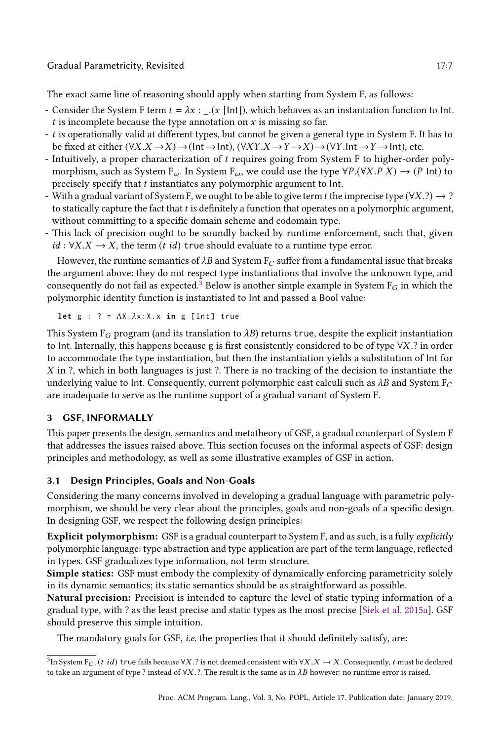The exact same line of reasoning should apply when starting from System F, as follows:

- Consider the System F term $t = \lambda x : \_.(x\ [\mathsf{Int}])$, which behaves as an instantiation function to Int. $t$ is incomplete because the type annotation on $x$ is missing so far.
- $t$ is operationally valid at different types, but cannot be given a general type in System F. It has to be fixed at either $(\forall X.X \rightarrow X) \rightarrow (\mathsf{Int} \rightarrow \mathsf{Int})$, $(\forall XY.X \rightarrow Y \rightarrow X) \rightarrow (\forall Y.\mathsf{Int} \rightarrow Y \rightarrow \mathsf{Int})$, etc.
- Intuitively, a proper characterization of $t$ requires going from System F to higher-order polymorphism, such as System $\mathrm{F}_\omega$. In System $\mathrm{F}_\omega$, we could use the type $\forall P.(\forall X.P\ X) \rightarrow (P\ \mathsf{Int})$ to precisely specify that $t$ instantiates any polymorphic argument to Int.
- With a gradual variant of System F, we ought to be able to give term $t$ the imprecise type $(\forall X.?) \rightarrow ?$ to statically capture the fact that $t$ is definitely a function that operates on a polymorphic argument, without committing to a specific domain scheme and codomain type.
- This lack of precision ought to be soundly backed by runtime enforcement, such that, given $id : \forall X.X \rightarrow X$, the term $(t\ id)$ `true` should evaluate to a runtime type error.

However, the runtime semantics of $\lambda B$ and System $\mathrm{F}_C$ suffer from a fundamental issue that breaks the argument above: they do not respect type instantiations that involve the unknown type, and consequently do not fail as expected.[3] Below is another simple example in System $\mathrm{F}_G$ in which the polymorphic identity function is instantiated to Int and passed a Bool value:

```
let g : ? = ΛX.λx:X.x in g [Int] true
```

This System $\mathrm{F}_G$ program (and its translation to $\lambda B$) returns `true`, despite the explicit instantiation to Int. Internally, this happens because g is first consistently considered to be of type $\forall X.?$ in order to accommodate the type instantiation, but then the instantiation yields a substitution of Int for $X$ in ?, which in both languages is just ?. There is no tracking of the decision to instantiate the underlying value to Int. Consequently, current polymorphic cast calculi such as $\lambda B$ and System $\mathrm{F}_C$ are inadequate to serve as the runtime support of a gradual variant of System F.

## 3 GSF, INFORMALLY

This paper presents the design, semantics and metatheory of GSF, a gradual counterpart of System F that addresses the issues raised above. This section focuses on the informal aspects of GSF: design principles and methodology, as well as some illustrative examples of GSF in action.

### 3.1 Design Principles, Goals and Non-Goals

Considering the many concerns involved in developing a gradual language with parametric polymorphism, we should be very clear about the principles, goals and non-goals of a specific design. In designing GSF, we respect the following design principles:

**Explicit polymorphism:** GSF is a gradual counterpart to System F, and as such, is a fully *explicitly* polymorphic language: type abstraction and type application are part of the term language, reflected in types. GSF gradualizes type information, not term structure.

**Simple statics:** GSF must embody the complexity of dynamically enforcing parametricity solely in its dynamic semantics; its static semantics should be as straightforward as possible.

**Natural precision:** Precision is intended to capture the level of static typing information of a gradual type, with ? as the least precise and static types as the most precise [Siek et al. 2015a]. GSF should preserve this simple intuition.

The mandatory goals for GSF, *i.e.* the properties that it should definitely satisfy, are:

---

[3] In System $\mathrm{F}_C$, $(t\ id)$ `true` fails because $\forall X.?$ is not deemed consistent with $\forall X.X \rightarrow X$. Consequently, $t$ must be declared to take an argument of type ? instead of $\forall X.?$. The result is the same as in $\lambda B$ however: no runtime error is raised.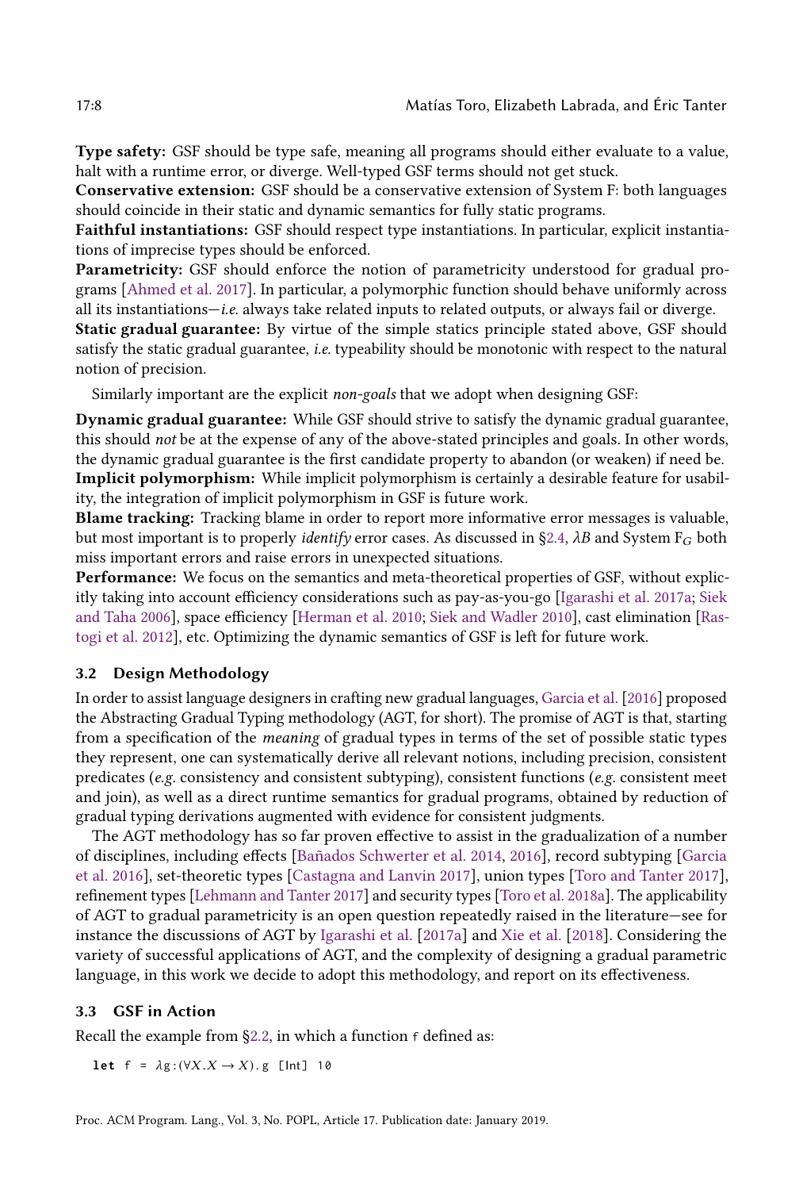**Type safety:** GSF should be type safe, meaning all programs should either evaluate to a value, halt with a runtime error, or diverge. Well-typed GSF terms should not get stuck.

**Conservative extension:** GSF should be a conservative extension of System F: both languages should coincide in their static and dynamic semantics for fully static programs.

**Faithful instantiations:** GSF should respect type instantiations. In particular, explicit instantiations of imprecise types should be enforced.

**Parametricity:** GSF should enforce the notion of parametricity understood for gradual programs [Ahmed et al. 2017]. In particular, a polymorphic function should behave uniformly across all its instantiations—*i.e.* always take related inputs to related outputs, or always fail or diverge.

**Static gradual guarantee:** By virtue of the simple statics principle stated above, GSF should satisfy the static gradual guarantee, *i.e.* typeability should be monotonic with respect to the natural notion of precision.

Similarly important are the explicit *non-goals* that we adopt when designing GSF:

**Dynamic gradual guarantee:** While GSF should strive to satisfy the dynamic gradual guarantee, this should *not* be at the expense of any of the above-stated principles and goals. In other words, the dynamic gradual guarantee is the first candidate property to abandon (or weaken) if need be.

**Implicit polymorphism:** While implicit polymorphism is certainly a desirable feature for usability, the integration of implicit polymorphism in GSF is future work.

**Blame tracking:** Tracking blame in order to report more informative error messages is valuable, but most important is to properly *identify* error cases. As discussed in §2.4, $\lambda B$ and System $F_G$ both miss important errors and raise errors in unexpected situations.

**Performance:** We focus on the semantics and meta-theoretical properties of GSF, without explicitly taking into account efficiency considerations such as pay-as-you-go [Igarashi et al. 2017a; Siek and Taha 2006], space efficiency [Herman et al. 2010; Siek and Wadler 2010], cast elimination [Rastogi et al. 2012], etc. Optimizing the dynamic semantics of GSF is left for future work.

### 3.2 Design Methodology

In order to assist language designers in crafting new gradual languages, Garcia et al. [2016] proposed the Abstracting Gradual Typing methodology (AGT, for short). The promise of AGT is that, starting from a specification of the *meaning* of gradual types in terms of the set of possible static types they represent, one can systematically derive all relevant notions, including precision, consistent predicates (*e.g.* consistency and consistent subtyping), consistent functions (*e.g.* consistent meet and join), as well as a direct runtime semantics for gradual programs, obtained by reduction of gradual typing derivations augmented with evidence for consistent judgments.

The AGT methodology has so far proven effective to assist in the gradualization of a number of disciplines, including effects [Bañados Schwerter et al. 2014, 2016], record subtyping [Garcia et al. 2016], set-theoretic types [Castagna and Lanvin 2017], union types [Toro and Tanter 2017], refinement types [Lehmann and Tanter 2017] and security types [Toro et al. 2018a]. The applicability of AGT to gradual parametricity is an open question repeatedly raised in the literature—see for instance the discussions of AGT by Igarashi et al. [2017a] and Xie et al. [2018]. Considering the variety of successful applications of AGT, and the complexity of designing a gradual parametric language, in this work we decide to adopt this methodology, and report on its effectiveness.

### 3.3 GSF in Action

Recall the example from §2.2, in which a function `f` defined as:

```
let f = λg:(∀X.X → X).g [Int] 10
```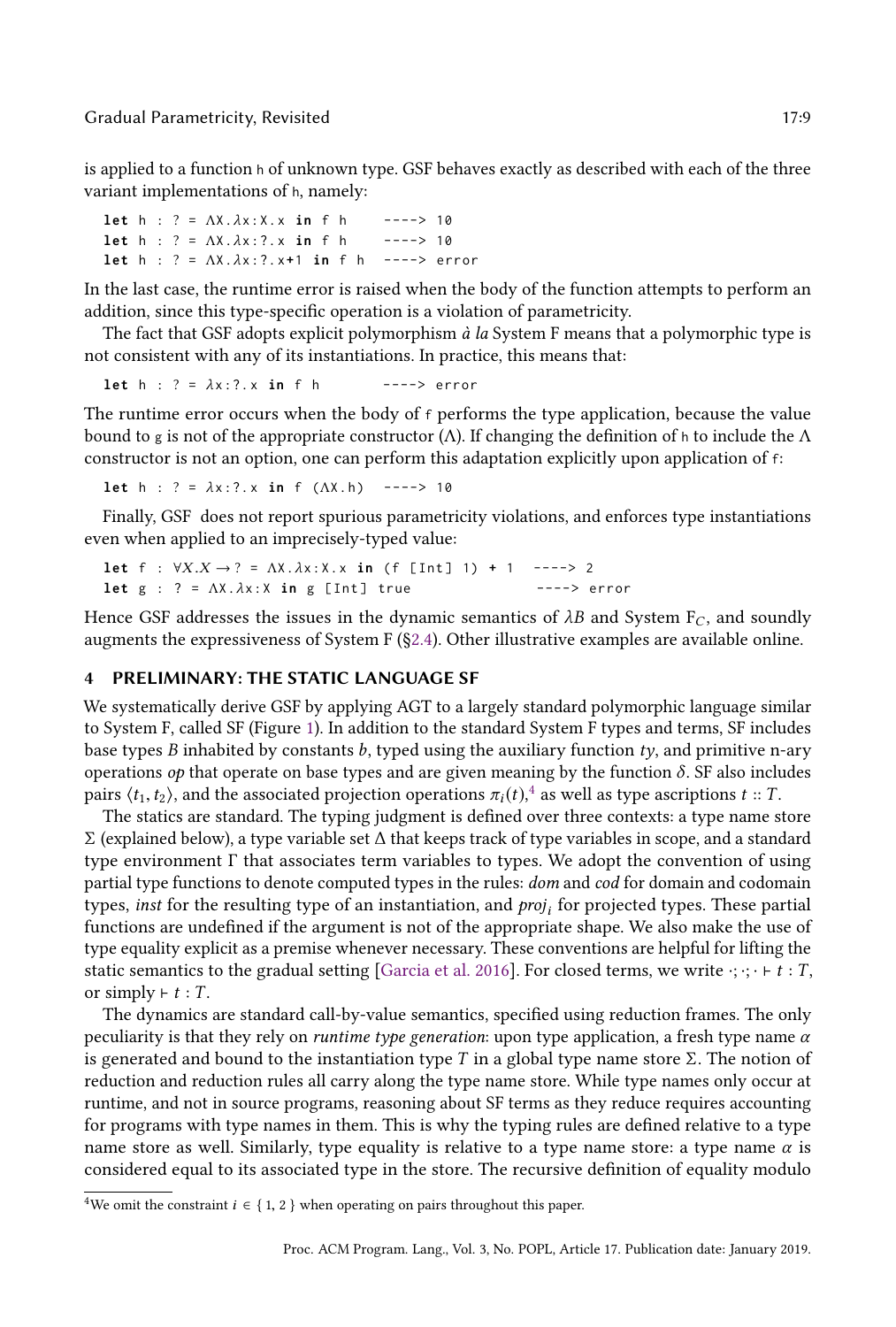is applied to a function h of unknown type. GSF behaves exactly as described with each of the three variant implementations of h, namely:

```
let h : ? = ΛX.λx:X.x in f h      ----> 10
let h : ? = ΛX.λx:?.x in f h      ----> 10
let h : ? = ΛX.λx:?.x+1 in f h    ----> error
```

In the last case, the runtime error is raised when the body of the function attempts to perform an addition, since this type-specific operation is a violation of parametricity.

The fact that GSF adopts explicit polymorphism *à la* System F means that a polymorphic type is not consistent with any of its instantiations. In practice, this means that:

```
let h : ? = λx:?.x in f h         ----> error
```

The runtime error occurs when the body of f performs the type application, because the value bound to g is not of the appropriate constructor (Λ). If changing the definition of h to include the Λ constructor is not an option, one can perform this adaptation explicitly upon application of f:

```
let h : ? = λx:?.x in f (ΛX.h)    ----> 10
```

Finally, GSF does not report spurious parametricity violations, and enforces type instantiations even when applied to an imprecisely-typed value:

```
let f : ∀X.X → ? = ΛX.λx:X.x in (f [Int] 1) + 1   ----> 2
let g : ? = ΛX.λx:X in g [Int] true               ----> error
```

Hence GSF addresses the issues in the dynamic semantics of $\lambda B$ and System $F_C$, and soundly augments the expressiveness of System F (§2.4). Other illustrative examples are available online.

## 4 PRELIMINARY: THE STATIC LANGUAGE SF

We systematically derive GSF by applying AGT to a largely standard polymorphic language similar to System F, called SF (Figure 1). In addition to the standard System F types and terms, SF includes base types $B$ inhabited by constants $b$, typed using the auxiliary function *ty*, and primitive n-ary operations *op* that operate on base types and are given meaning by the function $\delta$. SF also includes pairs $\langle t_1, t_2 \rangle$, and the associated projection operations $\pi_i(t)$,[4] as well as type ascriptions $t :: T$.

The statics are standard. The typing judgment is defined over three contexts: a type name store $\Sigma$ (explained below), a type variable set $\Delta$ that keeps track of type variables in scope, and a standard type environment $\Gamma$ that associates term variables to types. We adopt the convention of using partial type functions to denote computed types in the rules: *dom* and *cod* for domain and codomain types, *inst* for the resulting type of an instantiation, and $proj_i$ for projected types. These partial functions are undefined if the argument is not of the appropriate shape. We also make the use of type equality explicit as a premise whenever necessary. These conventions are helpful for lifting the static semantics to the gradual setting [Garcia et al. 2016]. For closed terms, we write $\cdot; \cdot; \cdot \vdash t : T$, or simply $\vdash t : T$.

The dynamics are standard call-by-value semantics, specified using reduction frames. The only peculiarity is that they rely on *runtime type generation*: upon type application, a fresh type name $\alpha$ is generated and bound to the instantiation type $T$ in a global type name store $\Sigma$. The notion of reduction and reduction rules all carry along the type name store. While type names only occur at runtime, and not in source programs, reasoning about SF terms as they reduce requires accounting for programs with type names in them. This is why the typing rules are defined relative to a type name store as well. Similarly, type equality is relative to a type name store: a type name $\alpha$ is considered equal to its associated type in the store. The recursive definition of equality modulo

[4] We omit the constraint $i \in \{1, 2\}$ when operating on pairs throughout this paper.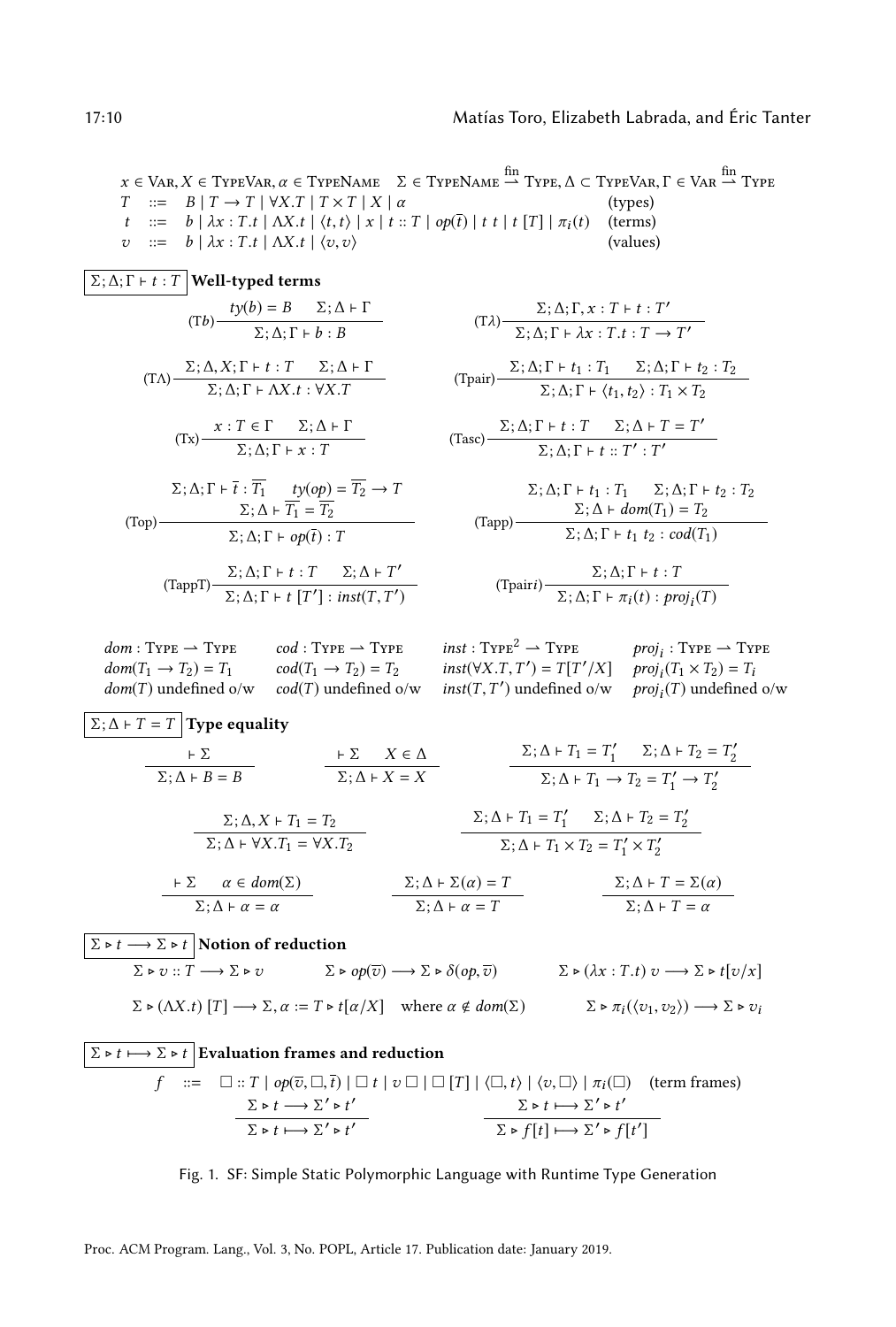$x \in \text{VAR}, X \in \text{TYPEVAR}, \alpha \in \text{TYPENAME} \quad \Sigma \in \text{TYPENAME} \overset{\text{fin}}{\rightharpoonup} \text{TYPE}, \Delta \subset \text{TYPEVAR}, \Gamma \in \text{VAR} \overset{\text{fin}}{\rightharpoonup} \text{TYPE}$

$$
\begin{array}{llll}
T & ::= & B \mid T \rightarrow T \mid \forall X.T \mid T \times T \mid X \mid \alpha & \text{(types)} \\
t & ::= & b \mid \lambda x : T.t \mid \Lambda X.t \mid \langle t, t \rangle \mid x \mid t :: T \mid op(\overline{t}) \mid t\ t \mid t\ [T] \mid \pi_i(t) & \text{(terms)} \\
v & ::= & b \mid \lambda x : T.t \mid \Lambda X.t \mid \langle v, v \rangle & \text{(values)}
\end{array}
$$

$\boxed{\Sigma; \Delta; \Gamma \vdash t : T}$ **Well-typed terms**

$$
(\text{T}b)\frac{ty(b) = B \quad \Sigma; \Delta \vdash \Gamma}{\Sigma; \Delta; \Gamma \vdash b : B}
\qquad
(\text{T}\lambda)\frac{\Sigma; \Delta; \Gamma, x : T \vdash t : T'}{\Sigma; \Delta; \Gamma \vdash \lambda x : T.t : T \rightarrow T'}
$$

$$
(\text{T}\Lambda)\frac{\Sigma; \Delta, X; \Gamma \vdash t : T \quad \Sigma; \Delta \vdash \Gamma}{\Sigma; \Delta; \Gamma \vdash \Lambda X.t : \forall X.T}
\qquad
(\text{Tpair})\frac{\Sigma; \Delta; \Gamma \vdash t_1 : T_1 \quad \Sigma; \Delta; \Gamma \vdash t_2 : T_2}{\Sigma; \Delta; \Gamma \vdash \langle t_1, t_2 \rangle : T_1 \times T_2}
$$

$$
(\text{Tx})\frac{x : T \in \Gamma \quad \Sigma; \Delta \vdash \Gamma}{\Sigma; \Delta; \Gamma \vdash x : T}
\qquad
(\text{Tasc})\frac{\Sigma; \Delta; \Gamma \vdash t : T \quad \Sigma; \Delta \vdash T = T'}{\Sigma; \Delta; \Gamma \vdash t :: T' : T'}
$$

$$
(\text{Top})\frac{\Sigma; \Delta; \Gamma \vdash \overline{t} : \overline{T_1} \quad ty(op) = \overline{T_2} \rightarrow T \quad \Sigma; \Delta \vdash \overline{T_1} = \overline{T_2}}{\Sigma; \Delta; \Gamma \vdash op(\overline{t}) : T}
\qquad
(\text{Tapp})\frac{\Sigma; \Delta; \Gamma \vdash t_1 : T_1 \quad \Sigma; \Delta; \Gamma \vdash t_2 : T_2 \quad \Sigma; \Delta \vdash dom(T_1) = T_2}{\Sigma; \Delta; \Gamma \vdash t_1\ t_2 : cod(T_1)}
$$

$$
(\text{TappT})\frac{\Sigma; \Delta; \Gamma \vdash t : T \quad \Sigma; \Delta \vdash T'}{\Sigma; \Delta; \Gamma \vdash t\ [T'] : inst(T, T')}
\qquad
(\text{Tpair}i)\frac{\Sigma; \Delta; \Gamma \vdash t : T}{\Sigma; \Delta; \Gamma \vdash \pi_i(t) : proj_i(T)}
$$

$$
\begin{array}{llll}
dom : \text{TYPE} \rightharpoonup \text{TYPE} & cod : \text{TYPE} \rightharpoonup \text{TYPE} & inst : \text{TYPE}^2 \rightharpoonup \text{TYPE} & proj_i : \text{TYPE} \rightharpoonup \text{TYPE} \\
dom(T_1 \rightarrow T_2) = T_1 & cod(T_1 \rightarrow T_2) = T_2 & inst(\forall X.T, T') = T[T'/X] & proj_i(T_1 \times T_2) = T_i \\
dom(T) \text{ undefined o/w} & cod(T) \text{ undefined o/w} & inst(T, T') \text{ undefined o/w} & proj_i(T) \text{ undefined o/w}
\end{array}
$$

$\boxed{\Sigma; \Delta \vdash T = T}$ **Type equality**

$$
\frac{\vdash \Sigma}{\Sigma; \Delta \vdash B = B}
\qquad
\frac{\vdash \Sigma \quad X \in \Delta}{\Sigma; \Delta \vdash X = X}
\qquad
\frac{\Sigma; \Delta \vdash T_1 = T_1' \quad \Sigma; \Delta \vdash T_2 = T_2'}{\Sigma; \Delta \vdash T_1 \rightarrow T_2 = T_1' \rightarrow T_2'}
$$

$$
\frac{\Sigma; \Delta, X \vdash T_1 = T_2}{\Sigma; \Delta \vdash \forall X.T_1 = \forall X.T_2}
\qquad
\frac{\Sigma; \Delta \vdash T_1 = T_1' \quad \Sigma; \Delta \vdash T_2 = T_2'}{\Sigma; \Delta \vdash T_1 \times T_2 = T_1' \times T_2'}
$$

$$
\frac{\vdash \Sigma \quad \alpha \in dom(\Sigma)}{\Sigma; \Delta \vdash \alpha = \alpha}
\qquad
\frac{\Sigma; \Delta \vdash \Sigma(\alpha) = T}{\Sigma; \Delta \vdash \alpha = T}
\qquad
\frac{\Sigma; \Delta \vdash T = \Sigma(\alpha)}{\Sigma; \Delta \vdash T = \alpha}
$$

$\boxed{\Sigma \triangleright t \longrightarrow \Sigma \triangleright t}$ **Notion of reduction**

$$
\Sigma \triangleright v :: T \longrightarrow \Sigma \triangleright v
\qquad
\Sigma \triangleright op(\overline{v}) \longrightarrow \Sigma \triangleright \delta(op, \overline{v})
\qquad
\Sigma \triangleright (\lambda x : T.t)\ v \longrightarrow \Sigma \triangleright t[v/x]
$$

$$
\Sigma \triangleright (\Lambda X.t)\ [T] \longrightarrow \Sigma, \alpha := T \triangleright t[\alpha/X] \quad \text{where } \alpha \notin dom(\Sigma)
\qquad
\Sigma \triangleright \pi_i(\langle v_1, v_2 \rangle) \longrightarrow \Sigma \triangleright v_i
$$

$\boxed{\Sigma \triangleright t \longmapsto \Sigma \triangleright t}$ **Evaluation frames and reduction**

$$
f \quad ::= \quad \square :: T \mid op(\overline{v}, \square, \overline{t}) \mid \square\ t \mid v\ \square \mid \square\ [T] \mid \langle \square, t \rangle \mid \langle v, \square \rangle \mid \pi_i(\square) \quad \text{(term frames)}
$$

$$
\frac{\Sigma \triangleright t \longrightarrow \Sigma' \triangleright t'}{\Sigma \triangleright t \longmapsto \Sigma' \triangleright t'}
\qquad
\frac{\Sigma \triangleright t \longmapsto \Sigma' \triangleright t'}{\Sigma \triangleright f[t] \longmapsto \Sigma' \triangleright f[t']}
$$

Fig. 1. SF: Simple Static Polymorphic Language with Runtime Type Generation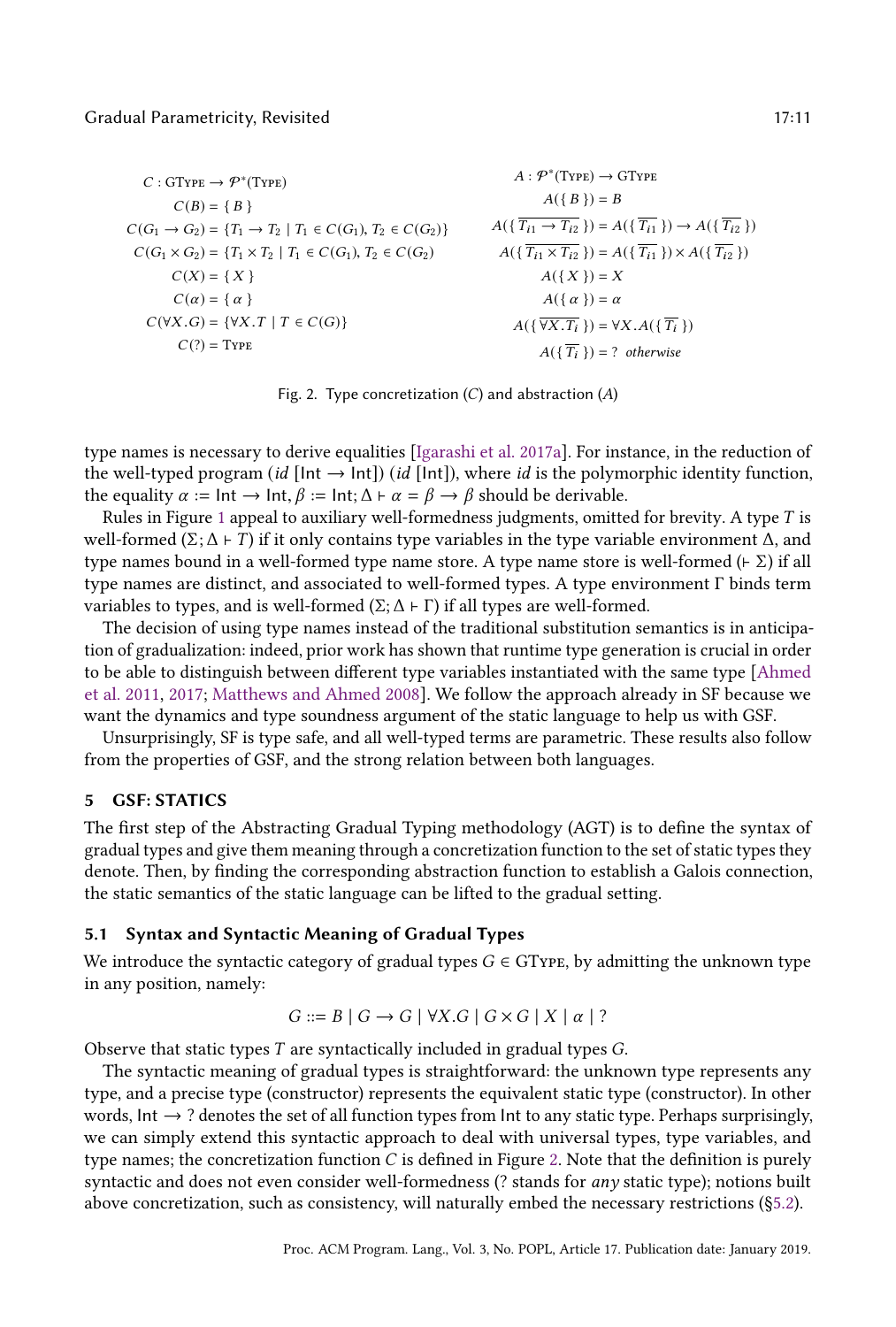$$
\begin{aligned}
C &: \text{GType} \to \mathcal{P}^*(\text{Type}) \\
C(B) &= \{ B \} \\
C(G_1 \to G_2) &= \{T_1 \to T_2 \mid T_1 \in C(G_1), T_2 \in C(G_2)\} \\
C(G_1 \times G_2) &= \{T_1 \times T_2 \mid T_1 \in C(G_1), T_2 \in C(G_2)\} \\
C(X) &= \{ X \} \\
C(\alpha) &= \{ \alpha \} \\
C(\forall X.G) &= \{\forall X.T \mid T \in C(G)\} \\
C(?) &= \text{Type}
\end{aligned}
\qquad
\begin{aligned}
A &: \mathcal{P}^*(\text{Type}) \to \text{GType} \\
A(\{ B \}) &= B \\
A(\{ \overline{T_{i1} \to T_{i2}} \}) &= A(\{ \overline{T_{i1}} \}) \to A(\{ \overline{T_{i2}} \}) \\
A(\{ \overline{T_{i1} \times T_{i2}} \}) &= A(\{ \overline{T_{i1}} \}) \times A(\{ \overline{T_{i2}} \}) \\
A(\{ X \}) &= X \\
A(\{ \alpha \}) &= \alpha \\
A(\{ \overline{\forall X.T_i} \}) &= \forall X.A(\{ \overline{T_i} \}) \\
A(\{ \overline{T_i} \}) &= ? \ \ \textit{otherwise}
\end{aligned}
$$

Fig. 2. Type concretization ($C$) and abstraction ($A$)

type names is necessary to derive equalities [Igarashi et al. 2017a]. For instance, in the reduction of the well-typed program $(id\ [\mathsf{Int} \to \mathsf{Int}])\ (id\ [\mathsf{Int}])$, where $id$ is the polymorphic identity function, the equality $\alpha := \mathsf{Int} \to \mathsf{Int}, \beta := \mathsf{Int}; \Delta \vdash \alpha = \beta \to \beta$ should be derivable.

Rules in Figure 1 appeal to auxiliary well-formedness judgments, omitted for brevity. A type $T$ is well-formed ($\Sigma; \Delta \vdash T$) if it only contains type variables in the type variable environment $\Delta$, and type names bound in a well-formed type name store. A type name store is well-formed ($\vdash \Sigma$) if all type names are distinct, and associated to well-formed types. A type environment $\Gamma$ binds term variables to types, and is well-formed ($\Sigma; \Delta \vdash \Gamma$) if all types are well-formed.

The decision of using type names instead of the traditional substitution semantics is in anticipation of gradualization: indeed, prior work has shown that runtime type generation is crucial in order to be able to distinguish between different type variables instantiated with the same type [Ahmed et al. 2011, 2017; Matthews and Ahmed 2008]. We follow the approach already in SF because we want the dynamics and type soundness argument of the static language to help us with GSF.

Unsurprisingly, SF is type safe, and all well-typed terms are parametric. These results also follow from the properties of GSF, and the strong relation between both languages.

## 5 GSF: STATICS

The first step of the Abstracting Gradual Typing methodology (AGT) is to define the syntax of gradual types and give them meaning through a concretization function to the set of static types they denote. Then, by finding the corresponding abstraction function to establish a Galois connection, the static semantics of the static language can be lifted to the gradual setting.

### 5.1 Syntax and Syntactic Meaning of Gradual Types

We introduce the syntactic category of gradual types $G \in \text{GType}$, by admitting the unknown type in any position, namely:

$$G ::= B \mid G \to G \mid \forall X.G \mid G \times G \mid X \mid \alpha \mid ?$$

Observe that static types $T$ are syntactically included in gradual types $G$.

The syntactic meaning of gradual types is straightforward: the unknown type represents any type, and a precise type (constructor) represents the equivalent static type (constructor). In other words, $\mathsf{Int} \to ?$ denotes the set of all function types from $\mathsf{Int}$ to any static type. Perhaps surprisingly, we can simply extend this syntactic approach to deal with universal types, type variables, and type names; the concretization function $C$ is defined in Figure 2. Note that the definition is purely syntactic and does not even consider well-formedness (? stands for *any* static type); notions built above concretization, such as consistency, will naturally embed the necessary restrictions (§5.2).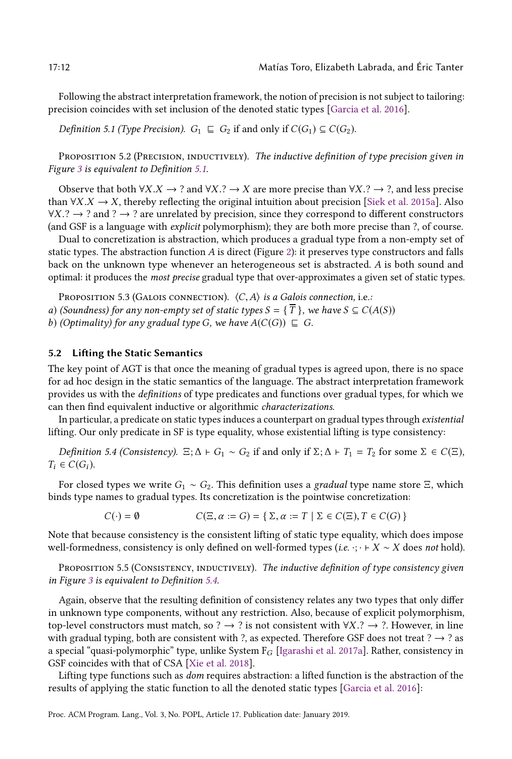Following the abstract interpretation framework, the notion of precision is not subject to tailoring: precision coincides with set inclusion of the denoted static types [Garcia et al. 2016].

*Definition 5.1 (Type Precision).* $G_1 \sqsubseteq G_2$ if and only if $C(G_1) \subseteq C(G_2)$.

Proposition 5.2 (Precision, inductively). *The inductive definition of type precision given in Figure 3 is equivalent to Definition 5.1.*

Observe that both $\forall X.X \rightarrow ?$ and $\forall X.? \rightarrow X$ are more precise than $\forall X.? \rightarrow ?$, and less precise than $\forall X.X \rightarrow X$, thereby reflecting the original intuition about precision [Siek et al. 2015a]. Also $\forall X.? \rightarrow ?$ and $? \rightarrow ?$ are unrelated by precision, since they correspond to different constructors (and GSF is a language with *explicit* polymorphism); they are both more precise than ?, of course.

Dual to concretization is abstraction, which produces a gradual type from a non-empty set of static types. The abstraction function $A$ is direct (Figure 2): it preserves type constructors and falls back on the unknown type whenever an heterogeneous set is abstracted. $A$ is both sound and optimal: it produces the *most precise* gradual type that over-approximates a given set of static types.

Proposition 5.3 (Galois connection). *$\langle C, A \rangle$ is a Galois connection,* i.e.*:*
*a) (Soundness) for any non-empty set of static types $S = \{ \overline{T} \}$, we have $S \subseteq C(A(S))$*
*b) (Optimality) for any gradual type $G$, we have $A(C(G)) \sqsubseteq G$.*

### 5.2 Lifting the Static Semantics

The key point of AGT is that once the meaning of gradual types is agreed upon, there is no space for ad hoc design in the static semantics of the language. The abstract interpretation framework provides us with the *definitions* of type predicates and functions over gradual types, for which we can then find equivalent inductive or algorithmic *characterizations*.

In particular, a predicate on static types induces a counterpart on gradual types through *existential* lifting. Our only predicate in SF is type equality, whose existential lifting is type consistency:

*Definition 5.4 (Consistency).* $\Xi; \Delta \vdash G_1 \sim G_2$ if and only if $\Sigma; \Delta \vdash T_1 = T_2$ for some $\Sigma \in C(\Xi)$, $T_i \in C(G_i)$.

For closed types we write $G_1 \sim G_2$. This definition uses a *gradual* type name store $\Xi$, which binds type names to gradual types. Its concretization is the pointwise concretization:

$$C(\cdot) = \emptyset \qquad\qquad C(\Xi, \alpha := G) = \{ \Sigma, \alpha := T \mid \Sigma \in C(\Xi), T \in C(G) \}$$

Note that because consistency is the consistent lifting of static type equality, which does impose well-formedness, consistency is only defined on well-formed types (*i.e.* $\cdot; \cdot \vdash X \sim X$ does *not* hold).

Proposition 5.5 (Consistency, inductively). *The inductive definition of type consistency given in Figure 3 is equivalent to Definition 5.4.*

Again, observe that the resulting definition of consistency relates any two types that only differ in unknown type components, without any restriction. Also, because of explicit polymorphism, top-level constructors must match, so $? \rightarrow ?$ is not consistent with $\forall X.? \rightarrow ?$. However, in line with gradual typing, both are consistent with ?, as expected. Therefore GSF does not treat $? \rightarrow ?$ as a special "quasi-polymorphic" type, unlike System F$_G$ [Igarashi et al. 2017a]. Rather, consistency in GSF coincides with that of CSA [Xie et al. 2018].

Lifting type functions such as *dom* requires abstraction: a lifted function is the abstraction of the results of applying the static function to all the denoted static types [Garcia et al. 2016]: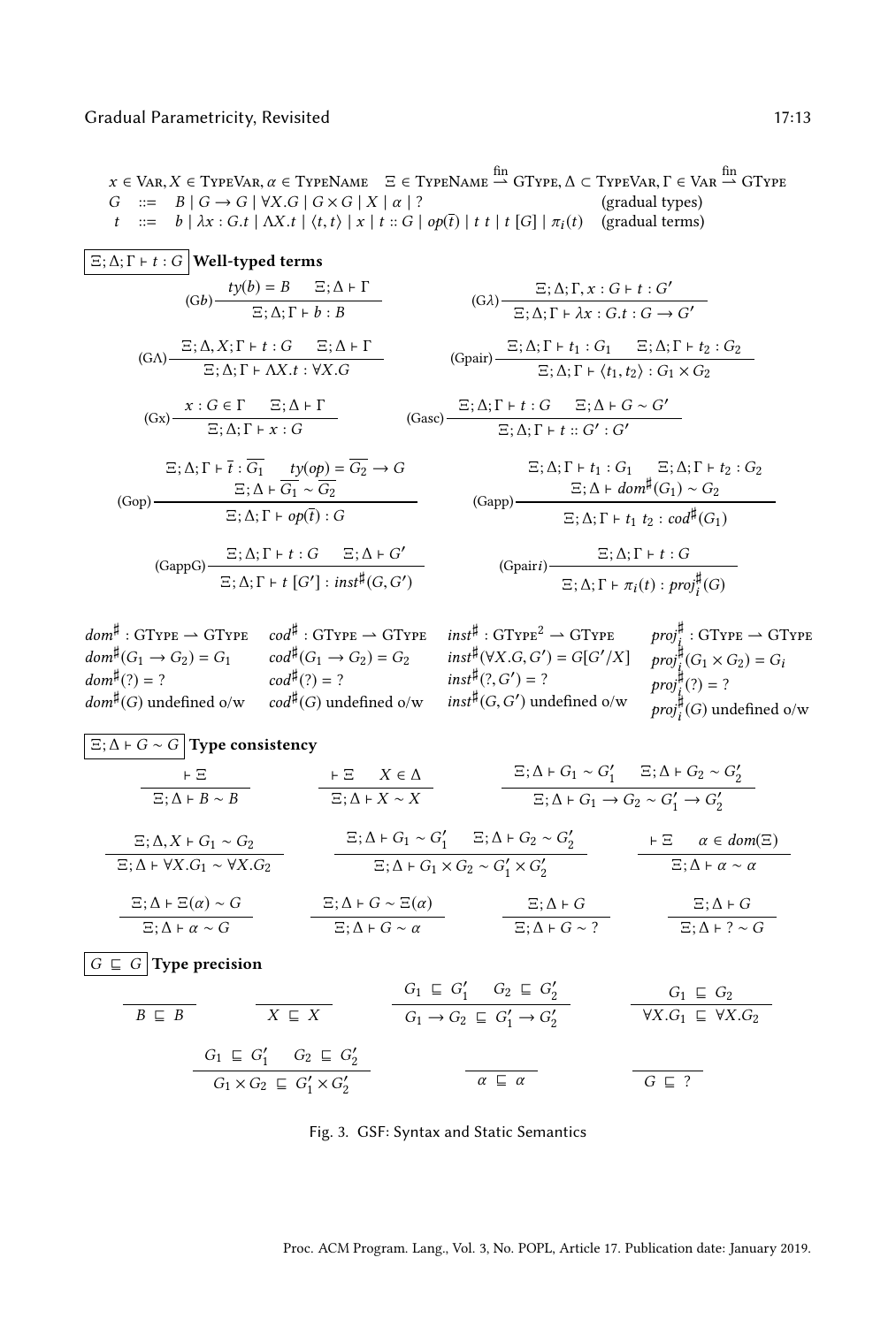$x \in \text{Var}, X \in \text{TypeVar}, \alpha \in \text{TypeName} \quad \Xi \in \text{TypeName} \xrightharpoonup{\text{fin}} \text{GType}, \Delta \subset \text{TypeVar}, \Gamma \in \text{Var} \xrightharpoonup{\text{fin}} \text{GType}$

$$G \;::=\; B \mid G \to G \mid \forall X.G \mid G \times G \mid X \mid \alpha \mid ? \qquad \text{(gradual types)}$$

$$t \;::=\; b \mid \lambda x : G.t \mid \Lambda X.t \mid \langle t, t\rangle \mid x \mid t :: G \mid op(\overline{t}) \mid t\ t \mid t\ [G] \mid \pi_i(t) \qquad \text{(gradual terms)}$$

$\boxed{\Xi; \Delta; \Gamma \vdash t : G}$ **Well-typed terms**

$$(\text{G}b)\ \frac{ty(b) = B \quad \Xi; \Delta \vdash \Gamma}{\Xi; \Delta; \Gamma \vdash b : B} \qquad (\text{G}\lambda)\ \frac{\Xi; \Delta; \Gamma, x : G \vdash t : G'}{\Xi; \Delta; \Gamma \vdash \lambda x : G.t : G \to G'}$$

$$(\text{G}\Lambda)\ \frac{\Xi; \Delta, X; \Gamma \vdash t : G \quad \Xi; \Delta \vdash \Gamma}{\Xi; \Delta; \Gamma \vdash \Lambda X.t : \forall X.G} \qquad (\text{Gpair})\ \frac{\Xi; \Delta; \Gamma \vdash t_1 : G_1 \quad \Xi; \Delta; \Gamma \vdash t_2 : G_2}{\Xi; \Delta; \Gamma \vdash \langle t_1, t_2\rangle : G_1 \times G_2}$$

$$(\text{Gx})\ \frac{x : G \in \Gamma \quad \Xi; \Delta \vdash \Gamma}{\Xi; \Delta; \Gamma \vdash x : G} \qquad (\text{Gasc})\ \frac{\Xi; \Delta; \Gamma \vdash t : G \quad \Xi; \Delta \vdash G \sim G'}{\Xi; \Delta; \Gamma \vdash t :: G' : G'}$$

$$(\text{Gop})\ \frac{\Xi; \Delta; \Gamma \vdash \overline{t} : \overline{G_1} \quad ty(op) = \overline{G_2} \to G \quad \Xi; \Delta \vdash \overline{G_1} \sim \overline{G_2}}{\Xi; \Delta; \Gamma \vdash op(\overline{t}) : G} \qquad (\text{Gapp})\ \frac{\Xi; \Delta; \Gamma \vdash t_1 : G_1 \quad \Xi; \Delta; \Gamma \vdash t_2 : G_2 \quad \Xi; \Delta \vdash dom^\sharp(G_1) \sim G_2}{\Xi; \Delta; \Gamma \vdash t_1\ t_2 : cod^\sharp(G_1)}$$

$$(\text{GappG})\ \frac{\Xi; \Delta; \Gamma \vdash t : G \quad \Xi; \Delta \vdash G'}{\Xi; \Delta; \Gamma \vdash t\ [G'] : inst^\sharp(G, G')} \qquad (\text{Gpair}i)\ \frac{\Xi; \Delta; \Gamma \vdash t : G}{\Xi; \Delta; \Gamma \vdash \pi_i(t) : proj_i^\sharp(G)}$$

$dom^\sharp : \text{GType} \rightharpoonup \text{GType}$
$dom^\sharp(G_1 \to G_2) = G_1$
$dom^\sharp(?) = ?$
$dom^\sharp(G)$ undefined o/w

$cod^\sharp : \text{GType} \rightharpoonup \text{GType}$
$cod^\sharp(G_1 \to G_2) = G_2$
$cod^\sharp(?) = ?$
$cod^\sharp(G)$ undefined o/w

$inst^\sharp : \text{GType}^2 \rightharpoonup \text{GType}$
$inst^\sharp(\forall X.G, G') = G[G'/X]$
$inst^\sharp(?, G') = ?$
$inst^\sharp(G, G')$ undefined o/w

$proj_i^\sharp : \text{GType} \rightharpoonup \text{GType}$
$proj_i^\sharp(G_1 \times G_2) = G_i$
$proj_i^\sharp(?) = ?$
$proj_i^\sharp(G)$ undefined o/w

$\boxed{\Xi; \Delta \vdash G \sim G}$ **Type consistency**

$$\frac{\vdash \Xi}{\Xi; \Delta \vdash B \sim B} \qquad \frac{\vdash \Xi \quad X \in \Delta}{\Xi; \Delta \vdash X \sim X} \qquad \frac{\Xi; \Delta \vdash G_1 \sim G_1' \quad \Xi; \Delta \vdash G_2 \sim G_2'}{\Xi; \Delta \vdash G_1 \to G_2 \sim G_1' \to G_2'}$$

$$\frac{\Xi; \Delta, X \vdash G_1 \sim G_2}{\Xi; \Delta \vdash \forall X.G_1 \sim \forall X.G_2} \qquad \frac{\Xi; \Delta \vdash G_1 \sim G_1' \quad \Xi; \Delta \vdash G_2 \sim G_2'}{\Xi; \Delta \vdash G_1 \times G_2 \sim G_1' \times G_2'} \qquad \frac{\vdash \Xi \quad \alpha \in dom(\Xi)}{\Xi; \Delta \vdash \alpha \sim \alpha}$$

$$\frac{\Xi; \Delta \vdash \Xi(\alpha) \sim G}{\Xi; \Delta \vdash \alpha \sim G} \qquad \frac{\Xi; \Delta \vdash G \sim \Xi(\alpha)}{\Xi; \Delta \vdash G \sim \alpha} \qquad \frac{\Xi; \Delta \vdash G}{\Xi; \Delta \vdash G \sim ?} \qquad \frac{\Xi; \Delta \vdash G}{\Xi; \Delta \vdash ? \sim G}$$

$\boxed{G \sqsubseteq G}$ **Type precision**

$$\frac{}{B \sqsubseteq B} \qquad \frac{}{X \sqsubseteq X} \qquad \frac{G_1 \sqsubseteq G_1' \quad G_2 \sqsubseteq G_2'}{G_1 \to G_2 \sqsubseteq G_1' \to G_2'} \qquad \frac{G_1 \sqsubseteq G_2}{\forall X.G_1 \sqsubseteq \forall X.G_2}$$

$$\frac{G_1 \sqsubseteq G_1' \quad G_2 \sqsubseteq G_2'}{G_1 \times G_2 \sqsubseteq G_1' \times G_2'} \qquad \frac{}{\alpha \sqsubseteq \alpha} \qquad \frac{}{G \sqsubseteq ?}$$

Fig. 3. GSF: Syntax and Static Semantics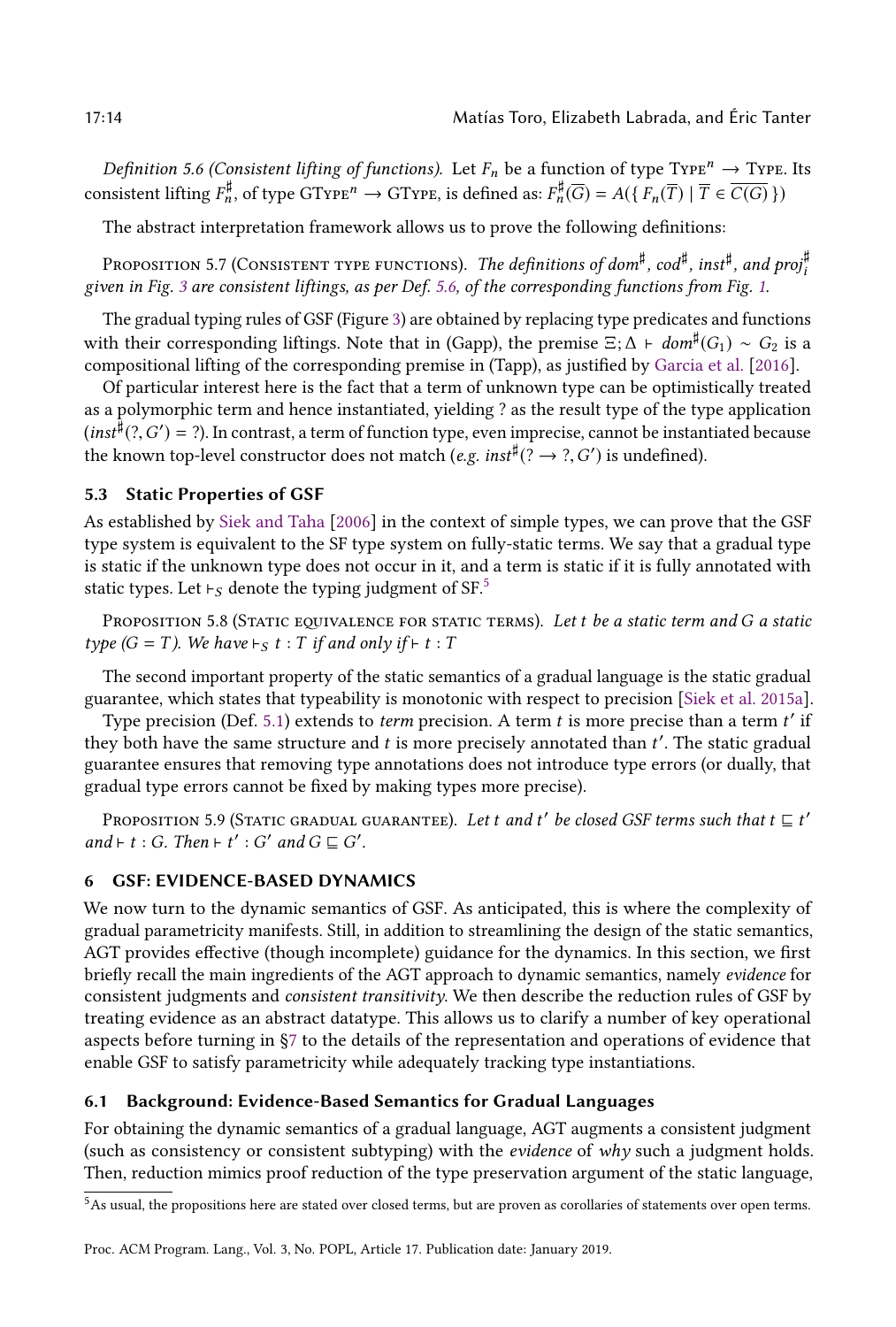*Definition 5.6 (Consistent lifting of functions).* Let $F_n$ be a function of type $\text{Type}^n \rightarrow \text{Type}$. Its consistent lifting $F_n^\sharp$, of type $\text{GType}^n \rightarrow \text{GType}$, is defined as: $F_n^\sharp(\overline{G}) = A(\{ F_n(\overline{T}) \mid \overline{T} \in \overline{C(G)} \})$

The abstract interpretation framework allows us to prove the following definitions:

Proposition 5.7 (Consistent type functions). *The definitions of $dom^\sharp$, $cod^\sharp$, $inst^\sharp$, and $proj_i^\sharp$ given in Fig. 3 are consistent liftings, as per Def. 5.6, of the corresponding functions from Fig. 1.*

The gradual typing rules of GSF (Figure 3) are obtained by replacing type predicates and functions with their corresponding liftings. Note that in (Gapp), the premise $\Xi; \Delta \vdash dom^\sharp(G_1) \sim G_2$ is a compositional lifting of the corresponding premise in (Tapp), as justified by Garcia et al. [2016].

Of particular interest here is the fact that a term of unknown type can be optimistically treated as a polymorphic term and hence instantiated, yielding ? as the result type of the type application ($inst^\sharp(?, G') = ?$). In contrast, a term of function type, even imprecise, cannot be instantiated because the known top-level constructor does not match (*e.g.* $inst^\sharp(? \rightarrow ?, G')$ is undefined).

### 5.3 Static Properties of GSF

As established by Siek and Taha [2006] in the context of simple types, we can prove that the GSF type system is equivalent to the SF type system on fully-static terms. We say that a gradual type is static if the unknown type does not occur in it, and a term is static if it is fully annotated with static types. Let $\vdash_S$ denote the typing judgment of SF.[5]

Proposition 5.8 (Static equivalence for static terms). *Let $t$ be a static term and $G$ a static type ($G = T$). We have $\vdash_S t : T$ if and only if $\vdash t : T$*

The second important property of the static semantics of a gradual language is the static gradual guarantee, which states that typeability is monotonic with respect to precision [Siek et al. 2015a].

Type precision (Def. 5.1) extends to *term* precision. A term $t$ is more precise than a term $t'$ if they both have the same structure and $t$ is more precisely annotated than $t'$. The static gradual guarantee ensures that removing type annotations does not introduce type errors (or dually, that gradual type errors cannot be fixed by making types more precise).

Proposition 5.9 (Static gradual guarantee). *Let $t$ and $t'$ be closed GSF terms such that $t \sqsubseteq t'$ and $\vdash t : G$. Then $\vdash t' : G'$ and $G \sqsubseteq G'$.*

## 6 GSF: EVIDENCE-BASED DYNAMICS

We now turn to the dynamic semantics of GSF. As anticipated, this is where the complexity of gradual parametricity manifests. Still, in addition to streamlining the design of the static semantics, AGT provides effective (though incomplete) guidance for the dynamics. In this section, we first briefly recall the main ingredients of the AGT approach to dynamic semantics, namely *evidence* for consistent judgments and *consistent transitivity*. We then describe the reduction rules of GSF by treating evidence as an abstract datatype. This allows us to clarify a number of key operational aspects before turning in §7 to the details of the representation and operations of evidence that enable GSF to satisfy parametricity while adequately tracking type instantiations.

### 6.1 Background: Evidence-Based Semantics for Gradual Languages

For obtaining the dynamic semantics of a gradual language, AGT augments a consistent judgment (such as consistency or consistent subtyping) with the *evidence* of *why* such a judgment holds. Then, reduction mimics proof reduction of the type preservation argument of the static language,

[5] As usual, the propositions here are stated over closed terms, but are proven as corollaries of statements over open terms.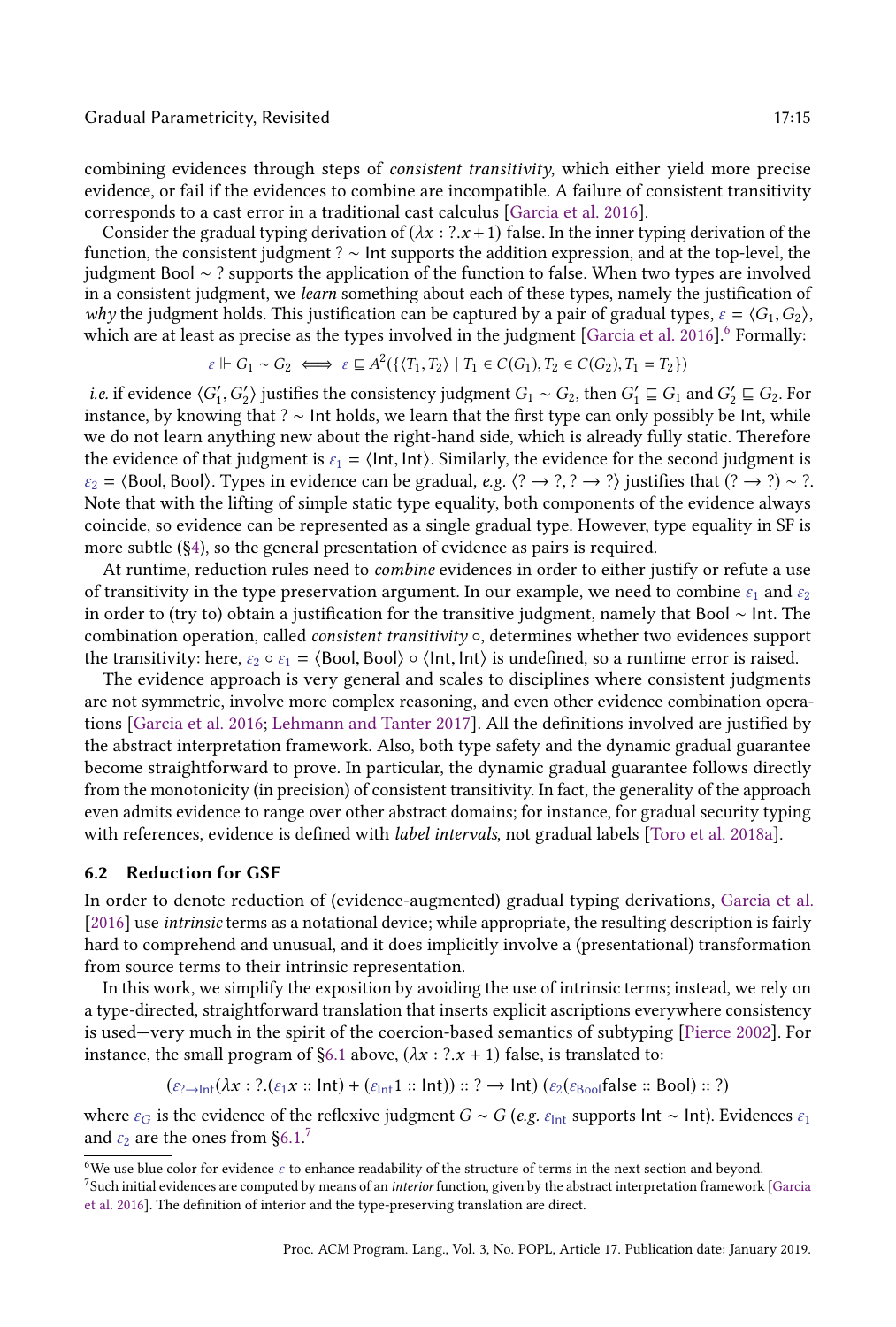combining evidences through steps of *consistent transitivity*, which either yield more precise evidence, or fail if the evidences to combine are incompatible. A failure of consistent transitivity corresponds to a cast error in a traditional cast calculus [Garcia et al. 2016].

Consider the gradual typing derivation of $(\lambda x : ?.x + 1)$ false. In the inner typing derivation of the function, the consistent judgment $? \sim \mathsf{Int}$ supports the addition expression, and at the top-level, the judgment $\mathsf{Bool} \sim ?$ supports the application of the function to false. When two types are involved in a consistent judgment, we *learn* something about each of these types, namely the justification of *why* the judgment holds. This justification can be captured by a pair of gradual types, $\varepsilon = \langle G_1, G_2 \rangle$, which are at least as precise as the types involved in the judgment [Garcia et al. 2016].[6] Formally:

$$\varepsilon \Vdash G_1 \sim G_2 \iff \varepsilon \sqsubseteq A^2(\{\langle T_1, T_2 \rangle \mid T_1 \in C(G_1), T_2 \in C(G_2), T_1 = T_2\})$$

*i.e.* if evidence $\langle G_1', G_2' \rangle$ justifies the consistency judgment $G_1 \sim G_2$, then $G_1' \sqsubseteq G_1$ and $G_2' \sqsubseteq G_2$. For instance, by knowing that $? \sim \mathsf{Int}$ holds, we learn that the first type can only possibly be Int, while we do not learn anything new about the right-hand side, which is already fully static. Therefore the evidence of that judgment is $\varepsilon_1 = \langle \mathsf{Int}, \mathsf{Int} \rangle$. Similarly, the evidence for the second judgment is $\varepsilon_2 = \langle \mathsf{Bool}, \mathsf{Bool} \rangle$. Types in evidence can be gradual, *e.g.* $\langle ? \to ?, ? \to ? \rangle$ justifies that $(? \to ?) \sim ?$. Note that with the lifting of simple static type equality, both components of the evidence always coincide, so evidence can be represented as a single gradual type. However, type equality in SF is more subtle (§4), so the general presentation of evidence as pairs is required.

At runtime, reduction rules need to *combine* evidences in order to either justify or refute a use of transitivity in the type preservation argument. In our example, we need to combine $\varepsilon_1$ and $\varepsilon_2$ in order to (try to) obtain a justification for the transitive judgment, namely that $\mathsf{Bool} \sim \mathsf{Int}$. The combination operation, called *consistent transitivity* $\circ$, determines whether two evidences support the transitivity: here, $\varepsilon_2 \circ \varepsilon_1 = \langle \mathsf{Bool}, \mathsf{Bool} \rangle \circ \langle \mathsf{Int}, \mathsf{Int} \rangle$ is undefined, so a runtime error is raised.

The evidence approach is very general and scales to disciplines where consistent judgments are not symmetric, involve more complex reasoning, and even other evidence combination operations [Garcia et al. 2016; Lehmann and Tanter 2017]. All the definitions involved are justified by the abstract interpretation framework. Also, both type safety and the dynamic gradual guarantee become straightforward to prove. In particular, the dynamic gradual guarantee follows directly from the monotonicity (in precision) of consistent transitivity. In fact, the generality of the approach even admits evidence to range over other abstract domains; for instance, for gradual security typing with references, evidence is defined with *label intervals*, not gradual labels [Toro et al. 2018a].

## 6.2 Reduction for GSF

In order to denote reduction of (evidence-augmented) gradual typing derivations, Garcia et al. [2016] use *intrinsic* terms as a notational device; while appropriate, the resulting description is fairly hard to comprehend and unusual, and it does implicitly involve a (presentational) transformation from source terms to their intrinsic representation.

In this work, we simplify the exposition by avoiding the use of intrinsic terms; instead, we rely on a type-directed, straightforward translation that inserts explicit ascriptions everywhere consistency is used—very much in the spirit of the coercion-based semantics of subtyping [Pierce 2002]. For instance, the small program of §6.1 above, $(\lambda x : ?.x + 1)$ false, is translated to:

$$(\varepsilon_{? \to \mathsf{Int}}(\lambda x : ?.(\varepsilon_1 x :: \mathsf{Int}) + (\varepsilon_{\mathsf{Int}} 1 :: \mathsf{Int})) :: ? \to \mathsf{Int})\ (\varepsilon_2(\varepsilon_{\mathsf{Bool}} \mathsf{false} :: \mathsf{Bool}) :: ?)$$

where $\varepsilon_G$ is the evidence of the reflexive judgment $G \sim G$ (*e.g.* $\varepsilon_{\mathsf{Int}}$ supports $\mathsf{Int} \sim \mathsf{Int}$). Evidences $\varepsilon_1$ and $\varepsilon_2$ are the ones from §6.1.[7]

[6] We use blue color for evidence $\varepsilon$ to enhance readability of the structure of terms in the next section and beyond.

[7] Such initial evidences are computed by means of an *interior* function, given by the abstract interpretation framework [Garcia et al. 2016]. The definition of interior and the type-preserving translation are direct.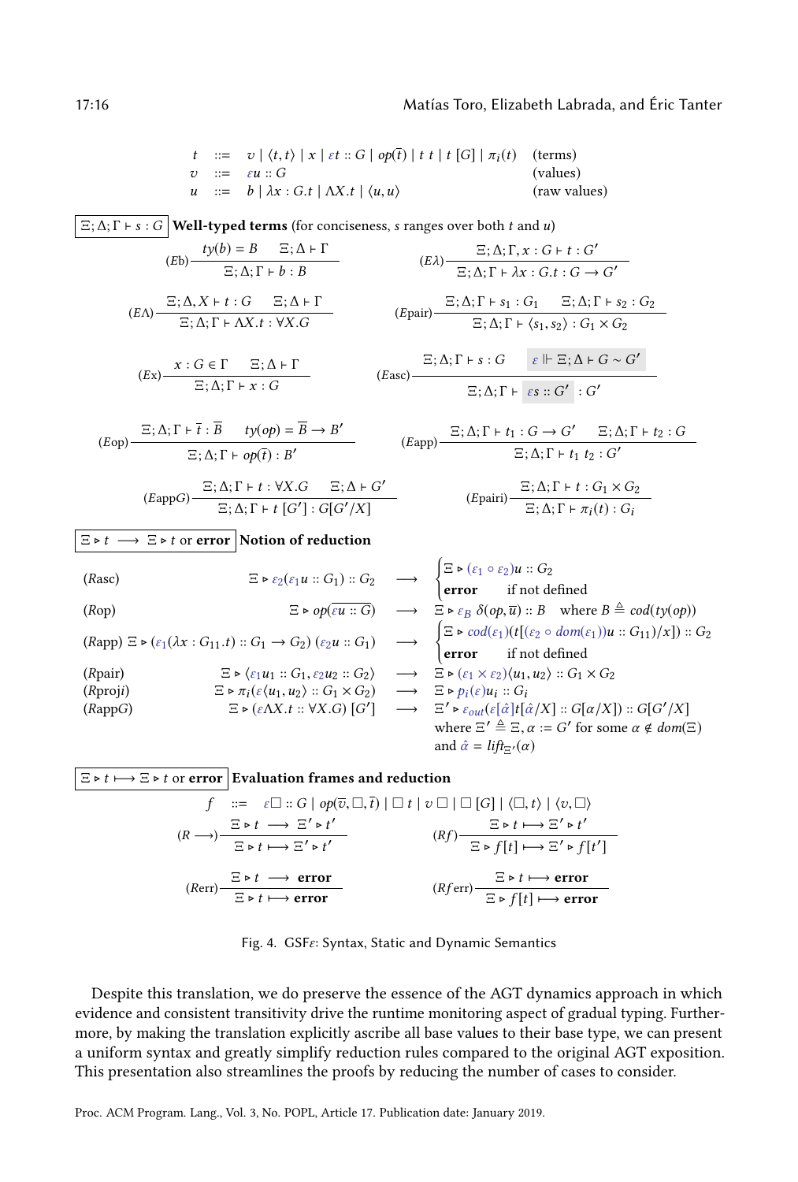$$
\begin{array}{llll}
t & ::= & v \mid \langle t, t \rangle \mid x \mid \varepsilon t :: G \mid op(\overline{t}) \mid t\ t \mid t\ [G] \mid \pi_i(t) & \text{(terms)} \\
v & ::= & \varepsilon u :: G & \text{(values)} \\
u & ::= & b \mid \lambda x : G.t \mid \Lambda X.t \mid \langle u, u \rangle & \text{(raw values)}
\end{array}
$$

$\boxed{\Xi; \Delta; \Gamma \vdash s : G}$ **Well-typed terms** (for conciseness, $s$ ranges over both $t$ and $u$)

$$
(E\text{b})\frac{ty(b) = B \quad \Xi; \Delta \vdash \Gamma}{\Xi; \Delta; \Gamma \vdash b : B}
\qquad
(E\lambda)\frac{\Xi; \Delta; \Gamma, x : G \vdash t : G'}{\Xi; \Delta; \Gamma \vdash \lambda x : G.t : G \rightarrow G'}
$$

$$
(E\Lambda)\frac{\Xi; \Delta, X \vdash t : G \quad \Xi; \Delta \vdash \Gamma}{\Xi; \Delta; \Gamma \vdash \Lambda X.t : \forall X.G}
\qquad
(E\text{pair})\frac{\Xi; \Delta; \Gamma \vdash s_1 : G_1 \quad \Xi; \Delta; \Gamma \vdash s_2 : G_2}{\Xi; \Delta; \Gamma \vdash \langle s_1, s_2 \rangle : G_1 \times G_2}
$$

$$
(E\text{x})\frac{x : G \in \Gamma \quad \Xi; \Delta \vdash \Gamma}{\Xi; \Delta; \Gamma \vdash x : G}
\qquad
(E\text{asc})\frac{\Xi; \Delta; \Gamma \vdash s : G \quad \varepsilon \Vdash \Xi; \Delta \vdash G \sim G'}{\Xi; \Delta; \Gamma \vdash \varepsilon s :: G' : G'}
$$

$$
(E\text{op})\frac{\Xi; \Delta; \Gamma \vdash \overline{t} : \overline{B} \quad ty(op) = \overline{B} \rightarrow B'}{\Xi; \Delta; \Gamma \vdash op(\overline{t}) : B'}
\qquad
(E\text{app})\frac{\Xi; \Delta; \Gamma \vdash t_1 : G \rightarrow G' \quad \Xi; \Delta; \Gamma \vdash t_2 : G}{\Xi; \Delta; \Gamma \vdash t_1\ t_2 : G'}
$$

$$
(E\text{app}G)\frac{\Xi; \Delta; \Gamma \vdash t : \forall X.G \quad \Xi; \Delta \vdash G'}{\Xi; \Delta; \Gamma \vdash t\ [G'] : G[G'/X]}
\qquad
(E\text{pairi})\frac{\Xi; \Delta; \Gamma \vdash t : G_1 \times G_2}{\Xi; \Delta; \Gamma \vdash \pi_i(t) : G_i}
$$

$\boxed{\Xi \triangleright t \longrightarrow \Xi \triangleright t \text{ or } \mathbf{error}}$ **Notion of reduction**

$$
\begin{array}{llll}
(R\text{asc}) & \Xi \triangleright \varepsilon_2(\varepsilon_1 u :: G_1) :: G_2 & \longrightarrow & \begin{cases} \Xi \triangleright (\varepsilon_1 \circ \varepsilon_2) u :: G_2 \\ \mathbf{error} \quad \text{if not defined} \end{cases} \\
(R\text{op}) & \Xi \triangleright op(\overline{\varepsilon u :: G}) & \longrightarrow & \Xi \triangleright \varepsilon_B\ \delta(op, \overline{u}) :: B \quad \text{where } B \triangleq cod(ty(op)) \\
(R\text{app}) & \Xi \triangleright (\varepsilon_1(\lambda x : G_{11}.t) :: G_1 \rightarrow G_2)\ (\varepsilon_2 u :: G_1) & \longrightarrow & \begin{cases} \Xi \triangleright cod(\varepsilon_1)(t[(\varepsilon_2 \circ dom(\varepsilon_1))u :: G_{11})/x]) :: G_2 \\ \mathbf{error} \quad \text{if not defined} \end{cases} \\
(R\text{pair}) & \Xi \triangleright \langle \varepsilon_1 u_1 :: G_1, \varepsilon_2 u_2 :: G_2 \rangle & \longrightarrow & \Xi \triangleright (\varepsilon_1 \times \varepsilon_2)\langle u_1, u_2 \rangle :: G_1 \times G_2 \\
(R\text{proj}i) & \Xi \triangleright \pi_i(\varepsilon \langle u_1, u_2 \rangle :: G_1 \times G_2) & \longrightarrow & \Xi \triangleright p_i(\varepsilon) u_i :: G_i \\
(R\text{app}G) & \Xi \triangleright (\varepsilon \Lambda X.t :: \forall X.G)\ [G'] & \longrightarrow & \Xi' \triangleright \varepsilon_{out}(\varepsilon[\hat{\alpha}] t[\hat{\alpha}/X] :: G[\alpha/X]) :: G[G'/X] \\
& & & \text{where } \Xi' \triangleq \Xi, \alpha := G' \text{ for some } \alpha \notin dom(\Xi) \\
& & & \text{and } \hat{\alpha} = lift_{\Xi'}(\alpha)
\end{array}
$$

$\boxed{\Xi \triangleright t \longmapsto \Xi \triangleright t \text{ or } \mathbf{error}}$ **Evaluation frames and reduction**

$$
f \quad ::= \quad \varepsilon \square :: G \mid op(\overline{v}, \square, \overline{t}) \mid \square\ t \mid v\ \square \mid \square\ [G] \mid \langle \square, t \rangle \mid \langle v, \square \rangle
$$

$$
(R\longrightarrow)\frac{\Xi \triangleright t \longrightarrow \Xi' \triangleright t'}{\Xi \triangleright t \longmapsto \Xi' \triangleright t'}
\qquad
(Rf)\frac{\Xi \triangleright t \longmapsto \Xi' \triangleright t'}{\Xi \triangleright f[t] \longmapsto \Xi' \triangleright f[t']}
$$

$$
(R\text{err})\frac{\Xi \triangleright t \longrightarrow \mathbf{error}}{\Xi \triangleright t \longmapsto \mathbf{error}}
\qquad
(Rf\text{err})\frac{\Xi \triangleright t \longmapsto \mathbf{error}}{\Xi \triangleright f[t] \longmapsto \mathbf{error}}
$$

Fig. 4. GSF$\varepsilon$: Syntax, Static and Dynamic Semantics

Despite this translation, we do preserve the essence of the AGT dynamics approach in which evidence and consistent transitivity drive the runtime monitoring aspect of gradual typing. Furthermore, by making the translation explicitly ascribe all base values to their base type, we can present a uniform syntax and greatly simplify reduction rules compared to the original AGT exposition. This presentation also streamlines the proofs by reducing the number of cases to consider.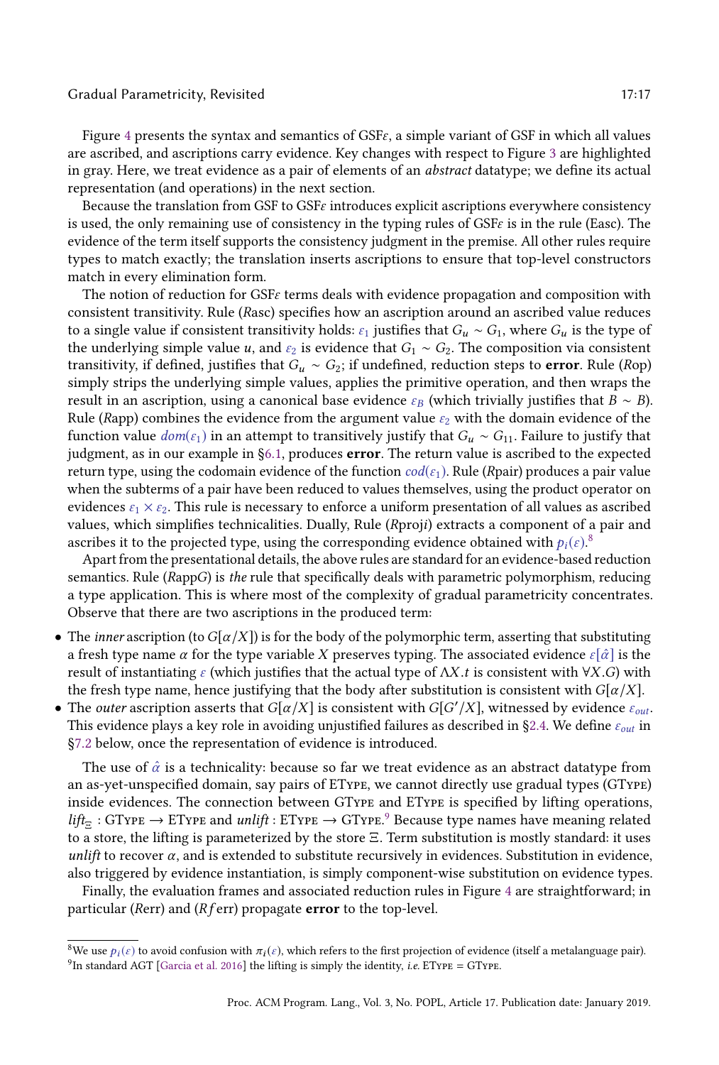Figure 4 presents the syntax and semantics of GSF$\varepsilon$, a simple variant of GSF in which all values are ascribed, and ascriptions carry evidence. Key changes with respect to Figure 3 are highlighted in gray. Here, we treat evidence as a pair of elements of an *abstract* datatype; we define its actual representation (and operations) in the next section.

Because the translation from GSF to GSF$\varepsilon$ introduces explicit ascriptions everywhere consistency is used, the only remaining use of consistency in the typing rules of GSF$\varepsilon$ is in the rule (Easc). The evidence of the term itself supports the consistency judgment in the premise. All other rules require types to match exactly; the translation inserts ascriptions to ensure that top-level constructors match in every elimination form.

The notion of reduction for GSF$\varepsilon$ terms deals with evidence propagation and composition with consistent transitivity. Rule (*R*asc) specifies how an ascription around an ascribed value reduces to a single value if consistent transitivity holds: $\varepsilon_1$ justifies that $G_u \sim G_1$, where $G_u$ is the type of the underlying simple value $u$, and $\varepsilon_2$ is evidence that $G_1 \sim G_2$. The composition via consistent transitivity, if defined, justifies that $G_u \sim G_2$; if undefined, reduction steps to **error**. Rule (*R*op) simply strips the underlying simple values, applies the primitive operation, and then wraps the result in an ascription, using a canonical base evidence $\varepsilon_B$ (which trivially justifies that $B \sim B$). Rule (*R*app) combines the evidence from the argument value $\varepsilon_2$ with the domain evidence of the function value $dom(\varepsilon_1)$ in an attempt to transitively justify that $G_u \sim G_{11}$. Failure to justify that judgment, as in our example in §6.1, produces **error**. The return value is ascribed to the expected return type, using the codomain evidence of the function $cod(\varepsilon_1)$. Rule (*R*pair) produces a pair value when the subterms of a pair have been reduced to values themselves, using the product operator on evidences $\varepsilon_1 \times \varepsilon_2$. This rule is necessary to enforce a uniform presentation of all values as ascribed values, which simplifies technicalities. Dually, Rule (*R*proj*i*) extracts a component of a pair and ascribes it to the projected type, using the corresponding evidence obtained with $p_i(\varepsilon)$.[8]

Apart from the presentational details, the above rules are standard for an evidence-based reduction semantics. Rule (*R*app*G*) is *the* rule that specifically deals with parametric polymorphism, reducing a type application. This is where most of the complexity of gradual parametricity concentrates. Observe that there are two ascriptions in the produced term:

- The *inner* ascription (to $G[\alpha/X]$) is for the body of the polymorphic term, asserting that substituting a fresh type name $\alpha$ for the type variable $X$ preserves typing. The associated evidence $\varepsilon[\hat{\alpha}]$ is the result of instantiating $\varepsilon$ (which justifies that the actual type of $\Lambda X.t$ is consistent with $\forall X.G$) with the fresh type name, hence justifying that the body after substitution is consistent with $G[\alpha/X]$.
- The *outer* ascription asserts that $G[\alpha/X]$ is consistent with $G[G'/X]$, witnessed by evidence $\varepsilon_{out}$. This evidence plays a key role in avoiding unjustified failures as described in §2.4. We define $\varepsilon_{out}$ in §7.2 below, once the representation of evidence is introduced.

The use of $\hat{\alpha}$ is a technicality: because so far we treat evidence as an abstract datatype from an as-yet-unspecified domain, say pairs of EType, we cannot directly use gradual types (GType) inside evidences. The connection between GType and EType is specified by lifting operations, $lift_{\Xi}$ : GType $\rightarrow$ EType and *unlift* : EType $\rightarrow$ GType.[9] Because type names have meaning related to a store, the lifting is parameterized by the store $\Xi$. Term substitution is mostly standard: it uses *unlift* to recover $\alpha$, and is extended to substitute recursively in evidences. Substitution in evidence, also triggered by evidence instantiation, is simply component-wise substitution on evidence types.

Finally, the evaluation frames and associated reduction rules in Figure 4 are straightforward; in particular (*R*err) and (*Rf*err) propagate **error** to the top-level.

---

[8] We use $p_i(\varepsilon)$ to avoid confusion with $\pi_i(\varepsilon)$, which refers to the first projection of evidence (itself a metalanguage pair).

[9] In standard AGT [Garcia et al. 2016] the lifting is simply the identity, *i.e.* EType = GType.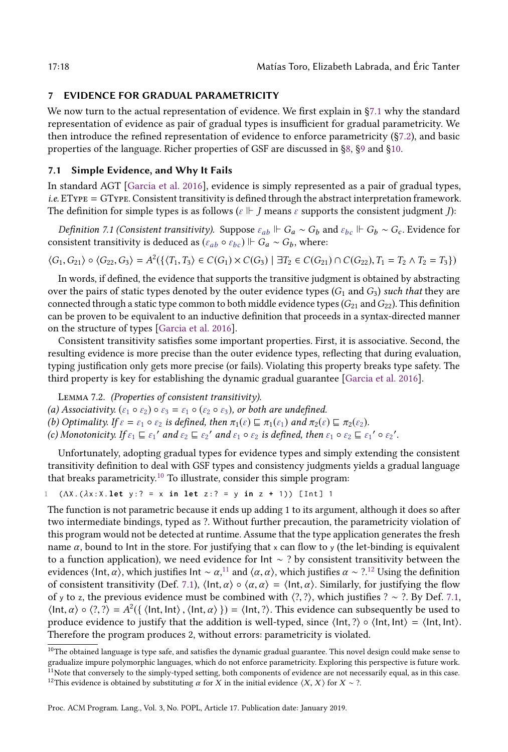## 7 EVIDENCE FOR GRADUAL PARAMETRICITY

We now turn to the actual representation of evidence. We first explain in §7.1 why the standard representation of evidence as pair of gradual types is insufficient for gradual parametricity. We then introduce the refined representation of evidence to enforce parametricity (§7.2), and basic properties of the language. Richer properties of GSF are discussed in §8, §9 and §10.

### 7.1 Simple Evidence, and Why It Fails

In standard AGT [Garcia et al. 2016], evidence is simply represented as a pair of gradual types, *i.e.* EType = GType. Consistent transitivity is defined through the abstract interpretation framework. The definition for simple types is as follows ($\varepsilon \Vdash J$ means $\varepsilon$ supports the consistent judgment $J$):

*Definition 7.1 (Consistent transitivity).* Suppose $\varepsilon_{ab} \Vdash G_a \sim G_b$ and $\varepsilon_{bc} \Vdash G_b \sim G_c$. Evidence for consistent transitivity is deduced as $(\varepsilon_{ab} \circ \varepsilon_{bc}) \Vdash G_a \sim G_b$, where:

$$\langle G_1, G_{21}\rangle \circ \langle G_{22}, G_3\rangle = A^2(\{\langle T_1, T_3\rangle \in C(G_1) \times C(G_3) \mid \exists T_2 \in C(G_{21}) \cap C(G_{22}), T_1 = T_2 \wedge T_2 = T_3\})$$

In words, if defined, the evidence that supports the transitive judgment is obtained by abstracting over the pairs of static types denoted by the outer evidence types ($G_1$ and $G_3$) *such that* they are connected through a static type common to both middle evidence types ($G_{21}$ and $G_{22}$). This definition can be proven to be equivalent to an inductive definition that proceeds in a syntax-directed manner on the structure of types [Garcia et al. 2016].

Consistent transitivity satisfies some important properties. First, it is associative. Second, the resulting evidence is more precise than the outer evidence types, reflecting that during evaluation, typing justification only gets more precise (or fails). Violating this property breaks type safety. The third property is key for establishing the dynamic gradual guarantee [Garcia et al. 2016].

Lemma 7.2. *(Properties of consistent transitivity).*
*(a) Associativity.* $(\varepsilon_1 \circ \varepsilon_2) \circ \varepsilon_3 = \varepsilon_1 \circ (\varepsilon_2 \circ \varepsilon_3)$*, or both are undefined.*
*(b) Optimality. If* $\varepsilon = \varepsilon_1 \circ \varepsilon_2$ *is defined, then* $\pi_1(\varepsilon) \sqsubseteq \pi_1(\varepsilon_1)$ *and* $\pi_2(\varepsilon) \sqsubseteq \pi_2(\varepsilon_2)$*.*
*(c) Monotonicity. If* $\varepsilon_1 \sqsubseteq \varepsilon_1{}'$ *and* $\varepsilon_2 \sqsubseteq \varepsilon_2{}'$ *and* $\varepsilon_1 \circ \varepsilon_2$ *is defined, then* $\varepsilon_1 \circ \varepsilon_2 \sqsubseteq \varepsilon_1{}' \circ \varepsilon_2{}'$*.*

Unfortunately, adopting gradual types for evidence types and simply extending the consistent transitivity definition to deal with GSF types and consistency judgments yields a gradual language that breaks parametricity.[10] To illustrate, consider this simple program:

```
1  (ΛX.(λx:X.let y:? = x in let z:? = y in z + 1)) [Int] 1
```

The function is not parametric because it ends up adding 1 to its argument, although it does so after two intermediate bindings, typed as ?. Without further precaution, the parametricity violation of this program would not be detected at runtime. Assume that the type application generates the fresh name $\alpha$, bound to Int in the store. For justifying that x can flow to y (the let-binding is equivalent to a function application), we need evidence for $\mathsf{Int} \sim ?$ by consistent transitivity between the evidences $\langle \mathsf{Int}, \alpha\rangle$, which justifies $\mathsf{Int} \sim \alpha$,[11] and $\langle \alpha, \alpha\rangle$, which justifies $\alpha \sim ?$.[12] Using the definition of consistent transitivity (Def. 7.1), $\langle \mathsf{Int}, \alpha\rangle \circ \langle \alpha, \alpha\rangle = \langle \mathsf{Int}, \alpha\rangle$. Similarly, for justifying the flow of y to z, the previous evidence must be combined with $\langle ?, ?\rangle$, which justifies $? \sim ?$. By Def. 7.1, $\langle \mathsf{Int}, \alpha\rangle \circ \langle ?, ?\rangle = A^2(\{\langle \mathsf{Int}, \mathsf{Int}\rangle, \langle \mathsf{Int}, \alpha\rangle\}) = \langle \mathsf{Int}, ?\rangle$. This evidence can subsequently be used to produce evidence to justify that the addition is well-typed, since $\langle \mathsf{Int}, ?\rangle \circ \langle \mathsf{Int}, \mathsf{Int}\rangle = \langle \mathsf{Int}, \mathsf{Int}\rangle$. Therefore the program produces 2, without errors: parametricity is violated.

---

[10] The obtained language is type safe, and satisfies the dynamic gradual guarantee. This novel design could make sense to gradualize impure polymorphic languages, which do not enforce parametricity. Exploring this perspective is future work.

[11] Note that conversely to the simply-typed setting, both components of evidence are not necessarily equal, as in this case.

[12] This evidence is obtained by substituting $\alpha$ for $X$ in the initial evidence $\langle X, X\rangle$ for $X \sim ?$.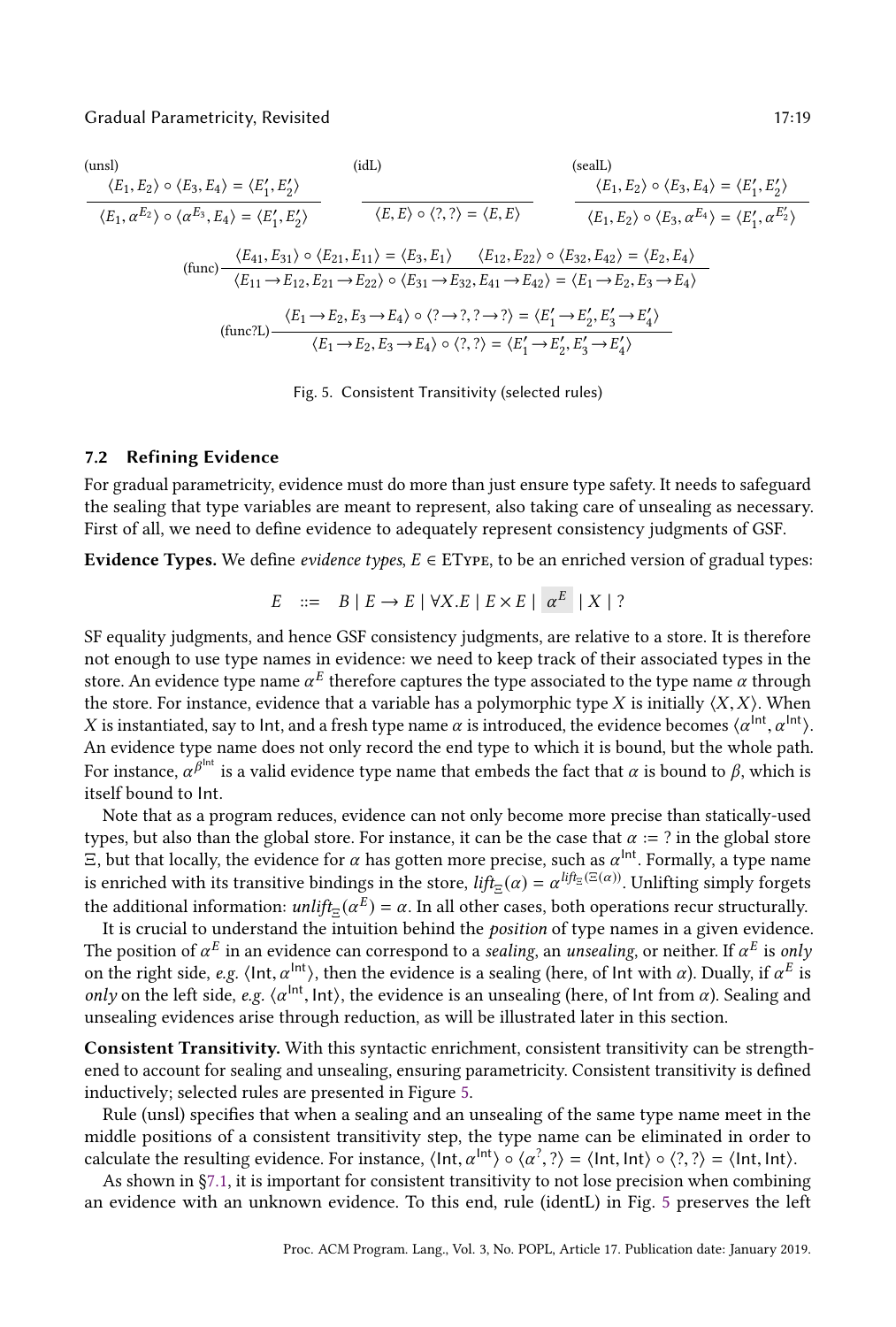$$\text{(unsl)}\ \frac{\langle E_1, E_2\rangle \circ \langle E_3, E_4\rangle = \langle E_1', E_2'\rangle}{\langle E_1, \alpha^{E_2}\rangle \circ \langle \alpha^{E_3}, E_4\rangle = \langle E_1', E_2'\rangle} \qquad \text{(idL)}\ \frac{}{\langle E, E\rangle \circ \langle ?, ?\rangle = \langle E, E\rangle} \qquad \text{(sealL)}\ \frac{\langle E_1, E_2\rangle \circ \langle E_3, E_4\rangle = \langle E_1', E_2'\rangle}{\langle E_1, E_2\rangle \circ \langle E_3, \alpha^{E_4}\rangle = \langle E_1', \alpha^{E_2'}\rangle}$$

$$\text{(func)}\ \frac{\langle E_{41}, E_{31}\rangle \circ \langle E_{21}, E_{11}\rangle = \langle E_3, E_1\rangle \qquad \langle E_{12}, E_{22}\rangle \circ \langle E_{32}, E_{42}\rangle = \langle E_2, E_4\rangle}{\langle E_{11} \to E_{12}, E_{21} \to E_{22}\rangle \circ \langle E_{31} \to E_{32}, E_{41} \to E_{42}\rangle = \langle E_1 \to E_2, E_3 \to E_4\rangle}$$

$$\text{(func?L)}\ \frac{\langle E_1 \to E_2, E_3 \to E_4\rangle \circ \langle ? \to ?, ? \to ?\rangle = \langle E_1' \to E_2', E_3' \to E_4'\rangle}{\langle E_1 \to E_2, E_3 \to E_4\rangle \circ \langle ?, ?\rangle = \langle E_1' \to E_2', E_3' \to E_4'\rangle}$$

Fig. 5. Consistent Transitivity (selected rules)

### 7.2 Refining Evidence

For gradual parametricity, evidence must do more than just ensure type safety. It needs to safeguard the sealing that type variables are meant to represent, also taking care of unsealing as necessary. First of all, we need to define evidence to adequately represent consistency judgments of GSF.

**Evidence Types.** We define *evidence types*, $E \in \text{EType}$, to be an enriched version of gradual types:

$$E \quad ::= \quad B \mid E \to E \mid \forall X.E \mid E \times E \mid \boxed{\alpha^E} \mid X \mid ?$$

SF equality judgments, and hence GSF consistency judgments, are relative to a store. It is therefore not enough to use type names in evidence: we need to keep track of their associated types in the store. An evidence type name $\alpha^E$ therefore captures the type associated to the type name $\alpha$ through the store. For instance, evidence that a variable has a polymorphic type $X$ is initially $\langle X, X\rangle$. When $X$ is instantiated, say to $\mathsf{Int}$, and a fresh type name $\alpha$ is introduced, the evidence becomes $\langle \alpha^{\mathsf{Int}}, \alpha^{\mathsf{Int}}\rangle$. An evidence type name does not only record the end type to which it is bound, but the whole path. For instance, $\alpha^{\beta^{\mathsf{Int}}}$ is a valid evidence type name that embeds the fact that $\alpha$ is bound to $\beta$, which is itself bound to $\mathsf{Int}$.

Note that as a program reduces, evidence can not only become more precise than statically-used types, but also than the global store. For instance, it can be the case that $\alpha := ?$ in the global store $\Xi$, but that locally, the evidence for $\alpha$ has gotten more precise, such as $\alpha^{\mathsf{Int}}$. Formally, a type name is enriched with its transitive bindings in the store, $\mathit{lift}_{\Xi}(\alpha) = \alpha^{\mathit{lift}_{\Xi}(\Xi(\alpha))}$. Unlifting simply forgets the additional information: $\mathit{unlift}_{\Xi}(\alpha^E) = \alpha$. In all other cases, both operations recur structurally.

It is crucial to understand the intuition behind the *position* of type names in a given evidence. The position of $\alpha^E$ in an evidence can correspond to a *sealing*, an *unsealing*, or neither. If $\alpha^E$ is *only* on the right side, *e.g.* $\langle \mathsf{Int}, \alpha^{\mathsf{Int}}\rangle$, then the evidence is a sealing (here, of $\mathsf{Int}$ with $\alpha$). Dually, if $\alpha^E$ is *only* on the left side, *e.g.* $\langle \alpha^{\mathsf{Int}}, \mathsf{Int}\rangle$, the evidence is an unsealing (here, of $\mathsf{Int}$ from $\alpha$). Sealing and unsealing evidences arise through reduction, as will be illustrated later in this section.

**Consistent Transitivity.** With this syntactic enrichment, consistent transitivity can be strengthened to account for sealing and unsealing, ensuring parametricity. Consistent transitivity is defined inductively; selected rules are presented in Figure 5.

Rule (unsl) specifies that when a sealing and an unsealing of the same type name meet in the middle positions of a consistent transitivity step, the type name can be eliminated in order to calculate the resulting evidence. For instance, $\langle \mathsf{Int}, \alpha^{\mathsf{Int}}\rangle \circ \langle \alpha^{?}, ?\rangle = \langle \mathsf{Int}, \mathsf{Int}\rangle \circ \langle ?, ?\rangle = \langle \mathsf{Int}, \mathsf{Int}\rangle$.

As shown in §7.1, it is important for consistent transitivity to not lose precision when combining an evidence with an unknown evidence. To this end, rule (identL) in Fig. 5 preserves the left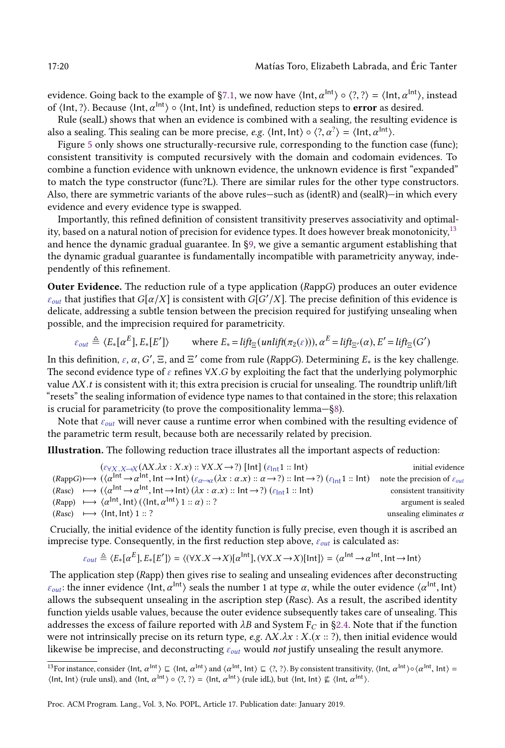evidence. Going back to the example of §7.1, we now have $\langle \mathsf{Int}, \alpha^{\mathsf{Int}} \rangle \circ \langle ?, ? \rangle = \langle \mathsf{Int}, \alpha^{\mathsf{Int}} \rangle$, instead of $\langle \mathsf{Int}, ? \rangle$. Because $\langle \mathsf{Int}, \alpha^{\mathsf{Int}} \rangle \circ \langle \mathsf{Int}, \mathsf{Int} \rangle$ is undefined, reduction steps to **error** as desired.

Rule (sealL) shows that when an evidence is combined with a sealing, the resulting evidence is also a sealing. This sealing can be more precise, *e.g.* $\langle \mathsf{Int}, \mathsf{Int} \rangle \circ \langle ?, \alpha^{?} \rangle = \langle \mathsf{Int}, \alpha^{\mathsf{Int}} \rangle$.

Figure 5 only shows one structurally-recursive rule, corresponding to the function case (func); consistent transitivity is computed recursively with the domain and codomain evidences. To combine a function evidence with unknown evidence, the unknown evidence is first "expanded" to match the type constructor (func?L). There are similar rules for the other type constructors. Also, there are symmetric variants of the above rules—such as (identR) and (sealR)—in which every evidence and every evidence type is swapped.

Importantly, this refined definition of consistent transitivity preserves associativity and optimality, based on a natural notion of precision for evidence types. It does however break monotonicity,[13] and hence the dynamic gradual guarantee. In §9, we give a semantic argument establishing that the dynamic gradual guarantee is fundamentally incompatible with parametricity anyway, independently of this refinement.

**Outer Evidence.** The reduction rule of a type application (*R*appG) produces an outer evidence $\varepsilon_{out}$ that justifies that $G[\alpha/X]$ is consistent with $G[G'/X]$. The precise definition of this evidence is delicate, addressing a subtle tension between the precision required for justifying unsealing when possible, and the imprecision required for parametricity.

$$\varepsilon_{out} \triangleq \langle E_*[\alpha^E], E_*[E'] \rangle \qquad \text{where } E_* = lift_{\Xi}(unlift(\pi_2(\varepsilon))), \alpha^E = lift_{\Xi'}(\alpha), E' = lift_{\Xi}(G')$$

In this definition, $\varepsilon$, $\alpha$, $G'$, $\Xi$, and $\Xi'$ come from rule (*R*appG). Determining $E_*$ is the key challenge. The second evidence type of $\varepsilon$ refines $\forall X.G$ by exploiting the fact that the underlying polymorphic value $\Lambda X.t$ is consistent with it; this extra precision is crucial for unsealing. The roundtrip unlift/lift "resets" the sealing information of evidence type names to that contained in the store; this relaxation is crucial for parametricity (to prove the compositionality lemma—§8).

Note that $\varepsilon_{out}$ will never cause a runtime error when combined with the resulting evidence of the parametric term result, because both are necessarily related by precision.

**Illustration.** The following reduction trace illustrates all the important aspects of reduction:

$$
\begin{array}{lll}
 & (\varepsilon_{\forall X.X \to X}(\Lambda X.\lambda x : X.x) :: \forall X.X \to ?)\ [\mathsf{Int}]\ (\varepsilon_{\mathsf{Int}} 1 :: \mathsf{Int}) & \text{initial evidence} \\
(R\mathrm{appG}) \longmapsto & (\langle \alpha^{\mathsf{Int}} \to \alpha^{\mathsf{Int}}, \mathsf{Int} \to \mathsf{Int} \rangle\ (\varepsilon_{\alpha \to \alpha}(\lambda x : \alpha.x) :: \alpha \to ?) :: \mathsf{Int} \to ?)\ (\varepsilon_{\mathsf{Int}} 1 :: \mathsf{Int}) & \text{note the precision of } \varepsilon_{out} \\
(R\mathrm{asc}) \longmapsto & (\langle \alpha^{\mathsf{Int}} \to \alpha^{\mathsf{Int}}, \mathsf{Int} \to \mathsf{Int} \rangle\ (\lambda x : \alpha.x) :: \mathsf{Int} \to ?)\ (\varepsilon_{\mathsf{Int}} 1 :: \mathsf{Int}) & \text{consistent transitivity} \\
(R\mathrm{app}) \longmapsto & \langle \alpha^{\mathsf{Int}}, \mathsf{Int} \rangle\ (\langle \mathsf{Int}, \alpha^{\mathsf{Int}} \rangle\ 1 :: \alpha) :: ? & \text{argument is sealed} \\
(R\mathrm{asc}) \longmapsto & \langle \mathsf{Int}, \mathsf{Int} \rangle\ 1 :: ? & \text{unsealing eliminates } \alpha
\end{array}
$$

Crucially, the initial evidence of the identity function is fully precise, even though it is ascribed an imprecise type. Consequently, in the first reduction step above, $\varepsilon_{out}$ is calculated as:

$$\varepsilon_{out} \triangleq \langle E_*[\alpha^E], E_*[E'] \rangle = \langle (\forall X.X \to X)[\alpha^{\mathsf{Int}}], (\forall X.X \to X)[\mathsf{Int}] \rangle = \langle \alpha^{\mathsf{Int}} \to \alpha^{\mathsf{Int}}, \mathsf{Int} \to \mathsf{Int} \rangle$$

The application step (*R*app) then gives rise to sealing and unsealing evidences after deconstructing $\varepsilon_{out}$: the inner evidence $\langle \mathsf{Int}, \alpha^{\mathsf{Int}} \rangle$ seals the number 1 at type $\alpha$, while the outer evidence $\langle \alpha^{\mathsf{Int}}, \mathsf{Int} \rangle$ allows the subsequent unsealing in the ascription step (*R*asc). As a result, the ascribed identity function yields usable values, because the outer evidence subsequently takes care of unsealing. This addresses the excess of failure reported with $\lambda B$ and System $F_C$ in §2.4. Note that if the function were not intrinsically precise on its return type, *e.g.* $\Lambda X.\lambda x : X.(x :: ?)$, then initial evidence would likewise be imprecise, and deconstructing $\varepsilon_{out}$ would *not* justify unsealing the result anymore.

---

[13]For instance, consider $\langle \mathsf{Int}, \alpha^{\mathsf{Int}} \rangle \sqsubseteq \langle \mathsf{Int}, \alpha^{\mathsf{Int}} \rangle$ and $\langle \alpha^{\mathsf{Int}}, \mathsf{Int} \rangle \sqsubseteq \langle ?, ? \rangle$. By consistent transitivity, $\langle \mathsf{Int}, \alpha^{\mathsf{Int}} \rangle \circ \langle \alpha^{\mathsf{Int}}, \mathsf{Int} \rangle = \langle \mathsf{Int}, \mathsf{Int} \rangle$ (rule unsl), and $\langle \mathsf{Int}, \alpha^{\mathsf{Int}} \rangle \circ \langle ?, ? \rangle = \langle \mathsf{Int}, \alpha^{\mathsf{Int}} \rangle$ (rule idL), but $\langle \mathsf{Int}, \mathsf{Int} \rangle \not\sqsubseteq \langle \mathsf{Int}, \alpha^{\mathsf{Int}} \rangle$.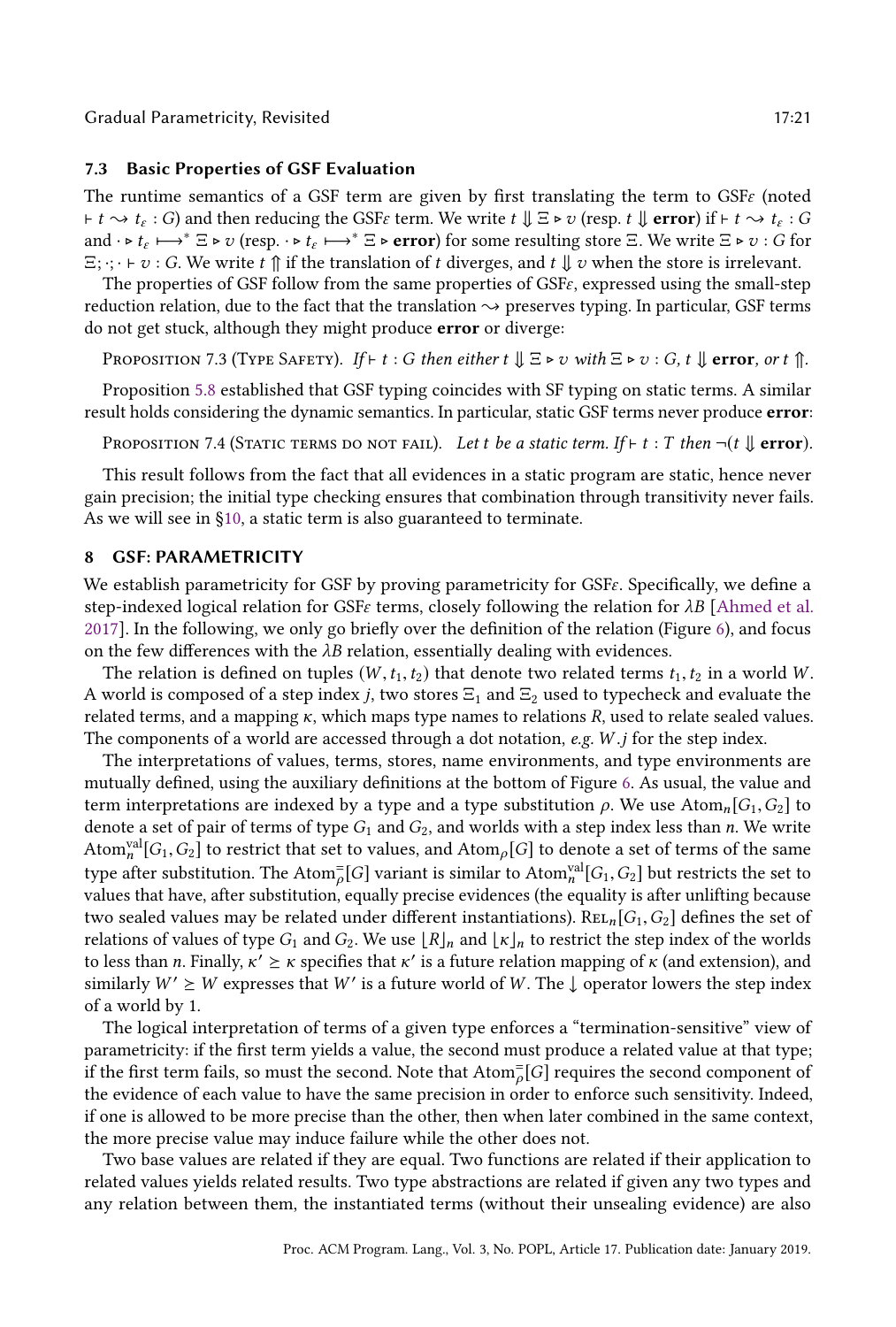### 7.3 Basic Properties of GSF Evaluation

The runtime semantics of a GSF term are given by first translating the term to GSF$\varepsilon$ (noted $\vdash t \rightsquigarrow t_\varepsilon : G$) and then reducing the GSF$\varepsilon$ term. We write $t \Downarrow \Xi \triangleright v$ (resp. $t \Downarrow \textbf{error}$) if $\vdash t \rightsquigarrow t_\varepsilon : G$ and $\cdot \triangleright t_\varepsilon \longmapsto^* \Xi \triangleright v$ (resp. $\cdot \triangleright t_\varepsilon \longmapsto^* \Xi \triangleright \textbf{error}$) for some resulting store $\Xi$. We write $\Xi \triangleright v : G$ for $\Xi; \cdot; \cdot \vdash v : G$. We write $t \Uparrow$ if the translation of $t$ diverges, and $t \Downarrow v$ when the store is irrelevant.

The properties of GSF follow from the same properties of GSF$\varepsilon$, expressed using the small-step reduction relation, due to the fact that the translation $\rightsquigarrow$ preserves typing. In particular, GSF terms do not get stuck, although they might produce **error** or diverge:

Proposition 7.3 (Type Safety). *If* $\vdash t : G$ *then either* $t \Downarrow \Xi \triangleright v$ *with* $\Xi \triangleright v : G$, $t \Downarrow \textbf{error}$, *or* $t \Uparrow$.

Proposition 5.8 established that GSF typing coincides with SF typing on static terms. A similar result holds considering the dynamic semantics. In particular, static GSF terms never produce **error**:

Proposition 7.4 (Static terms do not fail). *Let t be a static term. If* $\vdash t : T$ *then* $\neg(t \Downarrow \textbf{error})$.

This result follows from the fact that all evidences in a static program are static, hence never gain precision; the initial type checking ensures that combination through transitivity never fails. As we will see in §10, a static term is also guaranteed to terminate.

## 8 GSF: PARAMETRICITY

We establish parametricity for GSF by proving parametricity for GSF$\varepsilon$. Specifically, we define a step-indexed logical relation for GSF$\varepsilon$ terms, closely following the relation for $\lambda B$ [Ahmed et al. 2017]. In the following, we only go briefly over the definition of the relation (Figure 6), and focus on the few differences with the $\lambda B$ relation, essentially dealing with evidences.

The relation is defined on tuples $(W, t_1, t_2)$ that denote two related terms $t_1, t_2$ in a world $W$. A world is composed of a step index $j$, two stores $\Xi_1$ and $\Xi_2$ used to typecheck and evaluate the related terms, and a mapping $\kappa$, which maps type names to relations $R$, used to relate sealed values. The components of a world are accessed through a dot notation, *e.g.* $W.j$ for the step index.

The interpretations of values, terms, stores, name environments, and type environments are mutually defined, using the auxiliary definitions at the bottom of Figure 6. As usual, the value and term interpretations are indexed by a type and a type substitution $\rho$. We use $\text{Atom}_n[G_1, G_2]$ to denote a set of pair of terms of type $G_1$ and $G_2$, and worlds with a step index less than $n$. We write $\text{Atom}^{\text{val}}_n[G_1, G_2]$ to restrict that set to values, and $\text{Atom}_\rho[G]$ to denote a set of terms of the same type after substitution. The $\text{Atom}^{=}_\rho[G]$ variant is similar to $\text{Atom}^{\text{val}}_n[G_1, G_2]$ but restricts the set to values that have, after substitution, equally precise evidences (the equality is after unlifting because two sealed values may be related under different instantiations). $\text{Rel}_n[G_1, G_2]$ defines the set of relations of values of type $G_1$ and $G_2$. We use $\lfloor R \rfloor_n$ and $\lfloor \kappa \rfloor_n$ to restrict the step index of the worlds to less than $n$. Finally, $\kappa' \geq \kappa$ specifies that $\kappa'$ is a future relation mapping of $\kappa$ (and extension), and similarly $W' \geq W$ expresses that $W'$ is a future world of $W$. The $\downarrow$ operator lowers the step index of a world by 1.

The logical interpretation of terms of a given type enforces a "termination-sensitive" view of parametricity: if the first term yields a value, the second must produce a related value at that type; if the first term fails, so must the second. Note that $\text{Atom}^{=}_\rho[G]$ requires the second component of the evidence of each value to have the same precision in order to enforce such sensitivity. Indeed, if one is allowed to be more precise than the other, then when later combined in the same context, the more precise value may induce failure while the other does not.

Two base values are related if they are equal. Two functions are related if their application to related values yields related results. Two type abstractions are related if given any two types and any relation between them, the instantiated terms (without their unsealing evidence) are also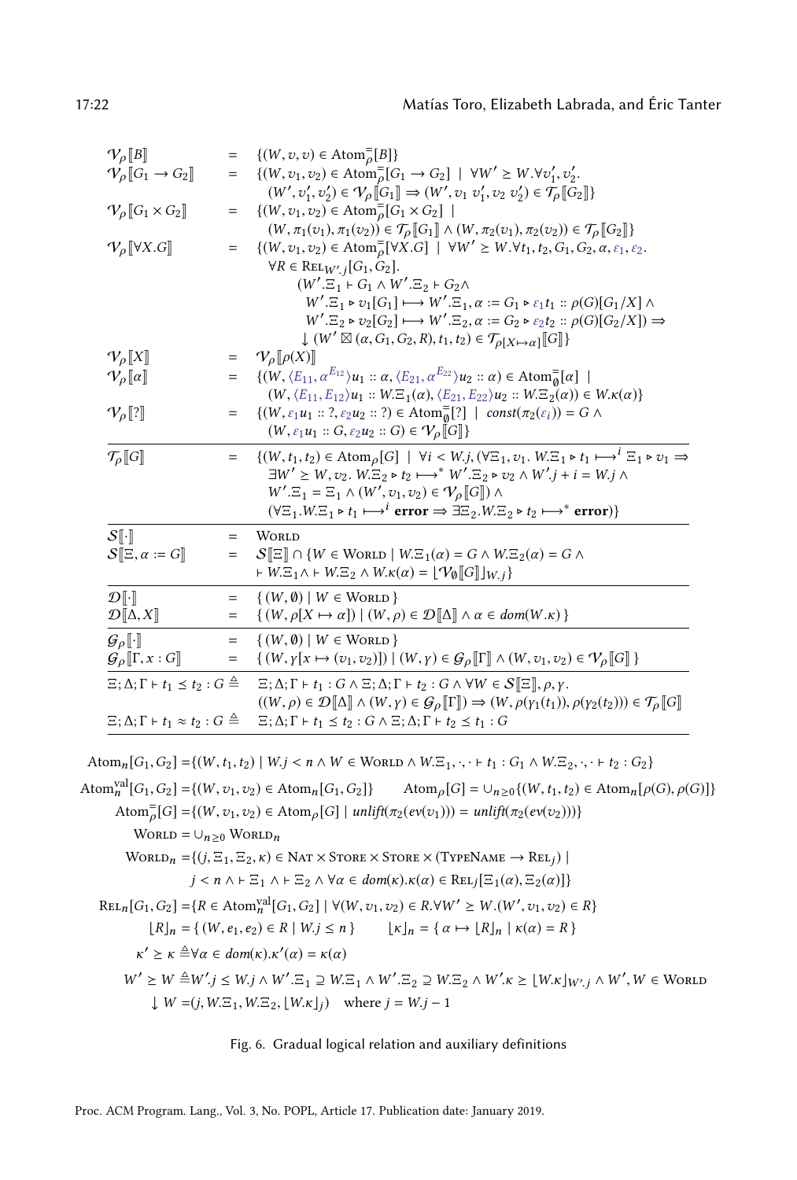$$
\begin{array}{lcl}
\mathcal{V}_\rho[\![B]\!] & = & \{(W, v, v) \in \text{Atom}^{=}_\rho[B]\} \\
\mathcal{V}_\rho[\![G_1 \to G_2]\!] & = & \{(W, v_1, v_2) \in \text{Atom}^{=}_\rho[G_1 \to G_2] \mid \forall W' \geq W. \forall v'_1, v'_2. \\
& & \quad (W', v'_1, v'_2) \in \mathcal{V}_\rho[\![G_1]\!] \Rightarrow (W', v_1\ v'_1, v_2\ v'_2) \in \mathcal{T}_\rho[\![G_2]\!]\} \\
\mathcal{V}_\rho[\![G_1 \times G_2]\!] & = & \{(W, v_1, v_2) \in \text{Atom}^{=}_\rho[G_1 \times G_2] \mid \\
& & \quad (W, \pi_1(v_1), \pi_1(v_2)) \in \mathcal{T}_\rho[\![G_1]\!] \wedge (W, \pi_2(v_1), \pi_2(v_2)) \in \mathcal{T}_\rho[\![G_2]\!]\} \\
\mathcal{V}_\rho[\![\forall X.G]\!] & = & \{(W, v_1, v_2) \in \text{Atom}^{=}_\rho[\forall X.G] \mid \forall W' \geq W. \forall t_1, t_2, G_1, G_2, \alpha, \varepsilon_1, \varepsilon_2. \\
& & \quad \forall R \in \text{Rel}_{W'.j}[G_1, G_2]. \\
& & \quad\quad (W'.\Xi_1 \vdash G_1 \wedge W'.\Xi_2 \vdash G_2 \wedge \\
& & \quad\quad\ W'.\Xi_1 \triangleright v_1[G_1] \longmapsto W'.\Xi_1, \alpha := G_1 \triangleright \varepsilon_1 t_1 :: \rho(G)[G_1/X] \wedge \\
& & \quad\quad\ W'.\Xi_2 \triangleright v_2[G_2] \longmapsto W'.\Xi_2, \alpha := G_2 \triangleright \varepsilon_2 t_2 :: \rho(G)[G_2/X]) \Rightarrow \\
& & \quad\quad \downarrow (W' \boxtimes (\alpha, G_1, G_2, R), t_1, t_2) \in \mathcal{T}_{\rho[X \mapsto \alpha]}[\![G]\!]\} \\
\mathcal{V}_\rho[\![X]\!] & = & \mathcal{V}_\rho[\![\rho(X)]\!] \\
\mathcal{V}_\rho[\![\alpha]\!] & = & \{(W, \langle E_{11}, \alpha^{E_{12}}\rangle u_1 :: \alpha, \langle E_{21}, \alpha^{E_{22}}\rangle u_2 :: \alpha) \in \text{Atom}^{=}_\emptyset[\alpha] \mid \\
& & \quad (W, \langle E_{11}, E_{12}\rangle u_1 :: W.\Xi_1(\alpha), \langle E_{21}, E_{22}\rangle u_2 :: W.\Xi_2(\alpha)) \in W.\kappa(\alpha)\} \\
\mathcal{V}_\rho[\![?]\!] & = & \{(W, \varepsilon_1 u_1 :: ?, \varepsilon_2 u_2 :: ?) \in \text{Atom}^{=}_\rho[?] \mid \mathit{const}(\pi_2(\varepsilon_i)) = G \wedge \\
& & \quad (W, \varepsilon_1 u_1 :: G, \varepsilon_2 u_2 :: G) \in \mathcal{V}_\rho[\![G]\!]\} \\
\hline
\mathcal{T}_\rho[\![G]\!] & = & \{(W, t_1, t_2) \in \text{Atom}_\rho[G] \mid \forall i < W.j, (\forall \Xi_1, v_1.\ W.\Xi_1 \triangleright t_1 \longmapsto^i \Xi_1 \triangleright v_1 \Rightarrow \\
& & \quad \exists W' \geq W, v_2.\ W.\Xi_2 \triangleright t_2 \longmapsto^* W'.\Xi_2 \triangleright v_2 \wedge W'.j + i = W.j \wedge \\
& & \quad W'.\Xi_1 = \Xi_1 \wedge (W', v_1, v_2) \in \mathcal{V}_\rho[\![G]\!]) \wedge \\
& & \quad (\forall \Xi_1.W.\Xi_1 \triangleright t_1 \longmapsto^i \textbf{error} \Rightarrow \exists \Xi_2.W.\Xi_2 \triangleright t_2 \longmapsto^* \textbf{error})\} \\
\hline
\mathcal{S}[\![\cdot]\!] & = & \text{World} \\
\mathcal{S}[\![\Xi, \alpha := G]\!] & = & \mathcal{S}[\![\Xi]\!] \cap \{W \in \text{World} \mid W.\Xi_1(\alpha) = G \wedge W.\Xi_2(\alpha) = G \wedge \\
& & \quad \vdash W.\Xi_1 \wedge \vdash W.\Xi_2 \wedge W.\kappa(\alpha) = \lfloor \mathcal{V}_\emptyset[\![G]\!] \rfloor_{W.j}\} \\
\hline
\mathcal{D}[\![\cdot]\!] & = & \{ (W, \emptyset) \mid W \in \text{World} \} \\
\mathcal{D}[\![\Delta, X]\!] & = & \{ (W, \rho[X \mapsto \alpha]) \mid (W, \rho) \in \mathcal{D}[\![\Delta]\!] \wedge \alpha \in \mathit{dom}(W.\kappa) \} \\
\hline
\mathcal{G}_\rho[\![\cdot]\!] & = & \{ (W, \emptyset) \mid W \in \text{World} \} \\
\mathcal{G}_\rho[\![\Gamma, x : G]\!] & = & \{ (W, \gamma[x \mapsto (v_1, v_2)]) \mid (W, \gamma) \in \mathcal{G}_\rho[\![\Gamma]\!] \wedge (W, v_1, v_2) \in \mathcal{V}_\rho[\![G]\!] \} \\
\hline
\Xi; \Delta; \Gamma \vdash t_1 \preceq t_2 : G \triangleq & & \Xi; \Delta; \Gamma \vdash t_1 : G \wedge \Xi; \Delta; \Gamma \vdash t_2 : G \wedge \forall W \in \mathcal{S}[\![\Xi]\!], \rho, \gamma. \\
& & \quad ((W, \rho) \in \mathcal{D}[\![\Delta]\!] \wedge (W, \gamma) \in \mathcal{G}_\rho[\![\Gamma]\!]) \Rightarrow (W, \rho(\gamma_1(t_1)), \rho(\gamma_2(t_2))) \in \mathcal{T}_\rho[\![G]\!] \\
\Xi; \Delta; \Gamma \vdash t_1 \approx t_2 : G \triangleq & & \Xi; \Delta; \Gamma \vdash t_1 \preceq t_2 : G \wedge \Xi; \Delta; \Gamma \vdash t_2 \preceq t_1 : G
\end{array}
$$

$$
\begin{array}{rl}
\text{Atom}_n[G_1, G_2] = & \{(W, t_1, t_2) \mid W.j < n \wedge W \in \text{World} \wedge W.\Xi_1, \cdot, \cdot \vdash t_1 : G_1 \wedge W.\Xi_2, \cdot, \cdot \vdash t_2 : G_2\} \\
\text{Atom}^{\text{val}}_n[G_1, G_2] = & \{(W, v_1, v_2) \in \text{Atom}_n[G_1, G_2]\} \qquad \text{Atom}_\rho[G] = \cup_{n \geq 0}\{(W, t_1, t_2) \in \text{Atom}_n[\rho(G), \rho(G)]\} \\
\text{Atom}^{=}_\rho[G] = & \{(W, v_1, v_2) \in \text{Atom}_\rho[G] \mid \mathit{unlift}(\pi_2(\mathit{ev}(v_1))) = \mathit{unlift}(\pi_2(\mathit{ev}(v_2)))\} \\
\text{World} = & \cup_{n \geq 0} \text{World}_n \\
\text{World}_n = & \{(j, \Xi_1, \Xi_2, \kappa) \in \text{Nat} \times \text{Store} \times \text{Store} \times (\text{TypeName} \to \text{Rel}_j) \mid \\
& \quad j < n \wedge \vdash \Xi_1 \wedge \vdash \Xi_2 \wedge \forall \alpha \in \mathit{dom}(\kappa).\kappa(\alpha) \in \text{Rel}_j[\Xi_1(\alpha), \Xi_2(\alpha)]\} \\
\text{Rel}_n[G_1, G_2] = & \{R \in \text{Atom}^{\text{val}}_n[G_1, G_2] \mid \forall (W, v_1, v_2) \in R. \forall W' \geq W. (W', v_1, v_2) \in R\} \\
\lfloor R \rfloor_n = & \{ (W, e_1, e_2) \in R \mid W.j \leq n \} \qquad \lfloor \kappa \rfloor_n = \{ \alpha \mapsto \lfloor R \rfloor_n \mid \kappa(\alpha) = R \} \\
\kappa' \geq \kappa \triangleq & \forall \alpha \in \mathit{dom}(\kappa).\kappa'(\alpha) = \kappa(\alpha) \\
W' \geq W \triangleq & W'.j \leq W.j \wedge W'.\Xi_1 \supseteq W.\Xi_1 \wedge W'.\Xi_2 \supseteq W.\Xi_2 \wedge W'.\kappa \geq \lfloor W.\kappa \rfloor_{W'.j} \wedge W', W \in \text{World} \\
\downarrow W = & (j, W.\Xi_1, W.\Xi_2, \lfloor W.\kappa \rfloor_j) \quad \text{where } j = W.j - 1
\end{array}
$$

Fig. 6. Gradual logical relation and auxiliary definitions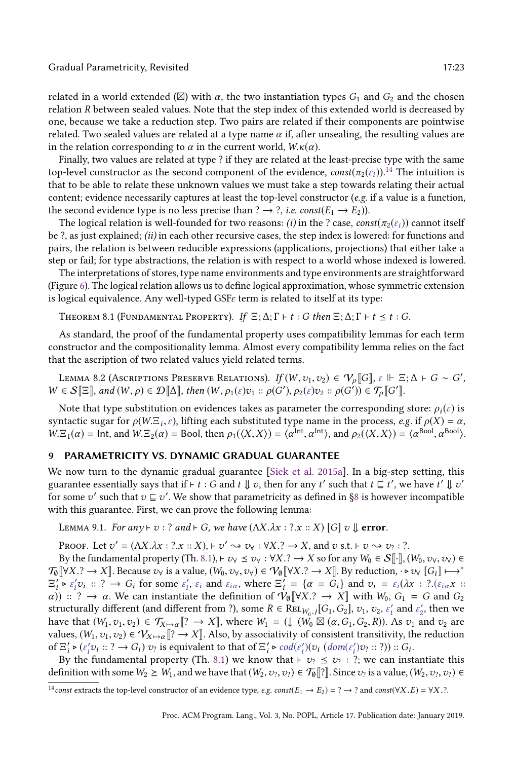related in a world extended ($\boxtimes$) with $\alpha$, the two instantiation types $G_1$ and $G_2$ and the chosen relation $R$ between sealed values. Note that the step index of this extended world is decreased by one, because we take a reduction step. Two pairs are related if their components are pointwise related. Two sealed values are related at a type name $\alpha$ if, after unsealing, the resulting values are in the relation corresponding to $\alpha$ in the current world, $W.\kappa(\alpha)$.

Finally, two values are related at type ? if they are related at the least-precise type with the same top-level constructor as the second component of the evidence, $const(\pi_2(\varepsilon_i))$.[14] The intuition is that to be able to relate these unknown values we must take a step towards relating their actual content; evidence necessarily captures at least the top-level constructor (*e.g.* if a value is a function, the second evidence type is no less precise than $? \to ?$, *i.e.* $const(E_1 \to E_2)$).

The logical relation is well-founded for two reasons: *(i)* in the ? case, $const(\pi_2(\varepsilon_i))$ cannot itself be ?, as just explained; *(ii)* in each other recursive cases, the step index is lowered: for functions and pairs, the relation is between reducible expressions (applications, projections) that either take a step or fail; for type abstractions, the relation is with respect to a world whose indexed is lowered.

The interpretations of stores, type name environments and type environments are straightforward (Figure 6). The logical relation allows us to define logical approximation, whose symmetric extension is logical equivalence. Any well-typed GSF$\varepsilon$ term is related to itself at its type:

Theorem 8.1 (Fundamental Property). *If* $\Xi; \Delta; \Gamma \vdash t : G$ *then* $\Xi; \Delta; \Gamma \vdash t \preceq t : G$.

As standard, the proof of the fundamental property uses compatibility lemmas for each term constructor and the compositionality lemma. Almost every compatibility lemma relies on the fact that the ascription of two related values yield related terms.

Lemma 8.2 (Ascriptions Preserve Relations). *If* $(W, v_1, v_2) \in \mathcal{V}_\rho[\![G]\!]$, $\varepsilon \Vdash \Xi; \Delta \vdash G \sim G'$, $W \in \mathcal{S}[\![\Xi]\!]$, *and* $(W, \rho) \in \mathcal{D}[\![\Delta]\!]$, *then* $(W, \rho_1(\varepsilon)v_1 :: \rho(G'), \rho_2(\varepsilon)v_2 :: \rho(G')) \in \mathcal{T}_\rho[\![G']\!]$.

Note that type substitution on evidences takes as parameter the corresponding store: $\rho_i(\varepsilon)$ is syntactic sugar for $\rho(W.\Xi_i, \varepsilon)$, lifting each substituted type name in the process, *e.g.* if $\rho(X) = \alpha$, $W.\Xi_1(\alpha) = \mathsf{Int}$, and $W.\Xi_2(\alpha) = \mathsf{Bool}$, then $\rho_1(\langle X, X\rangle) = \langle \alpha^{\mathsf{Int}}, \alpha^{\mathsf{Int}}\rangle$, and $\rho_2(\langle X, X\rangle) = \langle \alpha^{\mathsf{Bool}}, \alpha^{\mathsf{Bool}}\rangle$.

## 9 PARAMETRICITY VS. DYNAMIC GRADUAL GUARANTEE

We now turn to the dynamic gradual guarantee [Siek et al. 2015a]. In a big-step setting, this guarantee essentially says that if $\vdash t : G$ and $t \Downarrow v$, then for any $t'$ such that $t \sqsubseteq t'$, we have $t' \Downarrow v'$ for some $v'$ such that $v \sqsubseteq v'$. We show that parametricity as defined in §8 is however incompatible with this guarantee. First, we can prove the following lemma:

Lemma 9.1. *For any* $\vdash v : ?$ *and* $\vdash G$, *we have* $(\Lambda X.\lambda x : ?.x :: X)\ [G]\ v \Downarrow \textbf{error}$.

Proof. Let $v' = (\Lambda X.\lambda x : ?.x :: X)$, $\vdash v' \rightsquigarrow v_\forall : \forall X.? \to X$, and $v$ s.t. $\vdash v \rightsquigarrow v_? : ?$.

By the fundamental property (Th. 8.1), $\vdash v_\forall \preceq v_\forall : \forall X.? \to X$ so for any $W_0 \in \mathcal{S}[\![\cdot]\!]$, $(W_0, v_\forall, v_\forall) \in \mathcal{T}_\emptyset[\![\forall X.? \to X]\!]$. Because $v_\forall$ is a value, $(W_0, v_\forall, v_\forall) \in \mathcal{V}_\emptyset[\![\forall X.? \to X]\!]$. By reduction, $\cdot \triangleright v_\forall\ [G_i] \longmapsto^* \Xi'_i \triangleright \varepsilon'_i v_i :: ? \to G_i$ for some $\varepsilon'_i$, $\varepsilon_i$ and $\varepsilon_{i\alpha}$, where $\Xi'_i = \{\alpha = G_i\}$ and $v_i = \varepsilon_i(\lambda x : ?.(\varepsilon_{i\alpha} x :: \alpha)) :: ? \to \alpha$. We can instantiate the definition of $\mathcal{V}_\emptyset[\![\forall X.? \to X]\!]$ with $W_0$, $G_1 = G$ and $G_2$ structurally different (and different from ?), some $R \in \mathrm{Rel}_{W_0.j}[G_1, G_2]$, $v_1$, $v_2$, $\varepsilon'_1$ and $\varepsilon'_2$, then we have that $(W_1, v_1, v_2) \in \mathcal{T}_{X \mapsto \alpha}[\![? \to X]\!]$, where $W_1 = (\downarrow (W_0 \boxtimes (\alpha, G_1, G_2, R))$. As $v_1$ and $v_2$ are values, $(W_1, v_1, v_2) \in \mathcal{V}_{X \mapsto \alpha}[\![? \to X]\!]$. Also, by associativity of consistent transitivity, the reduction of $\Xi'_i \triangleright (\varepsilon'_i v_i :: ? \to G_i)\ v_?$ is equivalent to that of $\Xi'_i \triangleright cod(\varepsilon'_i)(v_i\ (dom(\varepsilon'_i)v_? :: ?)) :: G_i$.

By the fundamental property (Th. 8.1) we know that $\vdash v_? \preceq v_? : ?$; we can instantiate this definition with some $W_2 \geq W_1$, and we have that $(W_2, v_?, v_?) \in \mathcal{T}_\emptyset[\![?]\!]$. Since $v_?$ is a value, $(W_2, v_?, v_?) \in$

[14] *const* extracts the top-level constructor of an evidence type, *e.g.* $const(E_1 \to E_2) = ? \to ?$ and $const(\forall X.E) = \forall X.?$.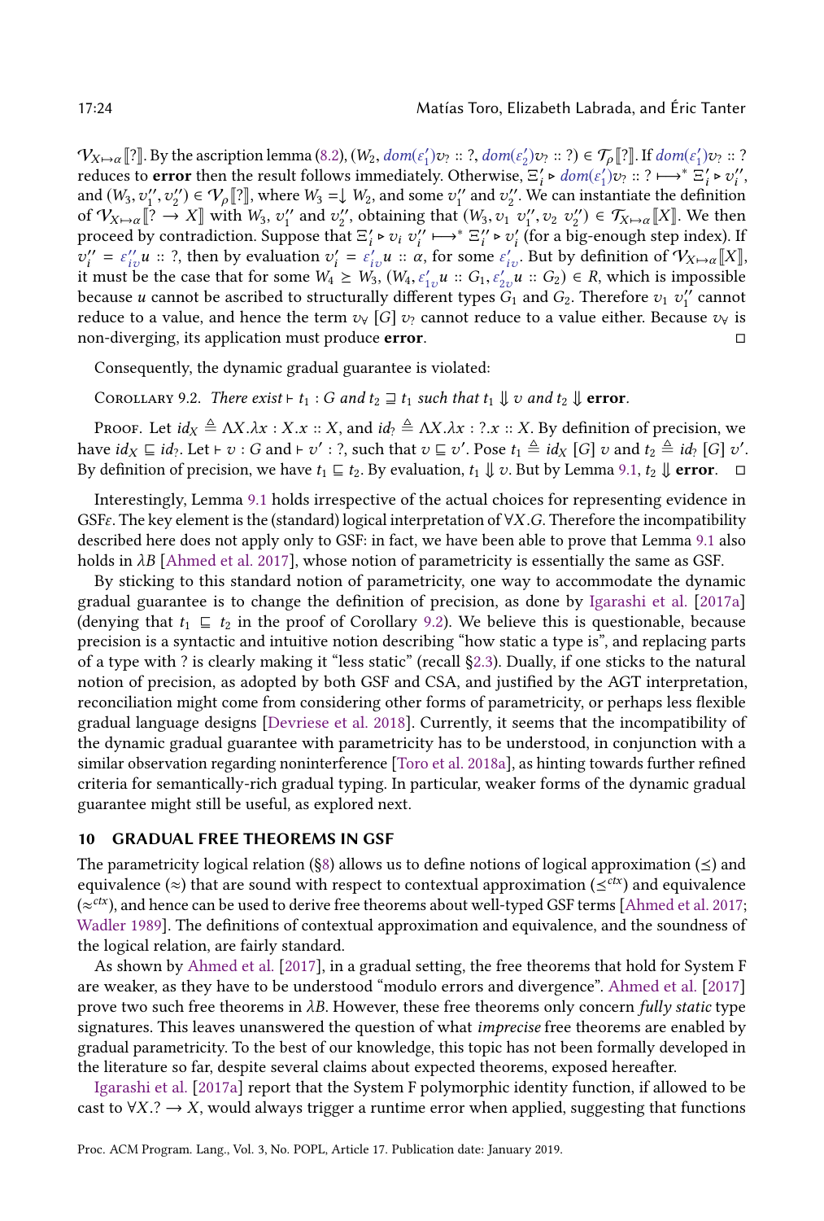$\mathcal{V}_{X\mapsto\alpha}[\![?]\!]$. By the ascription lemma (8.2), $(W_2, dom(\varepsilon_1')v_? :: ?, dom(\varepsilon_2')v_? :: ?) \in \mathcal{T}_\rho[\![?]\!]$. If $dom(\varepsilon_1')v_? :: ?$ reduces to **error** then the result follows immediately. Otherwise, $\Xi_i' \triangleright dom(\varepsilon_1')v_? :: ? \longmapsto^* \Xi_i' \triangleright v_i''$, and $(W_3, v_1'', v_2'') \in \mathcal{V}_\rho[\![?]\!]$, where $W_3 =\downarrow W_2$, and some $v_1''$ and $v_2''$. We can instantiate the definition of $\mathcal{V}_{X\mapsto\alpha}[\![? \to X]\!]$ with $W_3$, $v_1''$ and $v_2''$, obtaining that $(W_3, v_1\ v_1'', v_2\ v_2'') \in \mathcal{T}_{X\mapsto\alpha}[\![X]\!]$. We then proceed by contradiction. Suppose that $\Xi_i' \triangleright v_i\ v_i'' \longmapsto^* \Xi_i'' \triangleright v_i'$ (for a big-enough step index). If $v_i'' = \varepsilon_{iv}''u :: ?$, then by evaluation $v_i' = \varepsilon_{iv}'u :: \alpha$, for some $\varepsilon_{iv}'$. But by definition of $\mathcal{V}_{X\mapsto\alpha}[\![X]\!]$, it must be the case that for some $W_4 \geq W_3$, $(W_4, \varepsilon_{1v}'u :: G_1, \varepsilon_{2v}'u :: G_2) \in R$, which is impossible because $u$ cannot be ascribed to structurally different types $G_1$ and $G_2$. Therefore $v_1\ v_1''$ cannot reduce to a value, and hence the term $v_\forall\ [G]\ v_?$ cannot reduce to a value either. Because $v_\forall$ is non-diverging, its application must produce **error**. □

Consequently, the dynamic gradual guarantee is violated:

Corollary 9.2. *There exist* $\vdash t_1 : G$ *and* $t_2 \sqsupseteq t_1$ *such that* $t_1 \Downarrow v$ *and* $t_2 \Downarrow$ **error**.

Proof. Let $id_X \triangleq \Lambda X.\lambda x : X.x :: X$, and $id_? \triangleq \Lambda X.\lambda x : ?.x :: X$. By definition of precision, we have $id_X \sqsubseteq id_?$. Let $\vdash v : G$ and $\vdash v' : ?$, such that $v \sqsubseteq v'$. Pose $t_1 \triangleq id_X\ [G]\ v$ and $t_2 \triangleq id_?\ [G]\ v'$. By definition of precision, we have $t_1 \sqsubseteq t_2$. By evaluation, $t_1 \Downarrow v$. But by Lemma 9.1, $t_2 \Downarrow$ **error**. □

Interestingly, Lemma 9.1 holds irrespective of the actual choices for representing evidence in GSF$\varepsilon$. The key element is the (standard) logical interpretation of $\forall X.G$. Therefore the incompatibility described here does not apply only to GSF: in fact, we have been able to prove that Lemma 9.1 also holds in $\lambda B$ [Ahmed et al. 2017], whose notion of parametricity is essentially the same as GSF.

By sticking to this standard notion of parametricity, one way to accommodate the dynamic gradual guarantee is to change the definition of precision, as done by Igarashi et al. [2017a] (denying that $t_1 \sqsubseteq t_2$ in the proof of Corollary 9.2). We believe this is questionable, because precision is a syntactic and intuitive notion describing "how static a type is", and replacing parts of a type with ? is clearly making it "less static" (recall §2.3). Dually, if one sticks to the natural notion of precision, as adopted by both GSF and CSA, and justified by the AGT interpretation, reconciliation might come from considering other forms of parametricity, or perhaps less flexible gradual language designs [Devriese et al. 2018]. Currently, it seems that the incompatibility of the dynamic gradual guarantee with parametricity has to be understood, in conjunction with a similar observation regarding noninterference [Toro et al. 2018a], as hinting towards further refined criteria for semantically-rich gradual typing. In particular, weaker forms of the dynamic gradual guarantee might still be useful, as explored next.

## 10 GRADUAL FREE THEOREMS IN GSF

The parametricity logical relation (§8) allows us to define notions of logical approximation ($\preceq$) and equivalence ($\approx$) that are sound with respect to contextual approximation ($\preceq^{ctx}$) and equivalence ($\approx^{ctx}$), and hence can be used to derive free theorems about well-typed GSF terms [Ahmed et al. 2017; Wadler 1989]. The definitions of contextual approximation and equivalence, and the soundness of the logical relation, are fairly standard.

As shown by Ahmed et al. [2017], in a gradual setting, the free theorems that hold for System F are weaker, as they have to be understood "modulo errors and divergence". Ahmed et al. [2017] prove two such free theorems in $\lambda B$. However, these free theorems only concern *fully static* type signatures. This leaves unanswered the question of what *imprecise* free theorems are enabled by gradual parametricity. To the best of our knowledge, this topic has not been formally developed in the literature so far, despite several claims about expected theorems, exposed hereafter.

Igarashi et al. [2017a] report that the System F polymorphic identity function, if allowed to be cast to $\forall X.? \to X$, would always trigger a runtime error when applied, suggesting that functions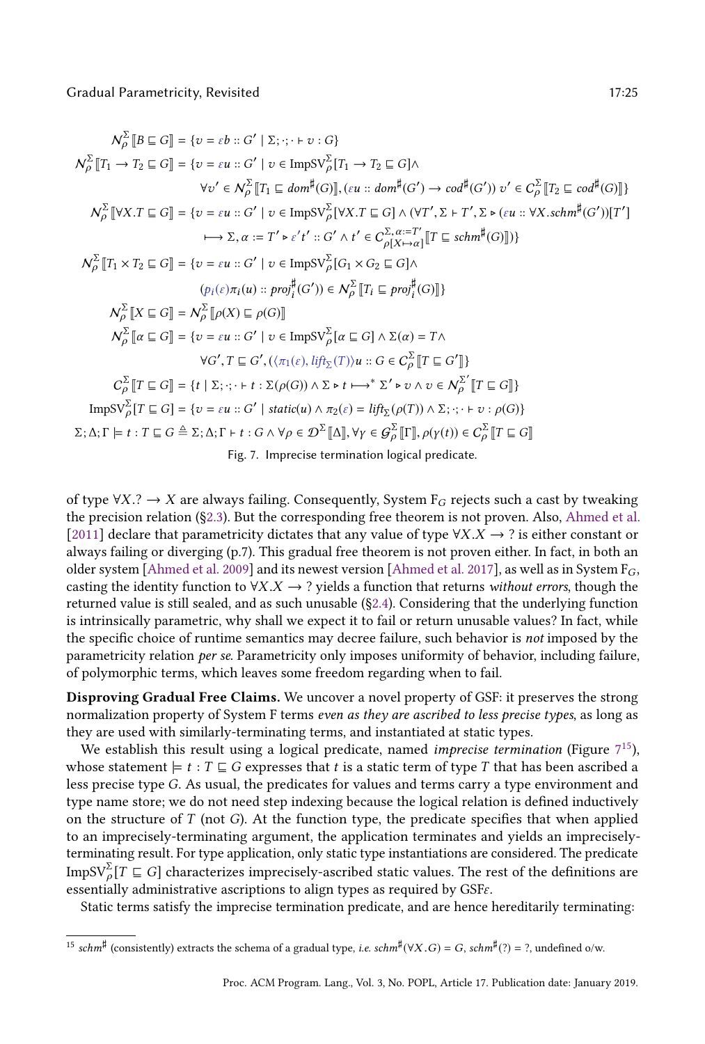$$\mathcal{N}_\rho^\Sigma[\![B \sqsubseteq G]\!] = \{v = \varepsilon b :: G' \mid \Sigma; \cdot; \cdot \vdash v : G\}$$

$$\mathcal{N}_\rho^\Sigma[\![T_1 \to T_2 \sqsubseteq G]\!] = \{v = \varepsilon u :: G' \mid v \in \text{ImpSV}_\rho^\Sigma[T_1 \to T_2 \sqsubseteq G] \wedge$$
$$\forall v' \in \mathcal{N}_\rho^\Sigma[\![T_1 \sqsubseteq dom^\sharp(G)]\!], (\varepsilon u :: dom^\sharp(G') \to cod^\sharp(G'))\, v' \in \mathcal{C}_\rho^\Sigma[\![T_2 \sqsubseteq cod^\sharp(G)]\!]\}$$

$$\mathcal{N}_\rho^\Sigma[\![\forall X.T \sqsubseteq G]\!] = \{v = \varepsilon u :: G' \mid v \in \text{ImpSV}_\rho^\Sigma[\forall X.T \sqsubseteq G] \wedge (\forall T', \Sigma \vdash T', \Sigma \triangleright (\varepsilon u :: \forall X.schm^\sharp(G'))[T']$$
$$\longmapsto \Sigma, \alpha := T' \triangleright \varepsilon' t' :: G' \wedge t' \in \mathcal{C}_{\rho[X \mapsto \alpha]}^{\Sigma, \alpha := T'}[\![T \sqsubseteq schm^\sharp(G)]\!])\}$$

$$\mathcal{N}_\rho^\Sigma[\![T_1 \times T_2 \sqsubseteq G]\!] = \{v = \varepsilon u :: G' \mid v \in \text{ImpSV}_\rho^\Sigma[G_1 \times G_2 \sqsubseteq G] \wedge$$
$$(p_i(\varepsilon)\pi_i(u) :: proj_i^\sharp(G')) \in \mathcal{N}_\rho^\Sigma[\![T_i \sqsubseteq proj_i^\sharp(G)]\!]\}$$

$$\mathcal{N}_\rho^\Sigma[\![X \sqsubseteq G]\!] = \mathcal{N}_\rho^\Sigma[\![\rho(X) \sqsubseteq \rho(G)]\!]$$

$$\mathcal{N}_\rho^\Sigma[\![\alpha \sqsubseteq G]\!] = \{v = \varepsilon u :: G' \mid v \in \text{ImpSV}_\rho^\Sigma[\alpha \sqsubseteq G] \wedge \Sigma(\alpha) = T \wedge$$
$$\forall G', T \sqsubseteq G', (\langle \pi_1(\varepsilon), lift_\Sigma(T) \rangle u :: G \in \mathcal{C}_\rho^\Sigma[\![T \sqsubseteq G']\!]\}$$

$$\mathcal{C}_\rho^\Sigma[\![T \sqsubseteq G]\!] = \{t \mid \Sigma; \cdot; \cdot \vdash t : \Sigma(\rho(G)) \wedge \Sigma \triangleright t \longmapsto^* \Sigma' \triangleright v \wedge v \in \mathcal{N}_\rho^{\Sigma'}[\![T \sqsubseteq G]\!]\}$$

$$\text{ImpSV}_\rho^\Sigma[T \sqsubseteq G] = \{v = \varepsilon u :: G' \mid static(u) \wedge \pi_2(\varepsilon) = lift_\Sigma(\rho(T)) \wedge \Sigma; \cdot; \cdot \vdash v : \rho(G)\}$$

$$\Sigma; \Delta; \Gamma \models t : T \sqsubseteq G \triangleq \Sigma; \Delta; \Gamma \vdash t : G \wedge \forall \rho \in \mathcal{D}^\Sigma[\![\Delta]\!], \forall \gamma \in \mathcal{G}_\rho^\Sigma[\![\Gamma]\!], \rho(\gamma(t)) \in \mathcal{C}_\rho^\Sigma[\![T \sqsubseteq G]\!]$$

Fig. 7. Imprecise termination logical predicate.

of type $\forall X.? \to X$ are always failing. Consequently, System $F_G$ rejects such a cast by tweaking the precision relation (§2.3). But the corresponding free theorem is not proven. Also, Ahmed et al. [2011] declare that parametricity dictates that any value of type $\forall X.X \to ?$ is either constant or always failing or diverging (p.7). This gradual free theorem is not proven either. In fact, in both an older system [Ahmed et al. 2009] and its newest version [Ahmed et al. 2017], as well as in System $F_G$, casting the identity function to $\forall X.X \to ?$ yields a function that returns *without errors*, though the returned value is still sealed, and as such unusable (§2.4). Considering that the underlying function is intrinsically parametric, why shall we expect it to fail or return unusable values? In fact, while the specific choice of runtime semantics may decree failure, such behavior is *not* imposed by the parametricity relation *per se*. Parametricity only imposes uniformity of behavior, including failure, of polymorphic terms, which leaves some freedom regarding when to fail.

**Disproving Gradual Free Claims.** We uncover a novel property of GSF: it preserves the strong normalization property of System F terms *even as they are ascribed to less precise types*, as long as they are used with similarly-terminating terms, and instantiated at static types.

We establish this result using a logical predicate, named *imprecise termination* (Figure 7[15]), whose statement $\models t : T \sqsubseteq G$ expresses that $t$ is a static term of type $T$ that has been ascribed a less precise type $G$. As usual, the predicates for values and terms carry a type environment and type name store; we do not need step indexing because the logical relation is defined inductively on the structure of $T$ (not $G$). At the function type, the predicate specifies that when applied to an imprecisely-terminating argument, the application terminates and yields an imprecisely-terminating result. For type application, only static type instantiations are considered. The predicate $\text{ImpSV}_\rho^\Sigma[T \sqsubseteq G]$ characterizes imprecisely-ascribed static values. The rest of the definitions are essentially administrative ascriptions to align types as required by GSF$\varepsilon$.

Static terms satisfy the imprecise termination predicate, and are hence hereditarily terminating:

[15] $schm^\sharp$ (consistently) extracts the schema of a gradual type, *i.e.* $schm^\sharp(\forall X.G) = G$, $schm^\sharp(?) = ?$, undefined o/w.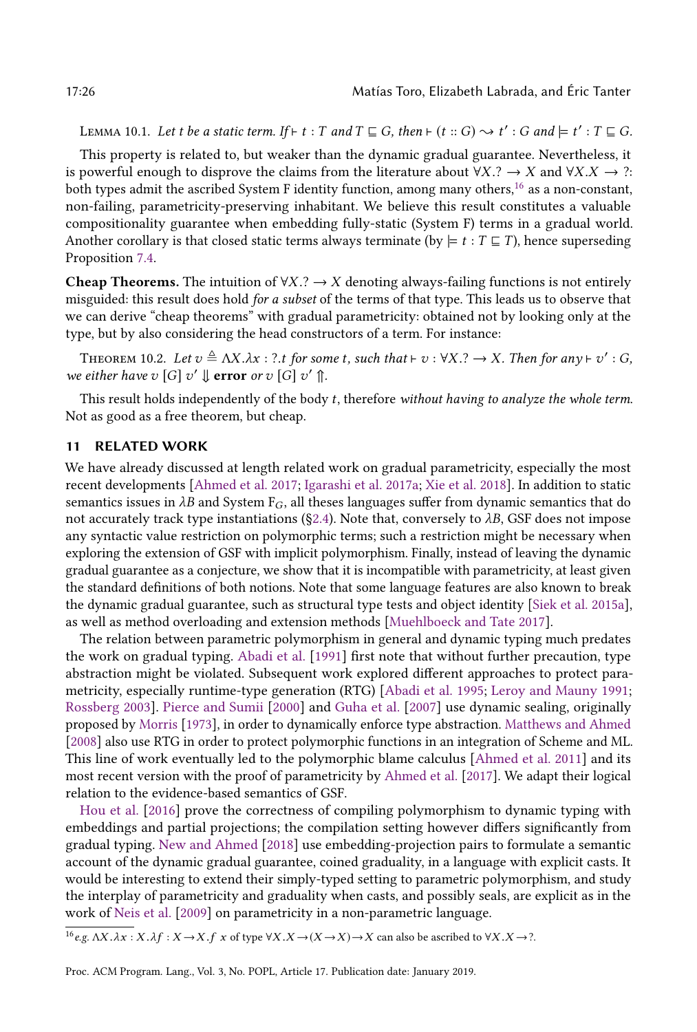Lemma 10.1. *Let $t$ be a static term. If $\vdash t : T$ and $T \sqsubseteq G$, then $\vdash (t :: G) \rightsquigarrow t' : G$ and $\models t' : T \sqsubseteq G$.*

This property is related to, but weaker than the dynamic gradual guarantee. Nevertheless, it is powerful enough to disprove the claims from the literature about $\forall X.? \rightarrow X$ and $\forall X.X \rightarrow ?$: both types admit the ascribed System F identity function, among many others,[16] as a non-constant, non-failing, parametricity-preserving inhabitant. We believe this result constitutes a valuable compositionality guarantee when embedding fully-static (System F) terms in a gradual world. Another corollary is that closed static terms always terminate (by $\models t : T \sqsubseteq T$), hence superseding Proposition 7.4.

**Cheap Theorems.** The intuition of $\forall X.? \rightarrow X$ denoting always-failing functions is not entirely misguided: this result does hold *for a subset* of the terms of that type. This leads us to observe that we can derive "cheap theorems" with gradual parametricity: obtained not by looking only at the type, but by also considering the head constructors of a term. For instance:

Theorem 10.2. *Let $v \triangleq \Lambda X.\lambda x : ?.t$ for some $t$, such that $\vdash v : \forall X.? \rightarrow X$. Then for any $\vdash v' : G$, we either have $v\ [G]\ v' \Downarrow$ **error** or $v\ [G]\ v' \Uparrow$.*

This result holds independently of the body $t$, therefore *without having to analyze the whole term*. Not as good as a free theorem, but cheap.

## 11 RELATED WORK

We have already discussed at length related work on gradual parametricity, especially the most recent developments [Ahmed et al. 2017; Igarashi et al. 2017a; Xie et al. 2018]. In addition to static semantics issues in $\lambda B$ and System $F_G$, all theses languages suffer from dynamic semantics that do not accurately track type instantiations (§2.4). Note that, conversely to $\lambda B$, GSF does not impose any syntactic value restriction on polymorphic terms; such a restriction might be necessary when exploring the extension of GSF with implicit polymorphism. Finally, instead of leaving the dynamic gradual guarantee as a conjecture, we show that it is incompatible with parametricity, at least given the standard definitions of both notions. Note that some language features are also known to break the dynamic gradual guarantee, such as structural type tests and object identity [Siek et al. 2015a], as well as method overloading and extension methods [Muehlboeck and Tate 2017].

The relation between parametric polymorphism in general and dynamic typing much predates the work on gradual typing. Abadi et al. [1991] first note that without further precaution, type abstraction might be violated. Subsequent work explored different approaches to protect parametricity, especially runtime-type generation (RTG) [Abadi et al. 1995; Leroy and Mauny 1991; Rossberg 2003]. Pierce and Sumii [2000] and Guha et al. [2007] use dynamic sealing, originally proposed by Morris [1973], in order to dynamically enforce type abstraction. Matthews and Ahmed [2008] also use RTG in order to protect polymorphic functions in an integration of Scheme and ML. This line of work eventually led to the polymorphic blame calculus [Ahmed et al. 2011] and its most recent version with the proof of parametricity by Ahmed et al. [2017]. We adapt their logical relation to the evidence-based semantics of GSF.

Hou et al. [2016] prove the correctness of compiling polymorphism to dynamic typing with embeddings and partial projections; the compilation setting however differs significantly from gradual typing. New and Ahmed [2018] use embedding-projection pairs to formulate a semantic account of the dynamic gradual guarantee, coined graduality, in a language with explicit casts. It would be interesting to extend their simply-typed setting to parametric polymorphism, and study the interplay of parametricity and graduality when casts, and possibly seals, are explicit as in the work of Neis et al. [2009] on parametricity in a non-parametric language.

[16] e.g. $\Lambda X.\lambda x : X.\lambda f : X \rightarrow X.f\ x$ of type $\forall X.X \rightarrow (X \rightarrow X) \rightarrow X$ can also be ascribed to $\forall X.X \rightarrow ?$.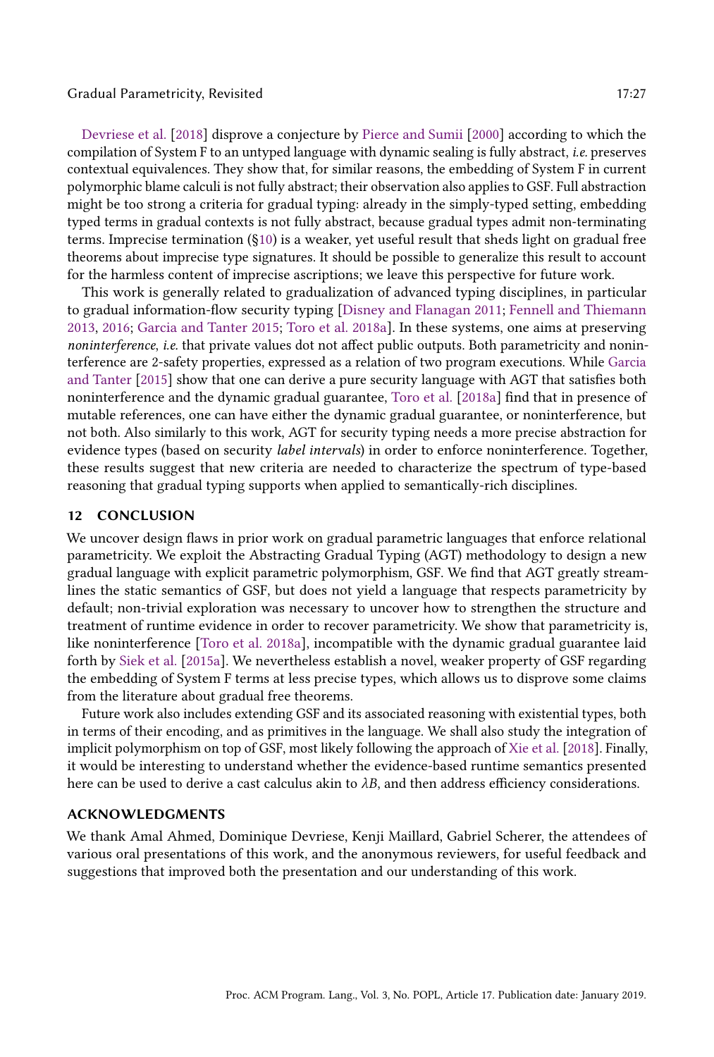Devriese et al. [2018] disprove a conjecture by Pierce and Sumii [2000] according to which the compilation of System F to an untyped language with dynamic sealing is fully abstract, *i.e.* preserves contextual equivalences. They show that, for similar reasons, the embedding of System F in current polymorphic blame calculi is not fully abstract; their observation also applies to GSF. Full abstraction might be too strong a criteria for gradual typing: already in the simply-typed setting, embedding typed terms in gradual contexts is not fully abstract, because gradual types admit non-terminating terms. Imprecise termination (§10) is a weaker, yet useful result that sheds light on gradual free theorems about imprecise type signatures. It should be possible to generalize this result to account for the harmless content of imprecise ascriptions; we leave this perspective for future work.

This work is generally related to gradualization of advanced typing disciplines, in particular to gradual information-flow security typing [Disney and Flanagan 2011; Fennell and Thiemann 2013, 2016; Garcia and Tanter 2015; Toro et al. 2018a]. In these systems, one aims at preserving *noninterference*, *i.e.* that private values dot not affect public outputs. Both parametricity and noninterference are 2-safety properties, expressed as a relation of two program executions. While Garcia and Tanter [2015] show that one can derive a pure security language with AGT that satisfies both noninterference and the dynamic gradual guarantee, Toro et al. [2018a] find that in presence of mutable references, one can have either the dynamic gradual guarantee, or noninterference, but not both. Also similarly to this work, AGT for security typing needs a more precise abstraction for evidence types (based on security *label intervals*) in order to enforce noninterference. Together, these results suggest that new criteria are needed to characterize the spectrum of type-based reasoning that gradual typing supports when applied to semantically-rich disciplines.

## 12 CONCLUSION

We uncover design flaws in prior work on gradual parametric languages that enforce relational parametricity. We exploit the Abstracting Gradual Typing (AGT) methodology to design a new gradual language with explicit parametric polymorphism, GSF. We find that AGT greatly streamlines the static semantics of GSF, but does not yield a language that respects parametricity by default; non-trivial exploration was necessary to uncover how to strengthen the structure and treatment of runtime evidence in order to recover parametricity. We show that parametricity is, like noninterference [Toro et al. 2018a], incompatible with the dynamic gradual guarantee laid forth by Siek et al. [2015a]. We nevertheless establish a novel, weaker property of GSF regarding the embedding of System F terms at less precise types, which allows us to disprove some claims from the literature about gradual free theorems.

Future work also includes extending GSF and its associated reasoning with existential types, both in terms of their encoding, and as primitives in the language. We shall also study the integration of implicit polymorphism on top of GSF, most likely following the approach of Xie et al. [2018]. Finally, it would be interesting to understand whether the evidence-based runtime semantics presented here can be used to derive a cast calculus akin to $\lambda B$, and then address efficiency considerations.

## ACKNOWLEDGMENTS

We thank Amal Ahmed, Dominique Devriese, Kenji Maillard, Gabriel Scherer, the attendees of various oral presentations of this work, and the anonymous reviewers, for useful feedback and suggestions that improved both the presentation and our understanding of this work.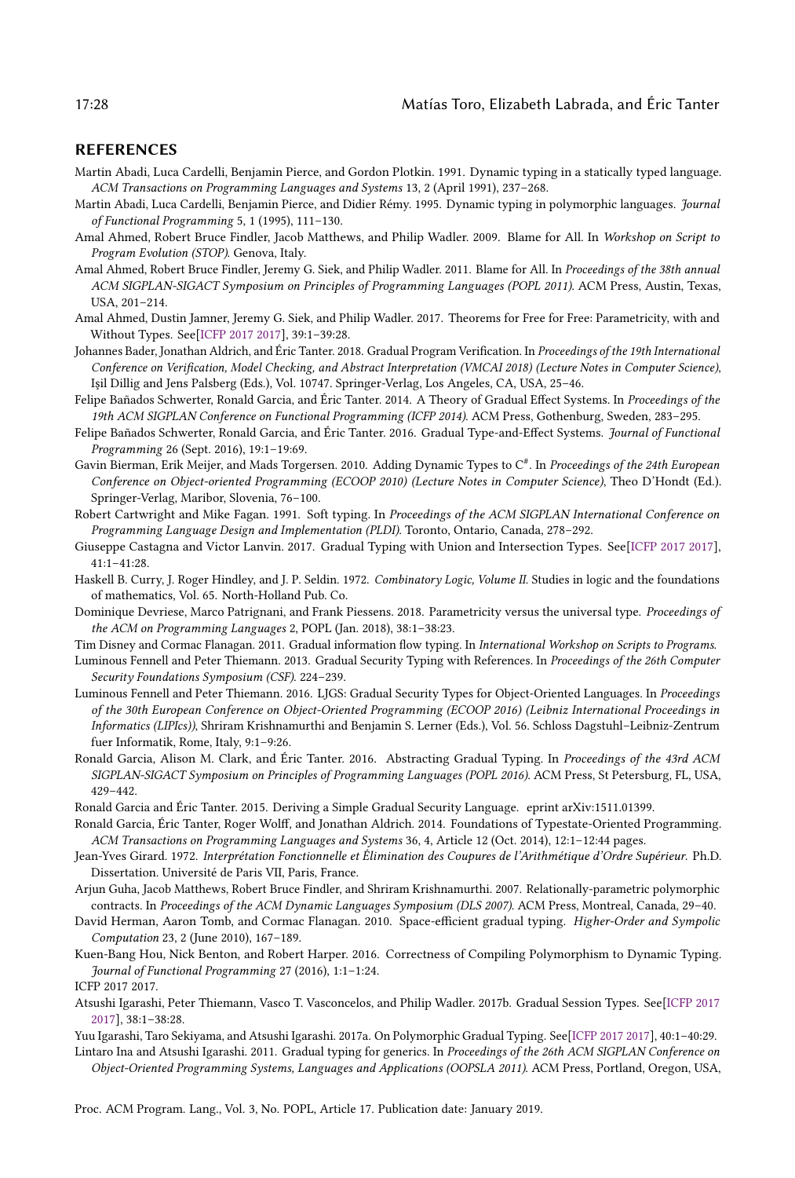## REFERENCES

Martin Abadi, Luca Cardelli, Benjamin Pierce, and Gordon Plotkin. 1991. Dynamic typing in a statically typed language. *ACM Transactions on Programming Languages and Systems* 13, 2 (April 1991), 237–268.

Martin Abadi, Luca Cardelli, Benjamin Pierce, and Didier Rémy. 1995. Dynamic typing in polymorphic languages. *Journal of Functional Programming* 5, 1 (1995), 111–130.

Amal Ahmed, Robert Bruce Findler, Jacob Matthews, and Philip Wadler. 2009. Blame for All. In *Workshop on Script to Program Evolution (STOP)*. Genova, Italy.

Amal Ahmed, Robert Bruce Findler, Jeremy G. Siek, and Philip Wadler. 2011. Blame for All. In *Proceedings of the 38th annual ACM SIGPLAN-SIGACT Symposium on Principles of Programming Languages (POPL 2011)*. ACM Press, Austin, Texas, USA, 201–214.

Amal Ahmed, Dustin Jamner, Jeremy G. Siek, and Philip Wadler. 2017. Theorems for Free for Free: Parametricity, with and Without Types. See[ICFP 2017 2017], 39:1–39:28.

Johannes Bader, Jonathan Aldrich, and Éric Tanter. 2018. Gradual Program Verification. In *Proceedings of the 19th International Conference on Verification, Model Checking, and Abstract Interpretation (VMCAI 2018) (Lecture Notes in Computer Science)*, Işil Dillig and Jens Palsberg (Eds.), Vol. 10747. Springer-Verlag, Los Angeles, CA, USA, 25–46.

Felipe Bañados Schwerter, Ronald Garcia, and Éric Tanter. 2014. A Theory of Gradual Effect Systems. In *Proceedings of the 19th ACM SIGPLAN Conference on Functional Programming (ICFP 2014)*. ACM Press, Gothenburg, Sweden, 283–295.

Felipe Bañados Schwerter, Ronald Garcia, and Éric Tanter. 2016. Gradual Type-and-Effect Systems. *Journal of Functional Programming* 26 (Sept. 2016), 19:1–19:69.

Gavin Bierman, Erik Meijer, and Mads Torgersen. 2010. Adding Dynamic Types to C#. In *Proceedings of the 24th European Conference on Object-oriented Programming (ECOOP 2010) (Lecture Notes in Computer Science)*, Theo D'Hondt (Ed.). Springer-Verlag, Maribor, Slovenia, 76–100.

Robert Cartwright and Mike Fagan. 1991. Soft typing. In *Proceedings of the ACM SIGPLAN International Conference on Programming Language Design and Implementation (PLDI)*. Toronto, Ontario, Canada, 278–292.

Giuseppe Castagna and Victor Lanvin. 2017. Gradual Typing with Union and Intersection Types. See[ICFP 2017 2017], 41:1–41:28.

Haskell B. Curry, J. Roger Hindley, and J. P. Seldin. 1972. *Combinatory Logic, Volume II*. Studies in logic and the foundations of mathematics, Vol. 65. North-Holland Pub. Co.

Dominique Devriese, Marco Patrignani, and Frank Piessens. 2018. Parametricity versus the universal type. *Proceedings of the ACM on Programming Languages* 2, POPL (Jan. 2018), 38:1–38:23.

Tim Disney and Cormac Flanagan. 2011. Gradual information flow typing. In *International Workshop on Scripts to Programs*.

Luminous Fennell and Peter Thiemann. 2013. Gradual Security Typing with References. In *Proceedings of the 26th Computer Security Foundations Symposium (CSF)*. 224–239.

Luminous Fennell and Peter Thiemann. 2016. LJGS: Gradual Security Types for Object-Oriented Languages. In *Proceedings of the 30th European Conference on Object-Oriented Programming (ECOOP 2016) (Leibniz International Proceedings in Informatics (LIPIcs))*, Shriram Krishnamurthi and Benjamin S. Lerner (Eds.), Vol. 56. Schloss Dagstuhl–Leibniz-Zentrum fuer Informatik, Rome, Italy, 9:1–9:26.

Ronald Garcia, Alison M. Clark, and Éric Tanter. 2016. Abstracting Gradual Typing. In *Proceedings of the 43rd ACM SIGPLAN-SIGACT Symposium on Principles of Programming Languages (POPL 2016)*. ACM Press, St Petersburg, FL, USA, 429–442.

Ronald Garcia and Éric Tanter. 2015. Deriving a Simple Gradual Security Language. eprint arXiv:1511.01399.

Ronald Garcia, Éric Tanter, Roger Wolff, and Jonathan Aldrich. 2014. Foundations of Typestate-Oriented Programming. *ACM Transactions on Programming Languages and Systems* 36, 4, Article 12 (Oct. 2014), 12:1–12:44 pages.

Jean-Yves Girard. 1972. *Interprétation Fonctionnelle et Élimination des Coupures de l'Arithmétique d'Ordre Supérieur*. Ph.D. Dissertation. Université de Paris VII, Paris, France.

Arjun Guha, Jacob Matthews, Robert Bruce Findler, and Shriram Krishnamurthi. 2007. Relationally-parametric polymorphic contracts. In *Proceedings of the ACM Dynamic Languages Symposium (DLS 2007)*. ACM Press, Montreal, Canada, 29–40.

David Herman, Aaron Tomb, and Cormac Flanagan. 2010. Space-efficient gradual typing. *Higher-Order and Sympolic Computation* 23, 2 (June 2010), 167–189.

Kuen-Bang Hou, Nick Benton, and Robert Harper. 2016. Correctness of Compiling Polymorphism to Dynamic Typing. *Journal of Functional Programming* 27 (2016), 1:1–1:24.

ICFP 2017 2017.

Atsushi Igarashi, Peter Thiemann, Vasco T. Vasconcelos, and Philip Wadler. 2017b. Gradual Session Types. See[ICFP 2017 2017], 38:1–38:28.

Yuu Igarashi, Taro Sekiyama, and Atsushi Igarashi. 2017a. On Polymorphic Gradual Typing. See[ICFP 2017 2017], 40:1–40:29.

Lintaro Ina and Atsushi Igarashi. 2011. Gradual typing for generics. In *Proceedings of the 26th ACM SIGPLAN Conference on Object-Oriented Programming Systems, Languages and Applications (OOPSLA 2011)*. ACM Press, Portland, Oregon, USA,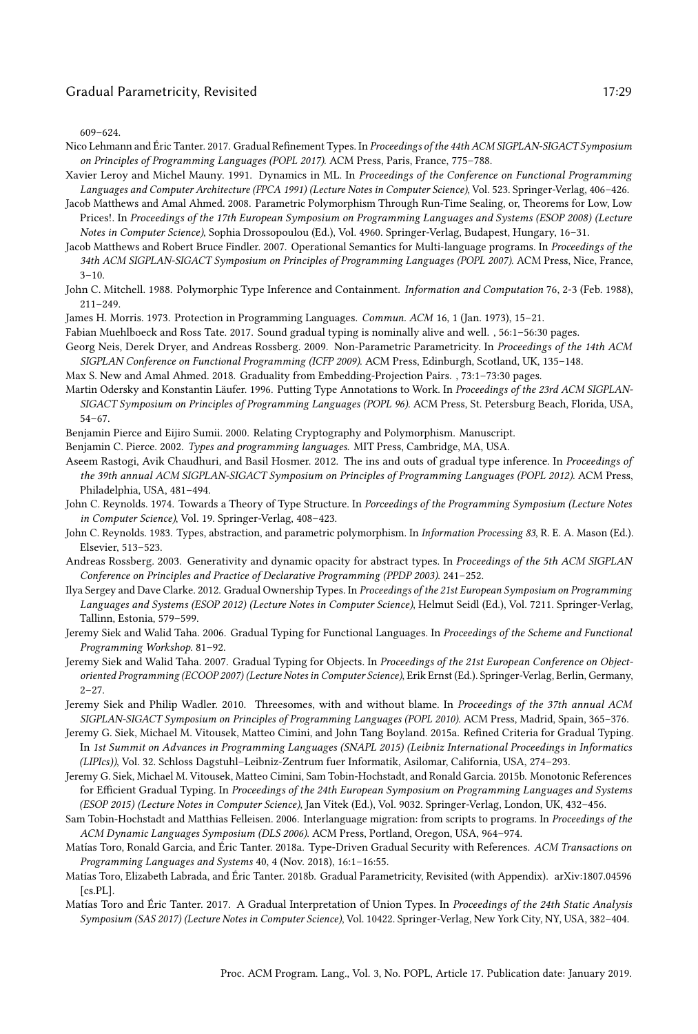609–624.

Nico Lehmann and Éric Tanter. 2017. Gradual Refinement Types. In *Proceedings of the 44th ACM SIGPLAN-SIGACT Symposium on Principles of Programming Languages (POPL 2017)*. ACM Press, Paris, France, 775–788.

Xavier Leroy and Michel Mauny. 1991. Dynamics in ML. In *Proceedings of the Conference on Functional Programming Languages and Computer Architecture (FPCA 1991) (Lecture Notes in Computer Science)*, Vol. 523. Springer-Verlag, 406–426.

Jacob Matthews and Amal Ahmed. 2008. Parametric Polymorphism Through Run-Time Sealing, or, Theorems for Low, Low Prices!. In *Proceedings of the 17th European Symposium on Programming Languages and Systems (ESOP 2008) (Lecture Notes in Computer Science)*, Sophia Drossopoulou (Ed.), Vol. 4960. Springer-Verlag, Budapest, Hungary, 16–31.

Jacob Matthews and Robert Bruce Findler. 2007. Operational Semantics for Multi-language programs. In *Proceedings of the 34th ACM SIGPLAN-SIGACT Symposium on Principles of Programming Languages (POPL 2007)*. ACM Press, Nice, France, 3–10.

John C. Mitchell. 1988. Polymorphic Type Inference and Containment. *Information and Computation* 76, 2-3 (Feb. 1988), 211–249.

James H. Morris. 1973. Protection in Programming Languages. *Commun. ACM* 16, 1 (Jan. 1973), 15–21.

Fabian Muehlboeck and Ross Tate. 2017. Sound gradual typing is nominally alive and well. , 56:1–56:30 pages.

Georg Neis, Derek Dryer, and Andreas Rossberg. 2009. Non-Parametric Parametricity. In *Proceedings of the 14th ACM SIGPLAN Conference on Functional Programming (ICFP 2009)*. ACM Press, Edinburgh, Scotland, UK, 135–148.

Max S. New and Amal Ahmed. 2018. Graduality from Embedding-Projection Pairs. , 73:1–73:30 pages.

Martin Odersky and Konstantin Läufer. 1996. Putting Type Annotations to Work. In *Proceedings of the 23rd ACM SIGPLAN-SIGACT Symposium on Principles of Programming Languages (POPL 96)*. ACM Press, St. Petersburg Beach, Florida, USA, 54–67.

Benjamin Pierce and Eijiro Sumii. 2000. Relating Cryptography and Polymorphism. Manuscript.

Benjamin C. Pierce. 2002. *Types and programming languages*. MIT Press, Cambridge, MA, USA.

Aseem Rastogi, Avik Chaudhuri, and Basil Hosmer. 2012. The ins and outs of gradual type inference. In *Proceedings of the 39th annual ACM SIGPLAN-SIGACT Symposium on Principles of Programming Languages (POPL 2012)*. ACM Press, Philadelphia, USA, 481–494.

John C. Reynolds. 1974. Towards a Theory of Type Structure. In *Porceedings of the Programming Symposium (Lecture Notes in Computer Science)*, Vol. 19. Springer-Verlag, 408–423.

John C. Reynolds. 1983. Types, abstraction, and parametric polymorphism. In *Information Processing 83*, R. E. A. Mason (Ed.). Elsevier, 513–523.

Andreas Rossberg. 2003. Generativity and dynamic opacity for abstract types. In *Proceedings of the 5th ACM SIGPLAN Conference on Principles and Practice of Declarative Programming (PPDP 2003)*. 241–252.

Ilya Sergey and Dave Clarke. 2012. Gradual Ownership Types. In *Proceedings of the 21st European Symposium on Programming Languages and Systems (ESOP 2012) (Lecture Notes in Computer Science)*, Helmut Seidl (Ed.), Vol. 7211. Springer-Verlag, Tallinn, Estonia, 579–599.

Jeremy Siek and Walid Taha. 2006. Gradual Typing for Functional Languages. In *Proceedings of the Scheme and Functional Programming Workshop*. 81–92.

Jeremy Siek and Walid Taha. 2007. Gradual Typing for Objects. In *Proceedings of the 21st European Conference on Object-oriented Programming (ECOOP 2007) (Lecture Notes in Computer Science)*, Erik Ernst (Ed.). Springer-Verlag, Berlin, Germany, 2–27.

Jeremy Siek and Philip Wadler. 2010. Threesomes, with and without blame. In *Proceedings of the 37th annual ACM SIGPLAN-SIGACT Symposium on Principles of Programming Languages (POPL 2010)*. ACM Press, Madrid, Spain, 365–376.

Jeremy G. Siek, Michael M. Vitousek, Matteo Cimini, and John Tang Boyland. 2015a. Refined Criteria for Gradual Typing. In *1st Summit on Advances in Programming Languages (SNAPL 2015) (Leibniz International Proceedings in Informatics (LIPIcs))*, Vol. 32. Schloss Dagstuhl–Leibniz-Zentrum fuer Informatik, Asilomar, California, USA, 274–293.

Jeremy G. Siek, Michael M. Vitousek, Matteo Cimini, Sam Tobin-Hochstadt, and Ronald Garcia. 2015b. Monotonic References for Efficient Gradual Typing. In *Proceedings of the 24th European Symposium on Programming Languages and Systems (ESOP 2015) (Lecture Notes in Computer Science)*, Jan Vitek (Ed.), Vol. 9032. Springer-Verlag, London, UK, 432–456.

Sam Tobin-Hochstadt and Matthias Felleisen. 2006. Interlanguage migration: from scripts to programs. In *Proceedings of the ACM Dynamic Languages Symposium (DLS 2006)*. ACM Press, Portland, Oregon, USA, 964–974.

Matías Toro, Ronald Garcia, and Éric Tanter. 2018a. Type-Driven Gradual Security with References. *ACM Transactions on Programming Languages and Systems* 40, 4 (Nov. 2018), 16:1–16:55.

Matías Toro, Elizabeth Labrada, and Éric Tanter. 2018b. Gradual Parametricity, Revisited (with Appendix). arXiv:1807.04596 [cs.PL].

Matías Toro and Éric Tanter. 2017. A Gradual Interpretation of Union Types. In *Proceedings of the 24th Static Analysis Symposium (SAS 2017) (Lecture Notes in Computer Science)*, Vol. 10422. Springer-Verlag, New York City, NY, USA, 382–404.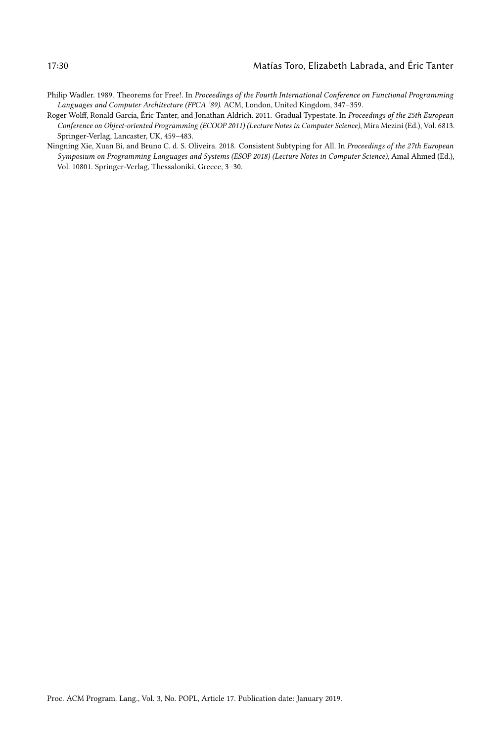Philip Wadler. 1989. Theorems for Free!. In *Proceedings of the Fourth International Conference on Functional Programming Languages and Computer Architecture (FPCA '89)*. ACM, London, United Kingdom, 347–359.

Roger Wolff, Ronald Garcia, Éric Tanter, and Jonathan Aldrich. 2011. Gradual Typestate. In *Proceedings of the 25th European Conference on Object-oriented Programming (ECOOP 2011) (Lecture Notes in Computer Science)*, Mira Mezini (Ed.), Vol. 6813. Springer-Verlag, Lancaster, UK, 459–483.

Ningning Xie, Xuan Bi, and Bruno C. d. S. Oliveira. 2018. Consistent Subtyping for All. In *Proceedings of the 27th European Symposium on Programming Languages and Systems (ESOP 2018) (Lecture Notes in Computer Science)*, Amal Ahmed (Ed.), Vol. 10801. Springer-Verlag, Thessaloniki, Greece, 3–30.